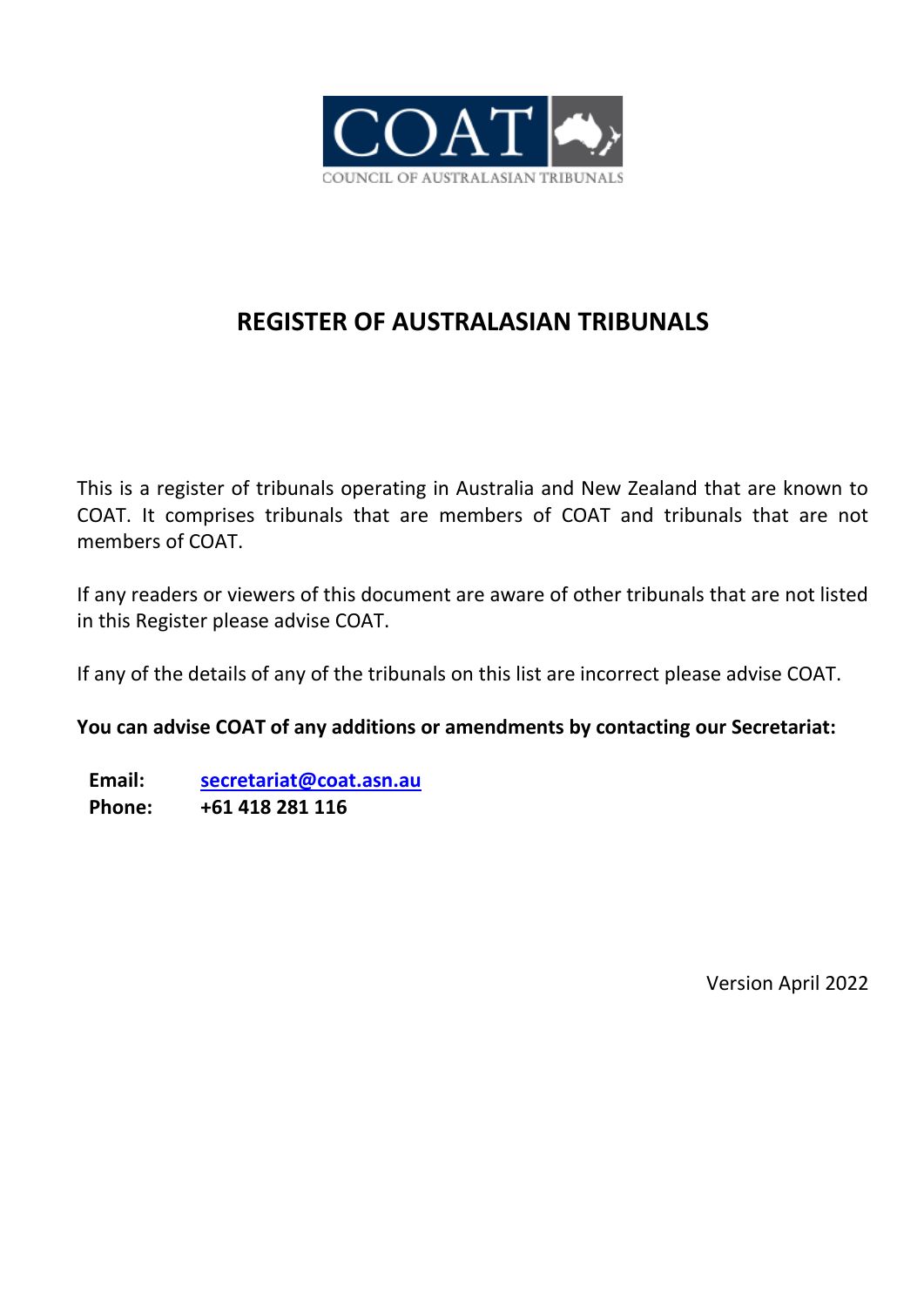COAT

COUNCIL OF AUSTRALASIAN TRIBUNALS

# REGISTER OF AUSTRALASIAN TRIBUNALS

This is a register of tribunals operating in Australia and New Zealand that are known to COAT. It comprises tribunals that are members of COAT and tribunals that are not members of COAT.

If any readers or viewers of this document are aware of other tribunals that are not listed in this Register please advise COAT.

If any of the details of any of the tribunals on this list are incorrect please advise COAT.

**You can advise COAT of any additions or amendments by contacting our Secretariat:**

**Email:** secretariat@coat.asn.au
**Phone:** **+61 418 281 116**

Version April 2022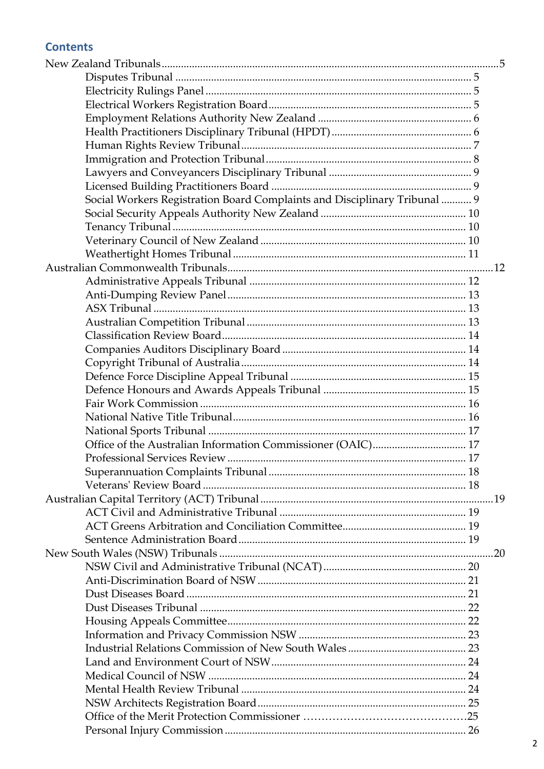## Contents

- New Zealand Tribunals ... 5
  - Disputes Tribunal ... 5
  - Electricity Rulings Panel ... 5
  - Electrical Workers Registration Board ... 5
  - Employment Relations Authority New Zealand ... 6
  - Health Practitioners Disciplinary Tribunal (HPDT) ... 6
  - Human Rights Review Tribunal ... 7
  - Immigration and Protection Tribunal ... 8
  - Lawyers and Conveyancers Disciplinary Tribunal ... 9
  - Licensed Building Practitioners Board ... 9
  - Social Workers Registration Board Complaints and Disciplinary Tribunal ... 9
  - Social Security Appeals Authority New Zealand ... 10
  - Tenancy Tribunal ... 10
  - Veterinary Council of New Zealand ... 10
  - Weathertight Homes Tribunal ... 11
- Australian Commonwealth Tribunals ... 12
  - Administrative Appeals Tribunal ... 12
  - Anti-Dumping Review Panel ... 13
  - ASX Tribunal ... 13
  - Australian Competition Tribunal ... 13
  - Classification Review Board ... 14
  - Companies Auditors Disciplinary Board ... 14
  - Copyright Tribunal of Australia ... 14
  - Defence Force Discipline Appeal Tribunal ... 15
  - Defence Honours and Awards Appeals Tribunal ... 15
  - Fair Work Commission ... 16
  - National Native Title Tribunal ... 16
  - National Sports Tribunal ... 17
  - Office of the Australian Information Commissioner (OAIC) ... 17
  - Professional Services Review ... 17
  - Superannuation Complaints Tribunal ... 18
  - Veterans' Review Board ... 18
- Australian Capital Territory (ACT) Tribunal ... 19
  - ACT Civil and Administrative Tribunal ... 19
  - ACT Greens Arbitration and Conciliation Committee ... 19
  - Sentence Administration Board ... 19
- New South Wales (NSW) Tribunals ... 20
  - NSW Civil and Administrative Tribunal (NCAT) ... 20
  - Anti-Discrimination Board of NSW ... 21
  - Dust Diseases Board ... 21
  - Dust Diseases Tribunal ... 22
  - Housing Appeals Committee ... 22
  - Information and Privacy Commission NSW ... 23
  - Industrial Relations Commission of New South Wales ... 23
  - Land and Environment Court of NSW ... 24
  - Medical Council of NSW ... 24
  - Mental Health Review Tribunal ... 24
  - NSW Architects Registration Board ... 25
  - Office of the Merit Protection Commissioner ... 25
  - Personal Injury Commission ... 26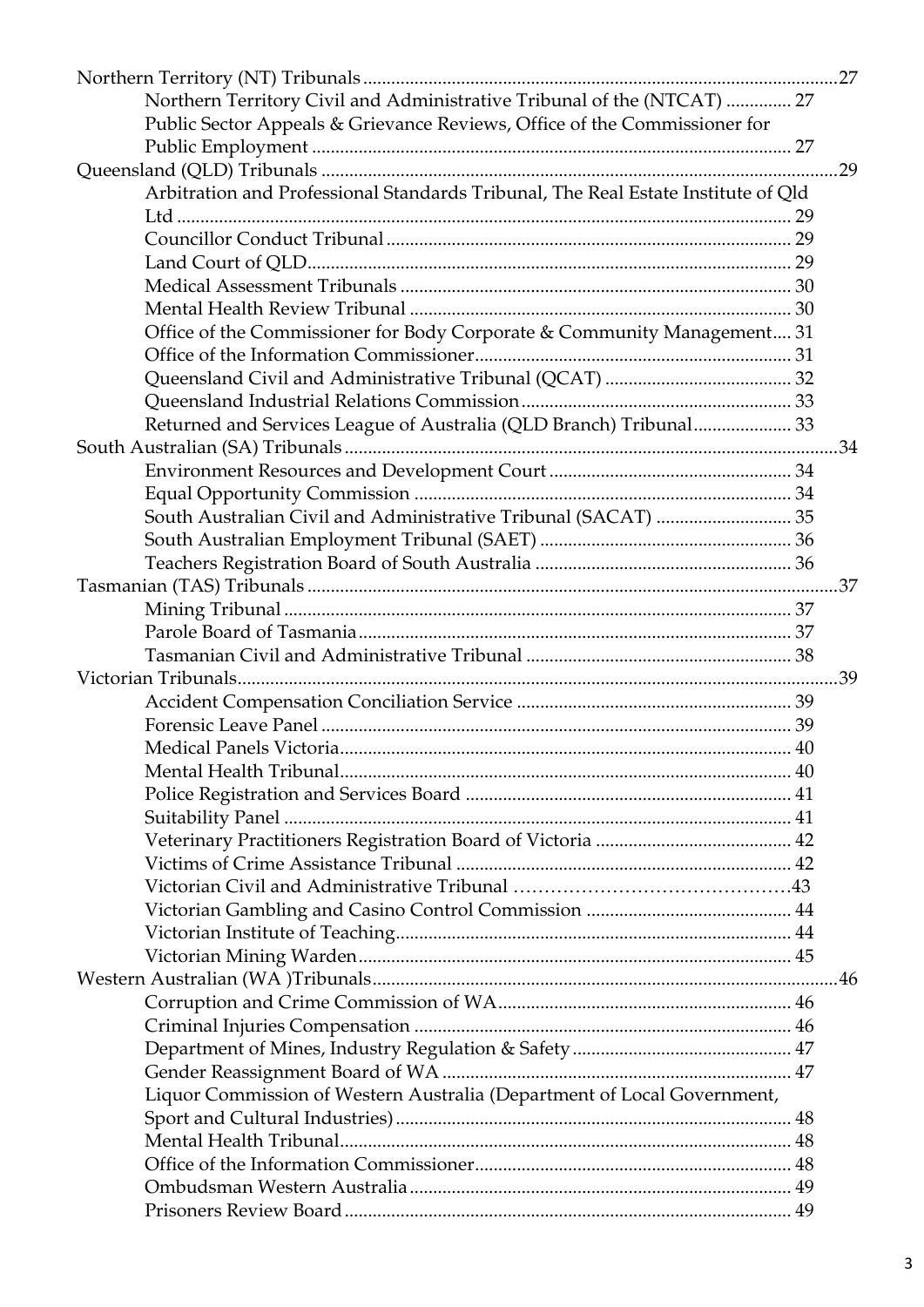Northern Territory (NT) Tribunals ..................................................................................................27

- Northern Territory Civil and Administrative Tribunal of the (NTCAT) .............. 27
- Public Sector Appeals & Grievance Reviews, Office of the Commissioner for Public Employment ...................................................................................... 27

Queensland (QLD) Tribunals ..........................................................................................................29

- Arbitration and Professional Standards Tribunal, The Real Estate Institute of Qld Ltd ................................................................................................................ 29
- Councillor Conduct Tribunal ...................................................................... 29
- Land Court of QLD....................................................................................... 29
- Medical Assessment Tribunals ................................................................... 30
- Mental Health Review Tribunal ................................................................. 30
- Office of the Commissioner for Body Corporate & Community Management.... 31
- Office of the Information Commissioner................................................... 31
- Queensland Civil and Administrative Tribunal (QCAT) ........................................ 32
- Queensland Industrial Relations Commission......................................................... 33
- Returned and Services League of Australia (QLD Branch) Tribunal..................... 33

South Australian (SA) Tribunals .....................................................................................................34

- Environment Resources and Development Court .................................................... 34
- Equal Opportunity Commission ................................................................................ 34
- South Australian Civil and Administrative Tribunal (SACAT) ............................. 35
- South Australian Employment Tribunal (SAET) ..................................................... 36
- Teachers Registration Board of South Australia ...................................................... 36

Tasmanian (TAS) Tribunals ............................................................................................................37

- Mining Tribunal ........................................................................................................... 37
- Parole Board of Tasmania ........................................................................................... 37
- Tasmanian Civil and Administrative Tribunal ......................................................... 38

Victorian Tribunals..........................................................................................................................39

- Accident Compensation Conciliation Service ........................................................... 39
- Forensic Leave Panel .................................................................................................... 39
- Medical Panels Victoria................................................................................................ 40
- Mental Health Tribunal................................................................................................ 40
- Police Registration and Services Board ..................................................................... 41
- Suitability Panel ........................................................................................................... 41
- Veterinary Practitioners Registration Board of Victoria .......................................... 42
- Victims of Crime Assistance Tribunal ....................................................................... 42
- Victorian Civil and Administrative Tribunal ……………………………………43
- Victorian Gambling and Casino Control Commission ............................................ 44
- Victorian Institute of Teaching..................................................................................... 44
- Victorian Mining Warden............................................................................................ 45

Western Australian (WA )Tribunals...............................................................................................46

- Corruption and Crime Commission of WA.............................................................. 46
- Criminal Injuries Compensation ................................................................................ 46
- Department of Mines, Industry Regulation & Safety ............................................... 47
- Gender Reassignment Board of WA .......................................................................... 47
- Liquor Commission of Western Australia (Department of Local Government, Sport and Cultural Industries).................................................................................... 48
- Mental Health Tribunal................................................................................................ 48
- Office of the Information Commissioner.................................................................... 48
- Ombudsman Western Australia ................................................................................. 49
- Prisoners Review Board ............................................................................................... 49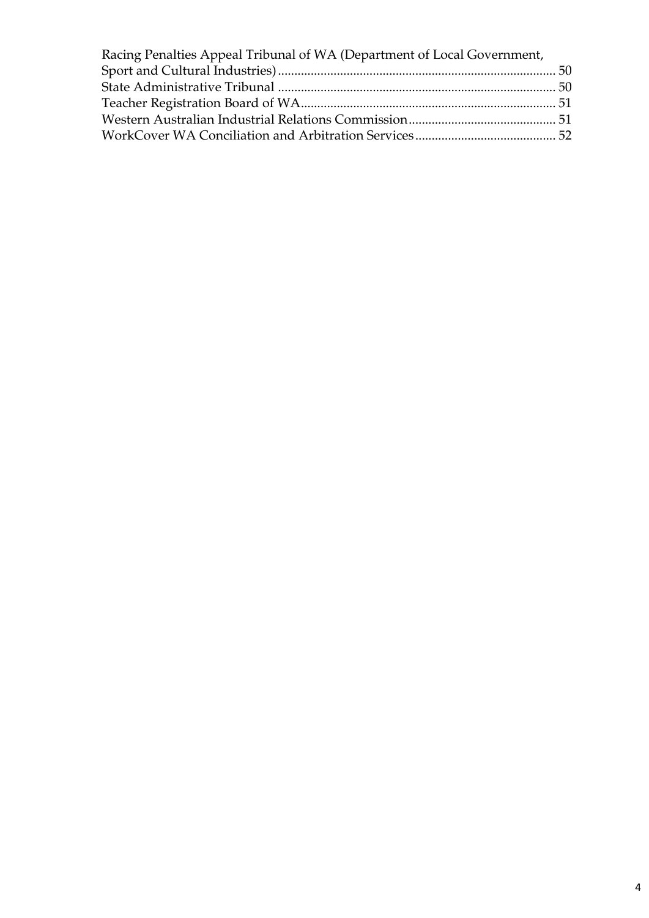Racing Penalties Appeal Tribunal of WA (Department of Local Government, Sport and Cultural Industries) .... 50
State Administrative Tribunal .... 50
Teacher Registration Board of WA .... 51
Western Australian Industrial Relations Commission .... 51
WorkCover WA Conciliation and Arbitration Services .... 52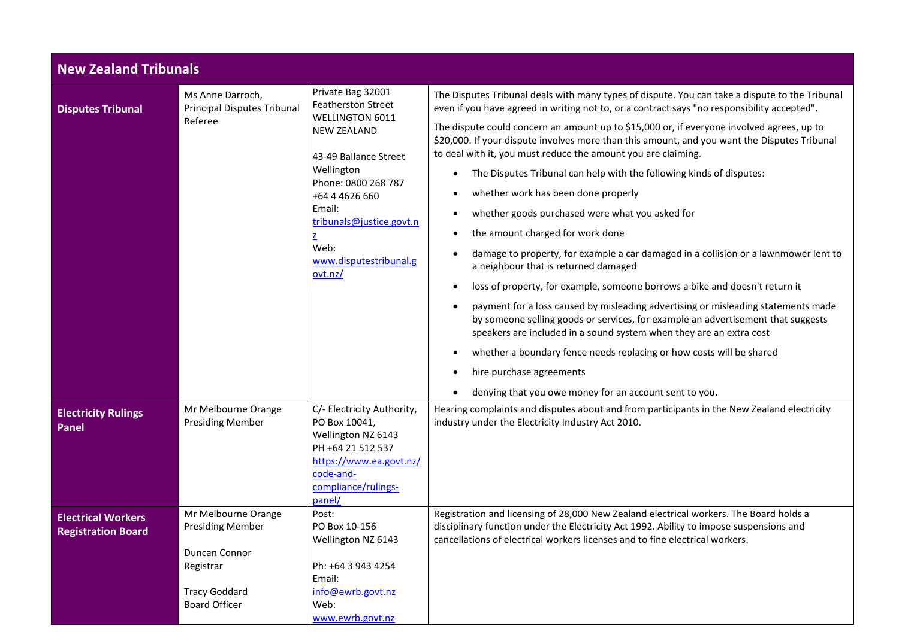| New Zealand Tribunals | | | |
|---|---|---|---|
| **Disputes Tribunal** | Ms Anne Darroch, Principal Disputes Tribunal Referee | Private Bag 32001 Featherston Street WELLINGTON 6011 NEW ZEALAND<br><br>43-49 Ballance Street Wellington<br>Phone: 0800 268 787 +64 4 4626 660<br>Email: tribunals@justice.govt.nz<br>Web: www.disputestribunal.govt.nz/ | The Disputes Tribunal deals with many types of dispute. You can take a dispute to the Tribunal even if you have agreed in writing not to, or a contract says "no responsibility accepted".<br><br>The dispute could concern an amount up to $15,000 or, if everyone involved agrees, up to $20,000. If your dispute involves more than this amount, and you want the Disputes Tribunal to deal with it, you must reduce the amount you are claiming.<br><br>• The Disputes Tribunal can help with the following kinds of disputes:<br>• whether work has been done properly<br>• whether goods purchased were what you asked for<br>• the amount charged for work done<br>• damage to property, for example a car damaged in a collision or a lawnmower lent to a neighbour that is returned damaged<br>• loss of property, for example, someone borrows a bike and doesn't return it<br>• payment for a loss caused by misleading advertising or misleading statements made by someone selling goods or services, for example an advertisement that suggests speakers are included in a sound system when they are an extra cost<br>• whether a boundary fence needs replacing or how costs will be shared<br>• hire purchase agreements<br>• denying that you owe money for an account sent to you. |
| **Electricity Rulings Panel** | Mr Melbourne Orange Presiding Member | C/- Electricity Authority, PO Box 10041, Wellington NZ 6143<br>PH +64 21 512 537<br>https://www.ea.govt.nz/code-and-compliance/rulings-panel/ | Hearing complaints and disputes about and from participants in the New Zealand electricity industry under the Electricity Industry Act 2010. |
| **Electrical Workers Registration Board** | Mr Melbourne Orange Presiding Member<br><br>Duncan Connor Registrar<br><br>Tracy Goddard Board Officer | Post: PO Box 10-156 Wellington NZ 6143<br><br>Ph: +64 3 943 4254<br>Email: info@ewrb.govt.nz<br>Web: www.ewrb.govt.nz | Registration and licensing of 28,000 New Zealand electrical workers. The Board holds a disciplinary function under the Electricity Act 1992. Ability to impose suspensions and cancellations of electrical workers licenses and to fine electrical workers. |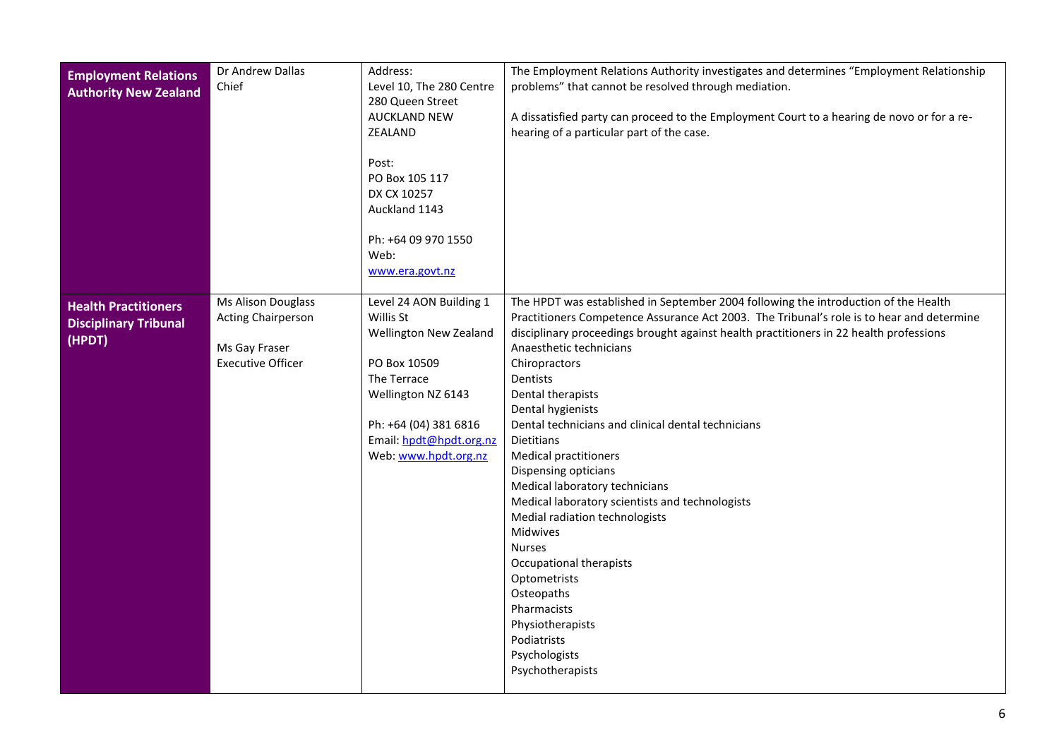| | | | |
|---|---|---|---|
| **Employment Relations Authority New Zealand** | Dr Andrew Dallas<br>Chief | Address:<br>Level 10, The 280 Centre<br>280 Queen Street<br>AUCKLAND NEW ZEALAND<br><br>Post:<br>PO Box 105 117<br>DX CX 10257<br>Auckland 1143<br><br>Ph: +64 09 970 1550<br>Web:<br>www.era.govt.nz | The Employment Relations Authority investigates and determines "Employment Relationship problems" that cannot be resolved through mediation.<br><br>A dissatisfied party can proceed to the Employment Court to a hearing de novo or for a re-hearing of a particular part of the case. |
| **Health Practitioners Disciplinary Tribunal (HPDT)** | Ms Alison Douglass<br>Acting Chairperson<br><br>Ms Gay Fraser<br>Executive Officer | Level 24 AON Building 1 Willis St<br>Wellington New Zealand<br><br>PO Box 10509<br>The Terrace<br>Wellington NZ 6143<br><br>Ph: +64 (04) 381 6816<br>Email: hpdt@hpdt.org.nz<br>Web: www.hpdt.org.nz | The HPDT was established in September 2004 following the introduction of the Health Practitioners Competence Assurance Act 2003. The Tribunal's role is to hear and determine disciplinary proceedings brought against health practitioners in 22 health professions<br>Anaesthetic technicians<br>Chiropractors<br>Dentists<br>Dental therapists<br>Dental hygienists<br>Dental technicians and clinical dental technicians<br>Dietitians<br>Medical practitioners<br>Dispensing opticians<br>Medical laboratory technicians<br>Medical laboratory scientists and technologists<br>Medial radiation technologists<br>Midwives<br>Nurses<br>Occupational therapists<br>Optometrists<br>Osteopaths<br>Pharmacists<br>Physiotherapists<br>Podiatrists<br>Psychologists<br>Psychotherapists |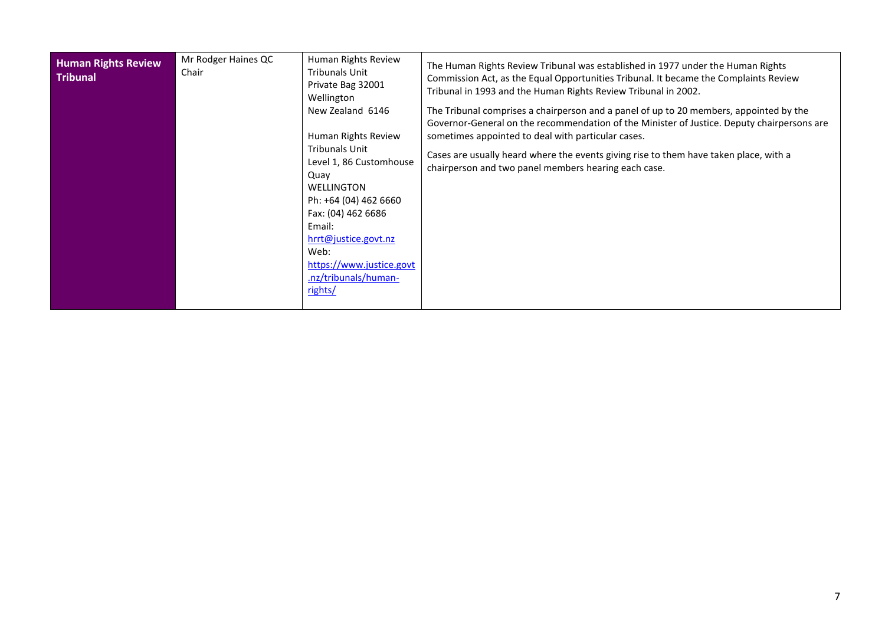| **Human Rights Review Tribunal** | Mr Rodger Haines QC<br>Chair | Human Rights Review Tribunals Unit<br>Private Bag 32001<br>Wellington<br>New Zealand 6146<br><br>Human Rights Review Tribunals Unit<br>Level 1, 86 Customhouse Quay<br>WELLINGTON<br>Ph: +64 (04) 462 6660<br>Fax: (04) 462 6686<br>Email:<br>hrrt@justice.govt.nz<br>Web:<br>https://www.justice.govt.nz/tribunals/human-rights/ | The Human Rights Review Tribunal was established in 1977 under the Human Rights Commission Act, as the Equal Opportunities Tribunal. It became the Complaints Review Tribunal in 1993 and the Human Rights Review Tribunal in 2002.<br><br>The Tribunal comprises a chairperson and a panel of up to 20 members, appointed by the Governor-General on the recommendation of the Minister of Justice. Deputy chairpersons are sometimes appointed to deal with particular cases.<br><br>Cases are usually heard where the events giving rise to them have taken place, with a chairperson and two panel members hearing each case. |
|---|---|---|---|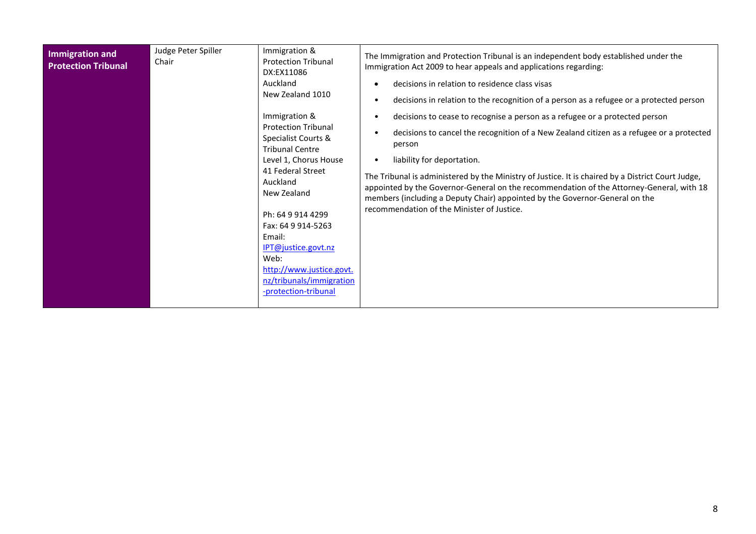| **Immigration and Protection Tribunal** | Judge Peter Spiller<br>Chair | Immigration & Protection Tribunal<br>DX:EX11086<br>Auckland<br>New Zealand 1010<br><br>Immigration & Protection Tribunal<br>Specialist Courts & Tribunal Centre<br>Level 1, Chorus House<br>41 Federal Street<br>Auckland<br>New Zealand<br><br>Ph: 64 9 914 4299<br>Fax: 64 9 914-5263<br>Email:<br>IPT@justice.govt.nz<br>Web:<br>http://www.justice.govt.nz/tribunals/immigration-protection-tribunal | The Immigration and Protection Tribunal is an independent body established under the Immigration Act 2009 to hear appeals and applications regarding:<br>• decisions in relation to residence class visas<br>• decisions in relation to the recognition of a person as a refugee or a protected person<br>• decisions to cease to recognise a person as a refugee or a protected person<br>• decisions to cancel the recognition of a New Zealand citizen as a refugee or a protected person<br>• liability for deportation.<br><br>The Tribunal is administered by the Ministry of Justice. It is chaired by a District Court Judge, appointed by the Governor-General on the recommendation of the Attorney-General, with 18 members (including a Deputy Chair) appointed by the Governor-General on the recommendation of the Minister of Justice. |
|---|---|---|---|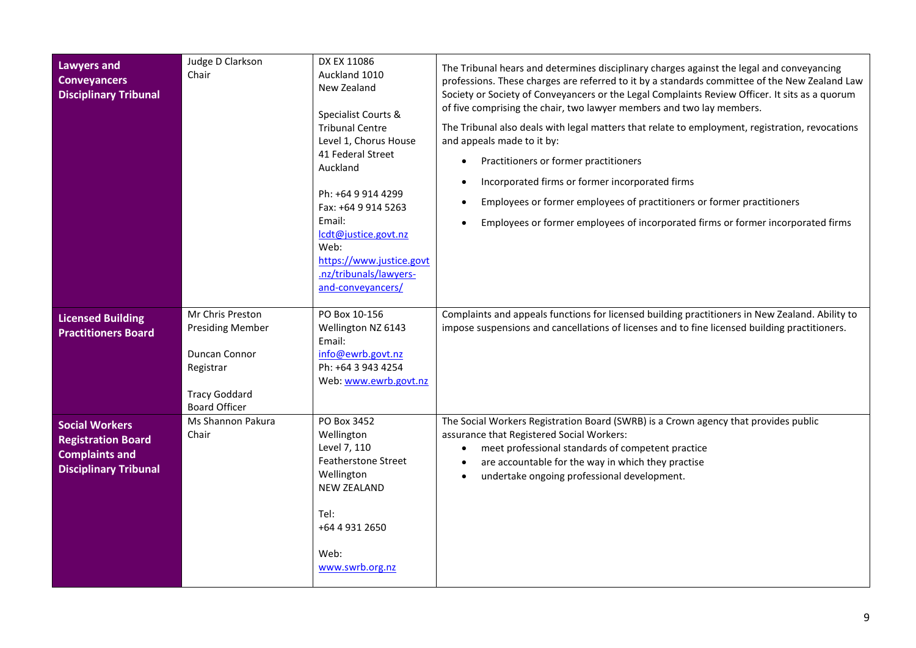| | | | |
|---|---|---|---|
| **Lawyers and Conveyancers Disciplinary Tribunal** | Judge D Clarkson<br>Chair | DX EX 11086<br>Auckland 1010<br>New Zealand<br><br>Specialist Courts & Tribunal Centre<br>Level 1, Chorus House<br>41 Federal Street<br>Auckland<br><br>Ph: +64 9 914 4299<br>Fax: +64 9 914 5263<br>Email: lcdt@justice.govt.nz<br>Web: https://www.justice.govt.nz/tribunals/lawyers-and-conveyancers/ | The Tribunal hears and determines disciplinary charges against the legal and conveyancing professions. These charges are referred to it by a standards committee of the New Zealand Law Society or Society of Conveyancers or the Legal Complaints Review Officer. It sits as a quorum of five comprising the chair, two lawyer members and two lay members.<br><br>The Tribunal also deals with legal matters that relate to employment, registration, revocations and appeals made to it by:<br>• Practitioners or former practitioners<br>• Incorporated firms or former incorporated firms<br>• Employees or former employees of practitioners or former practitioners<br>• Employees or former employees of incorporated firms or former incorporated firms |
| **Licensed Building Practitioners Board** | Mr Chris Preston<br>Presiding Member<br><br>Duncan Connor<br>Registrar<br><br>Tracy Goddard<br>Board Officer | PO Box 10-156<br>Wellington NZ 6143<br>Email: info@ewrb.govt.nz<br>Ph: +64 3 943 4254<br>Web: www.ewrb.govt.nz | Complaints and appeals functions for licensed building practitioners in New Zealand. Ability to impose suspensions and cancellations of licenses and to fine licensed building practitioners. |
| **Social Workers Registration Board Complaints and Disciplinary Tribunal** | Ms Shannon Pakura<br>Chair | PO Box 3452<br>Wellington<br>Level 7, 110 Featherstone Street<br>Wellington<br>NEW ZEALAND<br><br>Tel:<br>+64 4 931 2650<br><br>Web:<br>www.swrb.org.nz | The Social Workers Registration Board (SWRB) is a Crown agency that provides public assurance that Registered Social Workers:<br>• meet professional standards of competent practice<br>• are accountable for the way in which they practise<br>• undertake ongoing professional development. |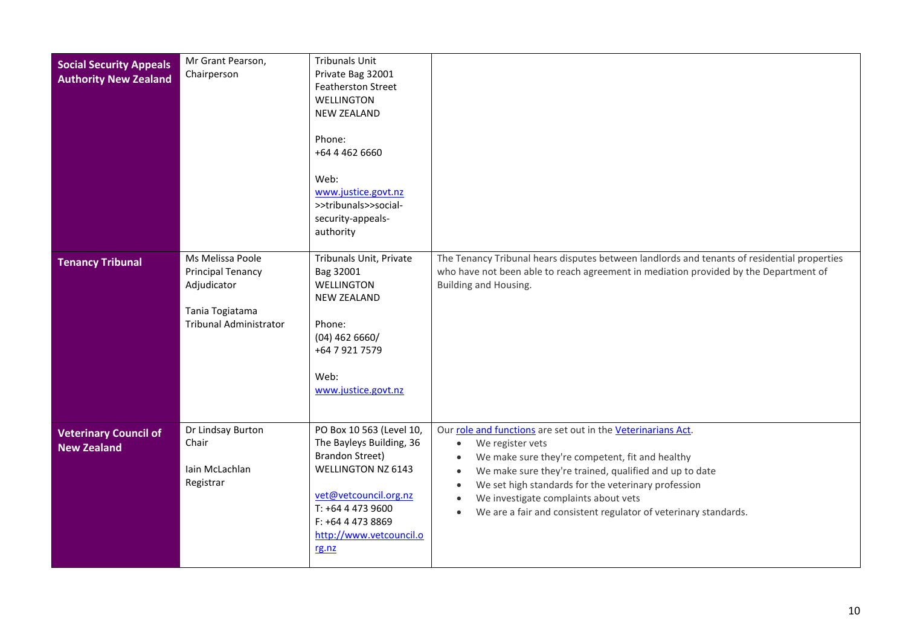| | | | |
|---|---|---|---|
| **Social Security Appeals Authority New Zealand** | Mr Grant Pearson, Chairperson | Tribunals Unit<br>Private Bag 32001<br>Featherston Street<br>WELLINGTON<br>NEW ZEALAND<br><br>Phone:<br>+64 4 462 6660<br><br>Web:<br>www.justice.govt.nz >>tribunals>>social-security-appeals-authority | |
| **Tenancy Tribunal** | Ms Melissa Poole<br>Principal Tenancy Adjudicator<br><br>Tania Togiatama<br>Tribunal Administrator | Tribunals Unit, Private Bag 32001<br>WELLINGTON<br>NEW ZEALAND<br><br>Phone:<br>(04) 462 6660/<br>+64 7 921 7579<br><br>Web:<br>www.justice.govt.nz | The Tenancy Tribunal hears disputes between landlords and tenants of residential properties who have not been able to reach agreement in mediation provided by the Department of Building and Housing. |
| **Veterinary Council of New Zealand** | Dr Lindsay Burton<br>Chair<br><br>Iain McLachlan<br>Registrar | PO Box 10 563 (Level 10, The Bayleys Building, 36 Brandon Street)<br>WELLINGTON NZ 6143<br><br>vet@vetcouncil.org.nz<br>T: +64 4 473 9600<br>F: +64 4 473 8869<br>http://www.vetcouncil.org.nz | Our role and functions are set out in the Veterinarians Act.<br>• We register vets<br>• We make sure they're competent, fit and healthy<br>• We make sure they're trained, qualified and up to date<br>• We set high standards for the veterinary profession<br>• We investigate complaints about vets<br>• We are a fair and consistent regulator of veterinary standards. |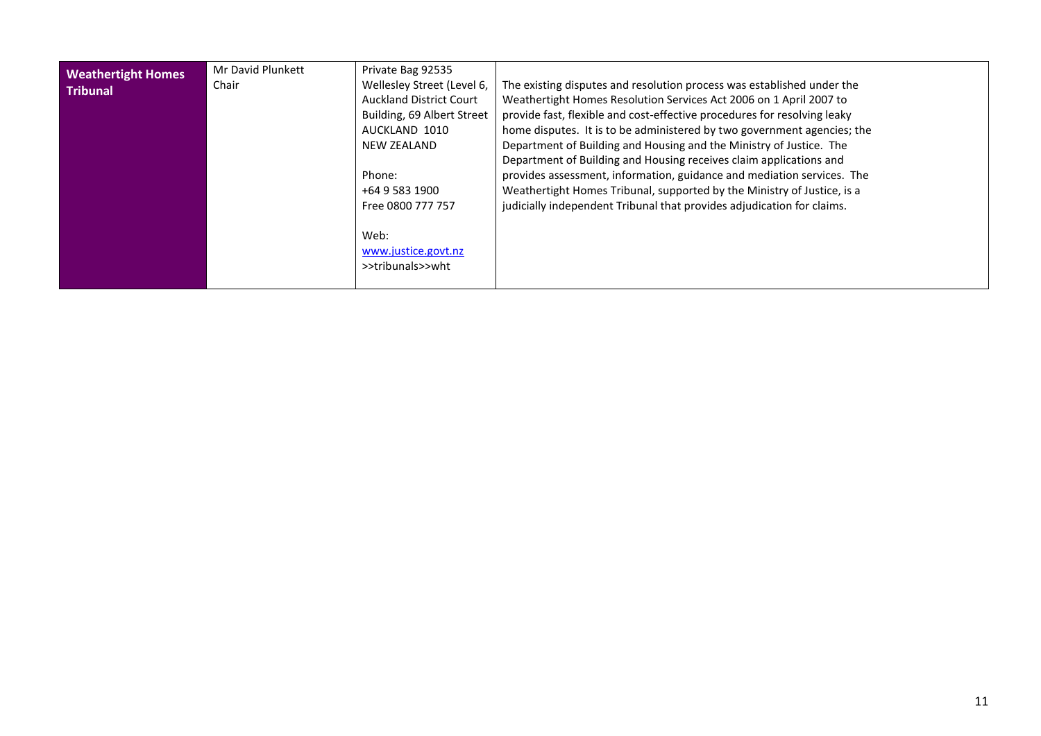| **Weathertight Homes Tribunal** | Mr David Plunkett<br>Chair | Private Bag 92535<br>Wellesley Street (Level 6, Auckland District Court Building, 69 Albert Street<br>AUCKLAND 1010<br>NEW ZEALAND<br><br>Phone:<br>+64 9 583 1900<br>Free 0800 777 757<br><br>Web:<br>www.justice.govt.nz >>tribunals>>wht | The existing disputes and resolution process was established under the Weathertight Homes Resolution Services Act 2006 on 1 April 2007 to provide fast, flexible and cost-effective procedures for resolving leaky home disputes. It is to be administered by two government agencies; the Department of Building and Housing and the Ministry of Justice. The Department of Building and Housing receives claim applications and provides assessment, information, guidance and mediation services. The Weathertight Homes Tribunal, supported by the Ministry of Justice, is a judicially independent Tribunal that provides adjudication for claims. |
|---|---|---|---|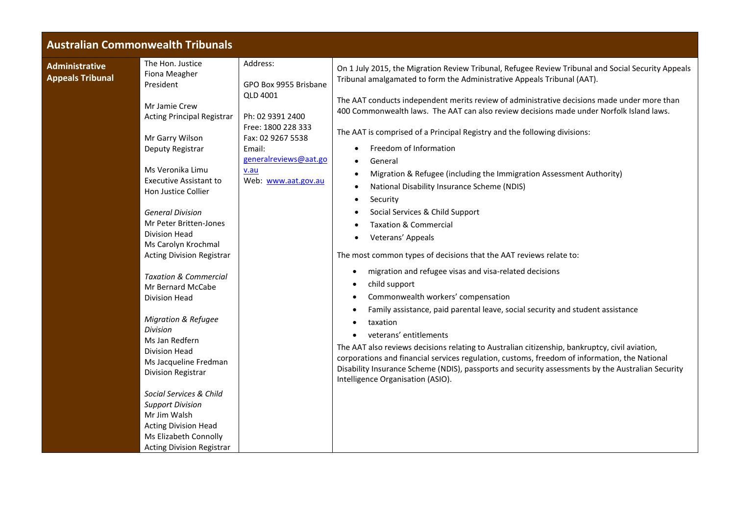| Australian Commonwealth Tribunals | | | |
|---|---|---|---|
| **Administrative Appeals Tribunal** | The Hon. Justice Fiona Meagher<br>President<br><br>Mr Jamie Crew<br>Acting Principal Registrar<br><br>Mr Garry Wilson<br>Deputy Registrar<br><br>Ms Veronika Limu<br>Executive Assistant to Hon Justice Collier<br><br>*General Division*<br>Mr Peter Britten-Jones<br>Division Head<br>Ms Carolyn Krochmal<br>Acting Division Registrar<br><br>*Taxation & Commercial*<br>Mr Bernard McCabe<br>Division Head<br><br>*Migration & Refugee Division*<br>Ms Jan Redfern<br>Division Head<br>Ms Jacqueline Fredman<br>Division Registrar<br><br>*Social Services & Child Support Division*<br>Mr Jim Walsh<br>Acting Division Head<br>Ms Elizabeth Connolly<br>Acting Division Registrar | Address:<br><br>GPO Box 9955 Brisbane QLD 4001<br><br>Ph: 02 9391 2400<br>Free: 1800 228 333<br>Fax: 02 9267 5538<br>Email: generalreviews@aat.gov.au<br>Web: www.aat.gov.au | On 1 July 2015, the Migration Review Tribunal, Refugee Review Tribunal and Social Security Appeals Tribunal amalgamated to form the Administrative Appeals Tribunal (AAT).<br><br>The AAT conducts independent merits review of administrative decisions made under more than 400 Commonwealth laws. The AAT can also review decisions made under Norfolk Island laws.<br><br>The AAT is comprised of a Principal Registry and the following divisions:<br>• Freedom of Information<br>• General<br>• Migration & Refugee (including the Immigration Assessment Authority)<br>• National Disability Insurance Scheme (NDIS)<br>• Security<br>• Social Services & Child Support<br>• Taxation & Commercial<br>• Veterans' Appeals<br><br>The most common types of decisions that the AAT reviews relate to:<br>• migration and refugee visas and visa-related decisions<br>• child support<br>• Commonwealth workers' compensation<br>• Family assistance, paid parental leave, social security and student assistance<br>• taxation<br>• veterans' entitlements<br><br>The AAT also reviews decisions relating to Australian citizenship, bankruptcy, civil aviation, corporations and financial services regulation, customs, freedom of information, the National Disability Insurance Scheme (NDIS), passports and security assessments by the Australian Security Intelligence Organisation (ASIO). |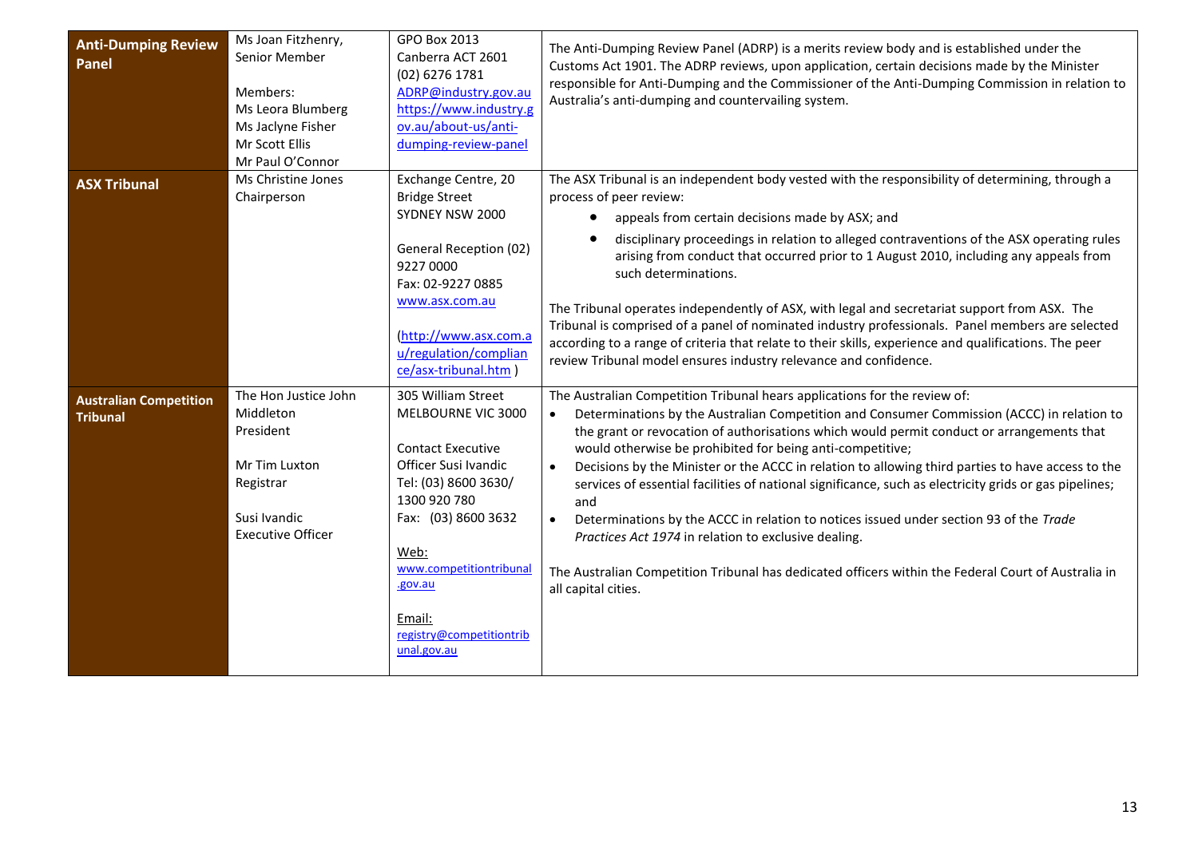| | | | |
|---|---|---|---|
| **Anti-Dumping Review Panel** | Ms Joan Fitzhenry, Senior Member<br><br>Members:<br>Ms Leora Blumberg<br>Ms Jaclyne Fisher<br>Mr Scott Ellis<br>Mr Paul O'Connor | GPO Box 2013<br>Canberra ACT 2601<br>(02) 6276 1781<br>ADRP@industry.gov.au<br>https://www.industry.gov.au/about-us/anti-dumping-review-panel | The Anti-Dumping Review Panel (ADRP) is a merits review body and is established under the Customs Act 1901. The ADRP reviews, upon application, certain decisions made by the Minister responsible for Anti-Dumping and the Commissioner of the Anti-Dumping Commission in relation to Australia's anti-dumping and countervailing system. |
| **ASX Tribunal** | Ms Christine Jones<br>Chairperson | Exchange Centre, 20 Bridge Street<br>SYDNEY NSW 2000<br><br>General Reception (02) 9227 0000<br>Fax: 02-9227 0885<br>www.asx.com.au<br><br>(http://www.asx.com.au/regulation/compliance/asx-tribunal.htm ) | The ASX Tribunal is an independent body vested with the responsibility of determining, through a process of peer review:<br>• appeals from certain decisions made by ASX; and<br>• disciplinary proceedings in relation to alleged contraventions of the ASX operating rules arising from conduct that occurred prior to 1 August 2010, including any appeals from such determinations.<br><br>The Tribunal operates independently of ASX, with legal and secretariat support from ASX. The Tribunal is comprised of a panel of nominated industry professionals. Panel members are selected according to a range of criteria that relate to their skills, experience and qualifications. The peer review Tribunal model ensures industry relevance and confidence. |
| **Australian Competition Tribunal** | The Hon Justice John Middleton<br>President<br><br>Mr Tim Luxton<br>Registrar<br><br>Susi Ivandic<br>Executive Officer | 305 William Street<br>MELBOURNE VIC 3000<br><br>Contact Executive Officer Susi Ivandic<br>Tel: (03) 8600 3630/ 1300 920 780<br>Fax: (03) 8600 3632<br><br>Web:<br>www.competitiontribunal.gov.au<br><br>Email:<br>registry@competitiontribunal.gov.au | The Australian Competition Tribunal hears applications for the review of:<br>• Determinations by the Australian Competition and Consumer Commission (ACCC) in relation to the grant or revocation of authorisations which would permit conduct or arrangements that would otherwise be prohibited for being anti-competitive;<br>• Decisions by the Minister or the ACCC in relation to allowing third parties to have access to the services of essential facilities of national significance, such as electricity grids or gas pipelines; and<br>• Determinations by the ACCC in relation to notices issued under section 93 of the *Trade Practices Act 1974* in relation to exclusive dealing.<br><br>The Australian Competition Tribunal has dedicated officers within the Federal Court of Australia in all capital cities. |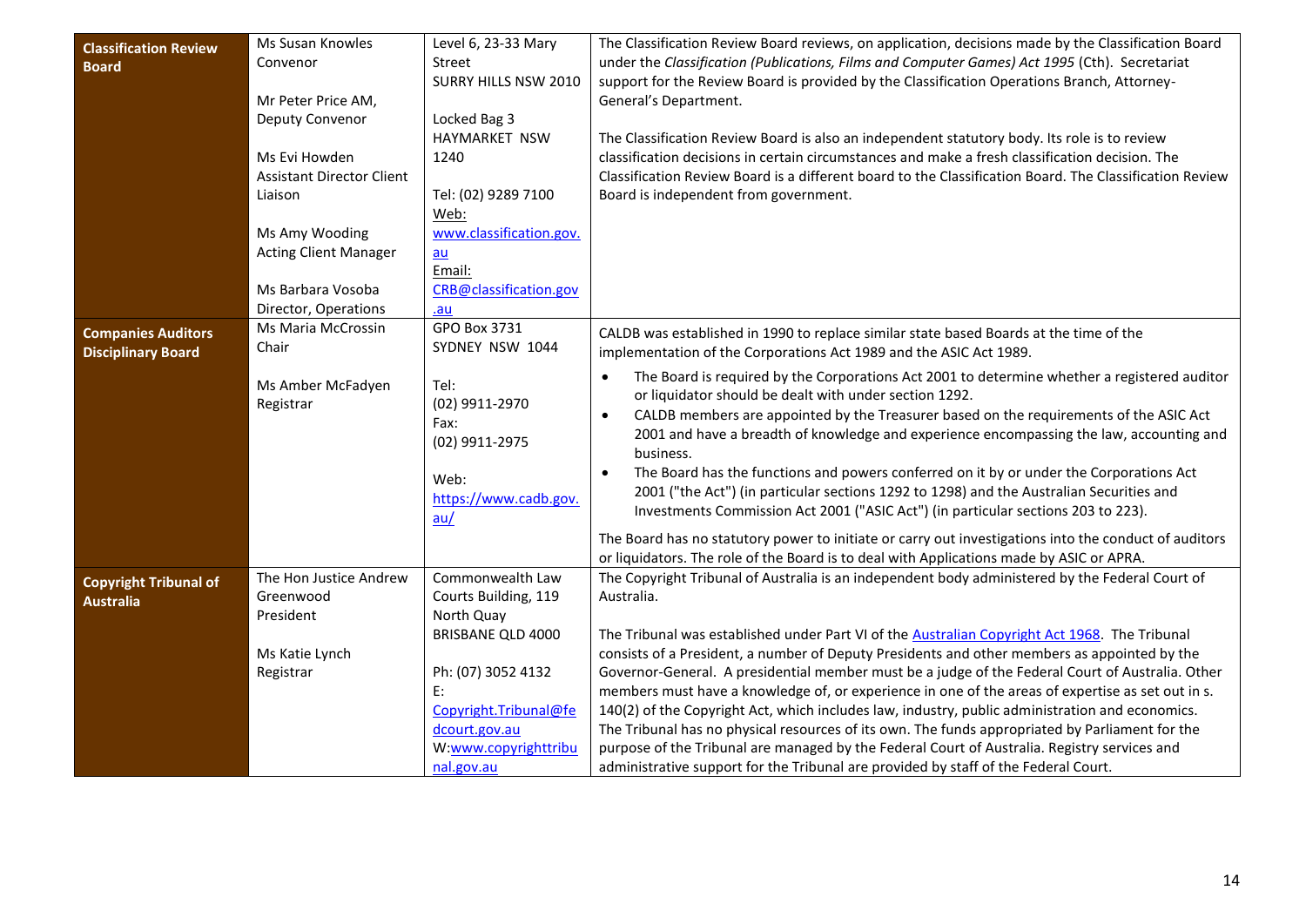| | | | |
|---|---|---|---|
| **Classification Review Board** | Ms Susan Knowles<br>Convenor<br><br>Mr Peter Price AM,<br>Deputy Convenor<br><br>Ms Evi Howden<br>Assistant Director Client Liaison<br><br>Ms Amy Wooding<br>Acting Client Manager<br><br>Ms Barbara Vosoba<br>Director, Operations | Level 6, 23-33 Mary Street<br>SURRY HILLS NSW 2010<br><br>Locked Bag 3<br>HAYMARKET NSW 1240<br><br>Tel: (02) 9289 7100<br>Web: www.classification.gov.au<br>Email: CRB@classification.gov.au | The Classification Review Board reviews, on application, decisions made by the Classification Board under the *Classification (Publications, Films and Computer Games) Act 1995* (Cth). Secretariat support for the Review Board is provided by the Classification Operations Branch, Attorney-General's Department.<br><br>The Classification Review Board is also an independent statutory body. Its role is to review classification decisions in certain circumstances and make a fresh classification decision. The Classification Review Board is a different board to the Classification Board. The Classification Review Board is independent from government. |
| **Companies Auditors Disciplinary Board** | Ms Maria McCrossin<br>Chair<br><br>Ms Amber McFadyen<br>Registrar | GPO Box 3731<br>SYDNEY NSW 1044<br><br>Tel:<br>(02) 9911-2970<br>Fax:<br>(02) 9911-2975<br><br>Web:<br>https://www.cadb.gov.au/ | CALDB was established in 1990 to replace similar state based Boards at the time of the implementation of the Corporations Act 1989 and the ASIC Act 1989.<br><br>• The Board is required by the Corporations Act 2001 to determine whether a registered auditor or liquidator should be dealt with under section 1292.<br>• CALDB members are appointed by the Treasurer based on the requirements of the ASIC Act 2001 and have a breadth of knowledge and experience encompassing the law, accounting and business.<br>• The Board has the functions and powers conferred on it by or under the Corporations Act 2001 ("the Act") (in particular sections 1292 to 1298) and the Australian Securities and Investments Commission Act 2001 ("ASIC Act") (in particular sections 203 to 223).<br><br>The Board has no statutory power to initiate or carry out investigations into the conduct of auditors or liquidators. The role of the Board is to deal with Applications made by ASIC or APRA. |
| **Copyright Tribunal of Australia** | The Hon Justice Andrew Greenwood<br>President<br><br>Ms Katie Lynch<br>Registrar | Commonwealth Law Courts Building, 119 North Quay<br>BRISBANE QLD 4000<br><br>Ph: (07) 3052 4132<br>E: Copyright.Tribunal@fedcourt.gov.au<br>W: www.copyrighttribunal.gov.au | The Copyright Tribunal of Australia is an independent body administered by the Federal Court of Australia.<br><br>The Tribunal was established under Part VI of the Australian Copyright Act 1968. The Tribunal consists of a President, a number of Deputy Presidents and other members as appointed by the Governor-General. A presidential member must be a judge of the Federal Court of Australia. Other members must have a knowledge of, or experience in one of the areas of expertise as set out in s. 140(2) of the Copyright Act, which includes law, industry, public administration and economics. The Tribunal has no physical resources of its own. The funds appropriated by Parliament for the purpose of the Tribunal are managed by the Federal Court of Australia. Registry services and administrative support for the Tribunal are provided by staff of the Federal Court. |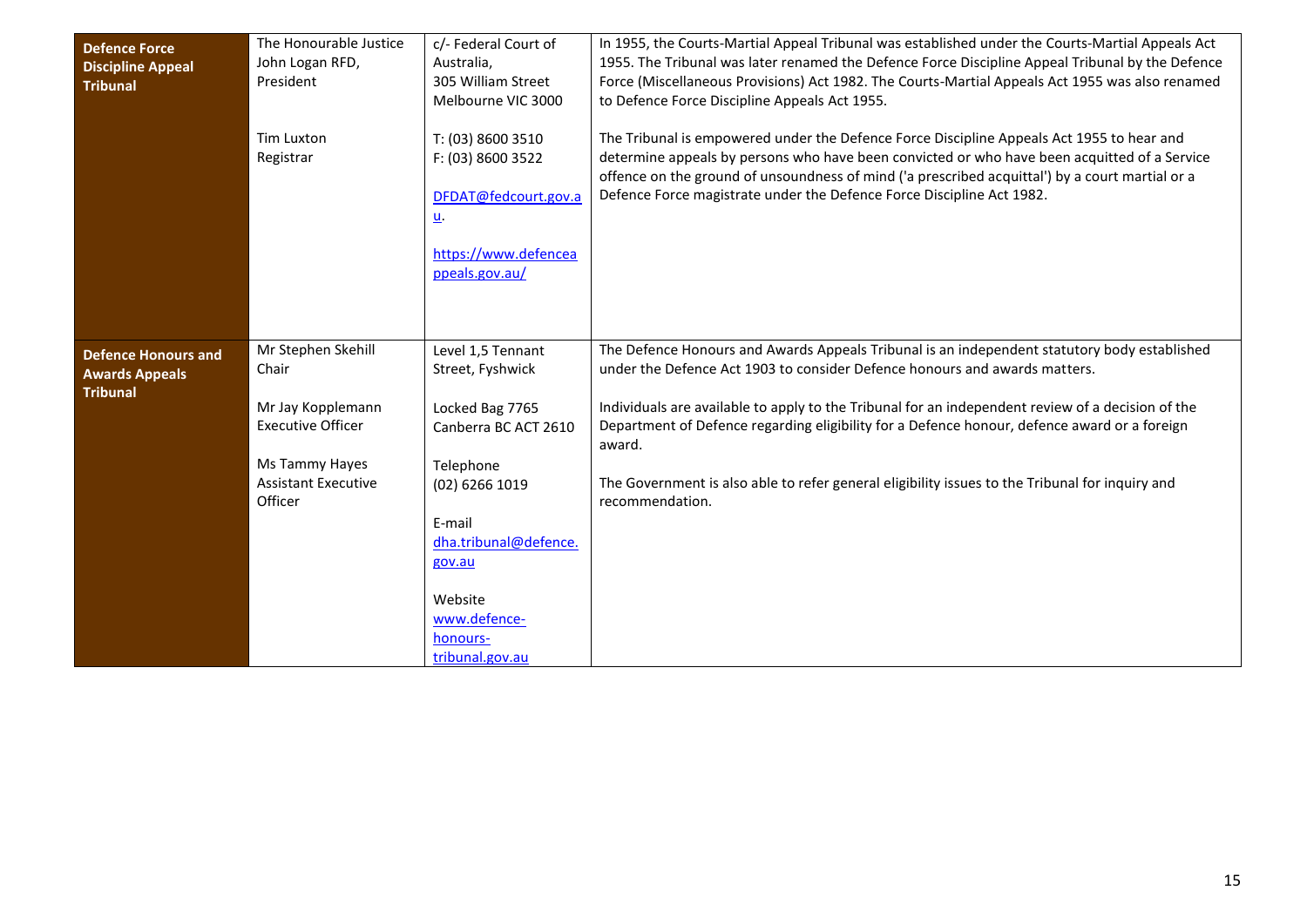| | | | |
|---|---|---|---|
| **Defence Force Discipline Appeal Tribunal** | The Honourable Justice John Logan RFD, President<br><br>Tim Luxton<br>Registrar | c/- Federal Court of Australia,<br>305 William Street<br>Melbourne VIC 3000<br><br>T: (03) 8600 3510<br>F: (03) 8600 3522<br><br>DFDAT@fedcourt.gov.au.<br><br>https://www.defenceappeals.gov.au/ | In 1955, the Courts-Martial Appeal Tribunal was established under the Courts-Martial Appeals Act 1955. The Tribunal was later renamed the Defence Force Discipline Appeal Tribunal by the Defence Force (Miscellaneous Provisions) Act 1982. The Courts-Martial Appeals Act 1955 was also renamed to Defence Force Discipline Appeals Act 1955.<br><br>The Tribunal is empowered under the Defence Force Discipline Appeals Act 1955 to hear and determine appeals by persons who have been convicted or who have been acquitted of a Service offence on the ground of unsoundness of mind ('a prescribed acquittal') by a court martial or a Defence Force magistrate under the Defence Force Discipline Act 1982. |
| **Defence Honours and Awards Appeals Tribunal** | Mr Stephen Skehill<br>Chair<br><br>Mr Jay Kopplemann<br>Executive Officer<br><br>Ms Tammy Hayes<br>Assistant Executive Officer | Level 1,5 Tennant Street, Fyshwick<br><br>Locked Bag 7765<br>Canberra BC ACT 2610<br><br>Telephone<br>(02) 6266 1019<br><br>E-mail<br>dha.tribunal@defence.gov.au<br><br>Website<br>www.defence-honours-tribunal.gov.au | The Defence Honours and Awards Appeals Tribunal is an independent statutory body established under the Defence Act 1903 to consider Defence honours and awards matters.<br><br>Individuals are available to apply to the Tribunal for an independent review of a decision of the Department of Defence regarding eligibility for a Defence honour, defence award or a foreign award.<br><br>The Government is also able to refer general eligibility issues to the Tribunal for inquiry and recommendation. |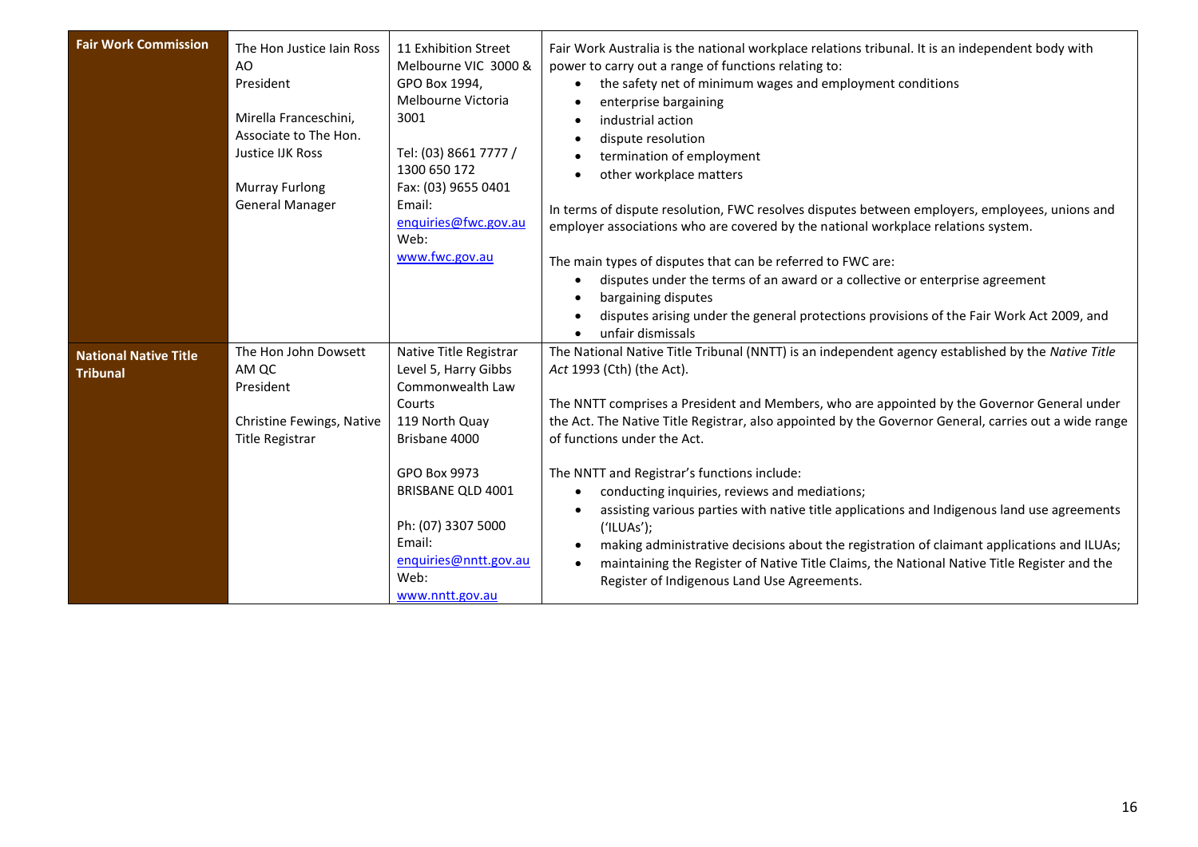| | | | |
|---|---|---|---|
| **Fair Work Commission** | The Hon Justice Iain Ross AO<br>President<br><br>Mirella Franceschini, Associate to The Hon. Justice IJK Ross<br><br>Murray Furlong<br>General Manager | 11 Exhibition Street<br>Melbourne VIC 3000 &<br>GPO Box 1994,<br>Melbourne Victoria<br>3001<br><br>Tel: (03) 8661 7777 /<br>1300 650 172<br>Fax: (03) 9655 0401<br>Email:<br>enquiries@fwc.gov.au<br>Web:<br>www.fwc.gov.au | Fair Work Australia is the national workplace relations tribunal. It is an independent body with power to carry out a range of functions relating to:<br>• the safety net of minimum wages and employment conditions<br>• enterprise bargaining<br>• industrial action<br>• dispute resolution<br>• termination of employment<br>• other workplace matters<br><br>In terms of dispute resolution, FWC resolves disputes between employers, employees, unions and employer associations who are covered by the national workplace relations system.<br><br>The main types of disputes that can be referred to FWC are:<br>• disputes under the terms of an award or a collective or enterprise agreement<br>• bargaining disputes<br>• disputes arising under the general protections provisions of the Fair Work Act 2009, and<br>• unfair dismissals |
| **National Native Title Tribunal** | The Hon John Dowsett AM QC<br>President<br><br>Christine Fewings, Native Title Registrar | Native Title Registrar<br>Level 5, Harry Gibbs Commonwealth Law Courts<br>119 North Quay<br>Brisbane 4000<br><br>GPO Box 9973<br>BRISBANE QLD 4001<br><br>Ph: (07) 3307 5000<br>Email:<br>enquiries@nntt.gov.au<br>Web:<br>www.nntt.gov.au | The National Native Title Tribunal (NNTT) is an independent agency established by the *Native Title Act* 1993 (Cth) (the Act).<br><br>The NNTT comprises a President and Members, who are appointed by the Governor General under the Act. The Native Title Registrar, also appointed by the Governor General, carries out a wide range of functions under the Act.<br><br>The NNTT and Registrar's functions include:<br>• conducting inquiries, reviews and mediations;<br>• assisting various parties with native title applications and Indigenous land use agreements ('ILUAs');<br>• making administrative decisions about the registration of claimant applications and ILUAs;<br>• maintaining the Register of Native Title Claims, the National Native Title Register and the Register of Indigenous Land Use Agreements. |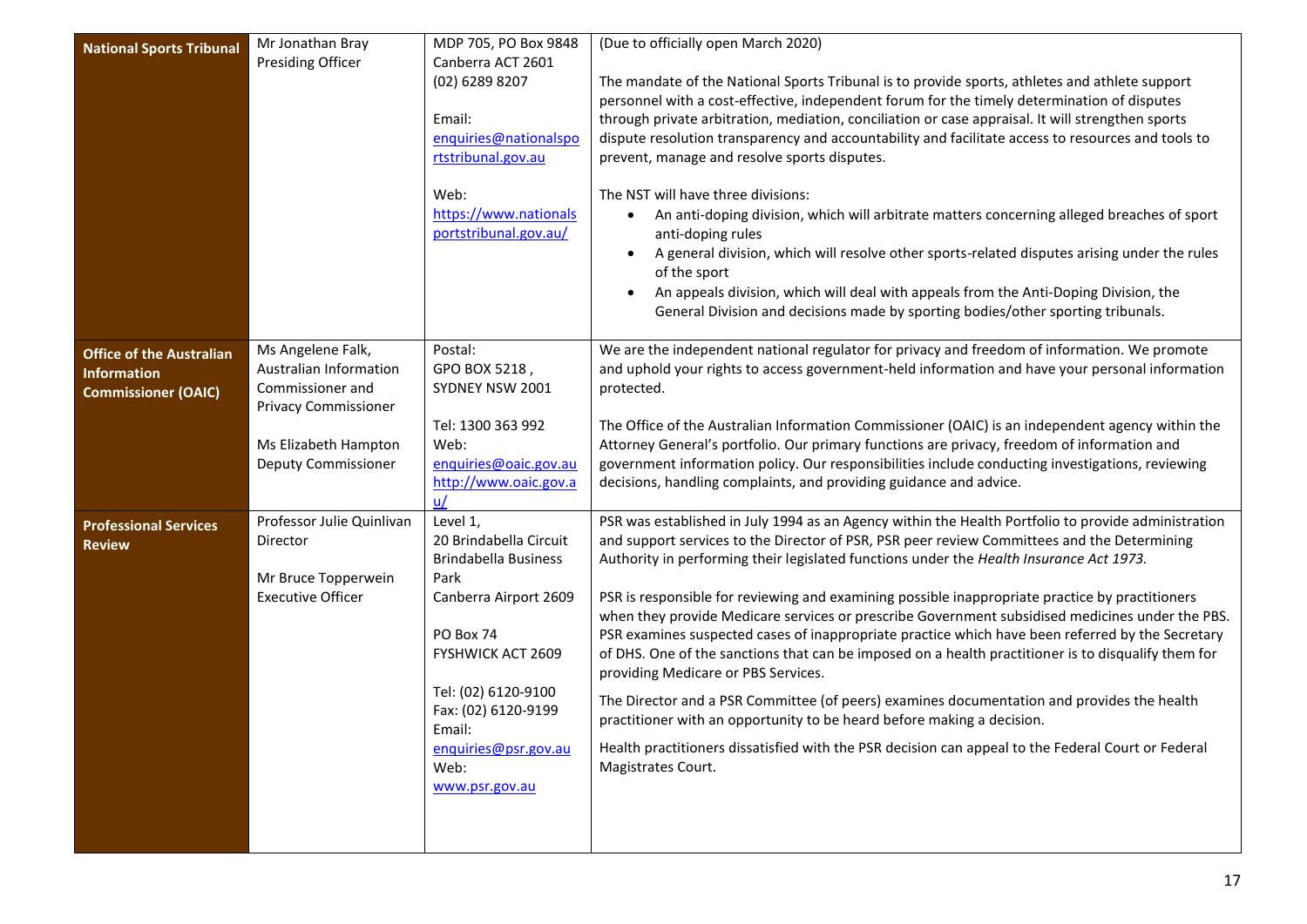| | | | |
|---|---|---|---|
| **National Sports Tribunal** | Mr Jonathan Bray<br>Presiding Officer | MDP 705, PO Box 9848<br>Canberra ACT 2601<br>(02) 6289 8207<br><br>Email:<br>enquiries@nationalsportstribunal.gov.au<br><br>Web:<br>https://www.nationalsportstribunal.gov.au/ | (Due to officially open March 2020)<br><br>The mandate of the National Sports Tribunal is to provide sports, athletes and athlete support personnel with a cost-effective, independent forum for the timely determination of disputes through private arbitration, mediation, conciliation or case appraisal. It will strengthen sports dispute resolution transparency and accountability and facilitate access to resources and tools to prevent, manage and resolve sports disputes.<br><br>The NST will have three divisions:<br>• An anti-doping division, which will arbitrate matters concerning alleged breaches of sport anti-doping rules<br>• A general division, which will resolve other sports-related disputes arising under the rules of the sport<br>• An appeals division, which will deal with appeals from the Anti-Doping Division, the General Division and decisions made by sporting bodies/other sporting tribunals. |
| **Office of the Australian Information Commissioner (OAIC)** | Ms Angelene Falk,<br>Australian Information Commissioner and Privacy Commissioner<br><br>Ms Elizabeth Hampton<br>Deputy Commissioner | Postal:<br>GPO BOX 5218 ,<br>SYDNEY NSW 2001<br><br>Tel: 1300 363 992<br>Web:<br>enquiries@oaic.gov.au<br>http://www.oaic.gov.au/ | We are the independent national regulator for privacy and freedom of information. We promote and uphold your rights to access government-held information and have your personal information protected.<br><br>The Office of the Australian Information Commissioner (OAIC) is an independent agency within the Attorney General's portfolio. Our primary functions are privacy, freedom of information and government information policy. Our responsibilities include conducting investigations, reviewing decisions, handling complaints, and providing guidance and advice. |
| **Professional Services Review** | Professor Julie Quinlivan<br>Director<br><br>Mr Bruce Topperwein<br>Executive Officer | Level 1,<br>20 Brindabella Circuit<br>Brindabella Business Park<br>Canberra Airport 2609<br><br>PO Box 74<br>FYSHWICK ACT 2609<br><br>Tel: (02) 6120-9100<br>Fax: (02) 6120-9199<br>Email:<br>enquiries@psr.gov.au<br>Web:<br>www.psr.gov.au | PSR was established in July 1994 as an Agency within the Health Portfolio to provide administration and support services to the Director of PSR, PSR peer review Committees and the Determining Authority in performing their legislated functions under the *Health Insurance Act 1973.*<br><br>PSR is responsible for reviewing and examining possible inappropriate practice by practitioners when they provide Medicare services or prescribe Government subsidised medicines under the PBS. PSR examines suspected cases of inappropriate practice which have been referred by the Secretary of DHS. One of the sanctions that can be imposed on a health practitioner is to disqualify them for providing Medicare or PBS Services.<br><br>The Director and a PSR Committee (of peers) examines documentation and provides the health practitioner with an opportunity to be heard before making a decision.<br><br>Health practitioners dissatisfied with the PSR decision can appeal to the Federal Court or Federal Magistrates Court. |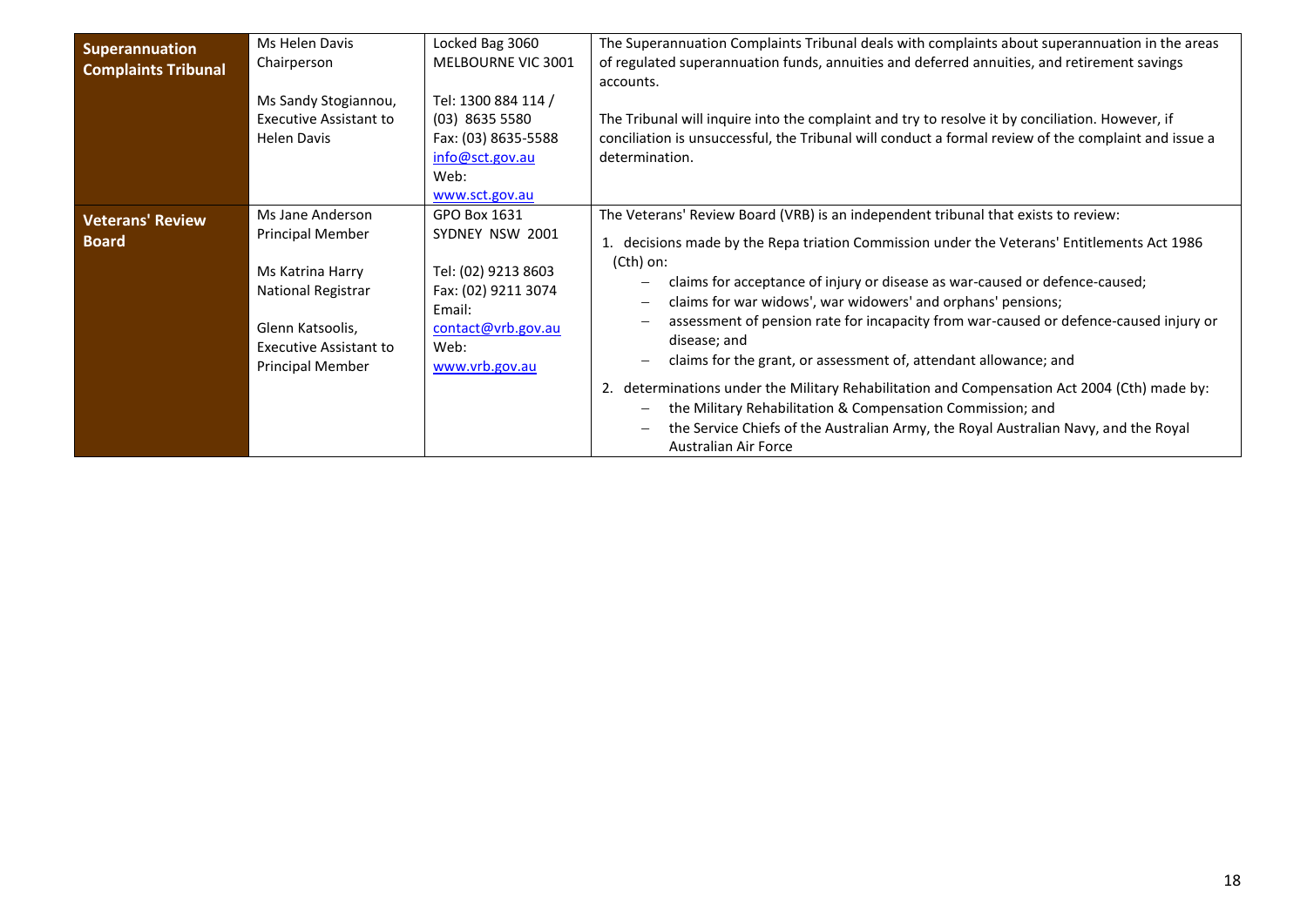| | | | |
|---|---|---|---|
| **Superannuation Complaints Tribunal** | Ms Helen Davis<br>Chairperson<br><br>Ms Sandy Stogiannou, Executive Assistant to Helen Davis | Locked Bag 3060<br>MELBOURNE VIC 3001<br><br>Tel: 1300 884 114 / (03) 8635 5580<br>Fax: (03) 8635-5588<br>info@sct.gov.au<br>Web:<br>www.sct.gov.au | The Superannuation Complaints Tribunal deals with complaints about superannuation in the areas of regulated superannuation funds, annuities and deferred annuities, and retirement savings accounts.<br><br>The Tribunal will inquire into the complaint and try to resolve it by conciliation. However, if conciliation is unsuccessful, the Tribunal will conduct a formal review of the complaint and issue a determination. |
| **Veterans' Review Board** | Ms Jane Anderson<br>Principal Member<br><br>Ms Katrina Harry<br>National Registrar<br><br>Glenn Katsoolis, Executive Assistant to Principal Member | GPO Box 1631<br>SYDNEY NSW 2001<br><br>Tel: (02) 9213 8603<br>Fax: (02) 9211 3074<br>Email:<br>contact@vrb.gov.au<br>Web:<br>www.vrb.gov.au | The Veterans' Review Board (VRB) is an independent tribunal that exists to review:<br>1. decisions made by the Repa triation Commission under the Veterans' Entitlements Act 1986 (Cth) on:<br>– claims for acceptance of injury or disease as war-caused or defence-caused;<br>– claims for war widows', war widowers' and orphans' pensions;<br>– assessment of pension rate for incapacity from war-caused or defence-caused injury or disease; and<br>– claims for the grant, or assessment of, attendant allowance; and<br>2. determinations under the Military Rehabilitation and Compensation Act 2004 (Cth) made by:<br>– the Military Rehabilitation & Compensation Commission; and<br>– the Service Chiefs of the Australian Army, the Royal Australian Navy, and the Royal Australian Air Force |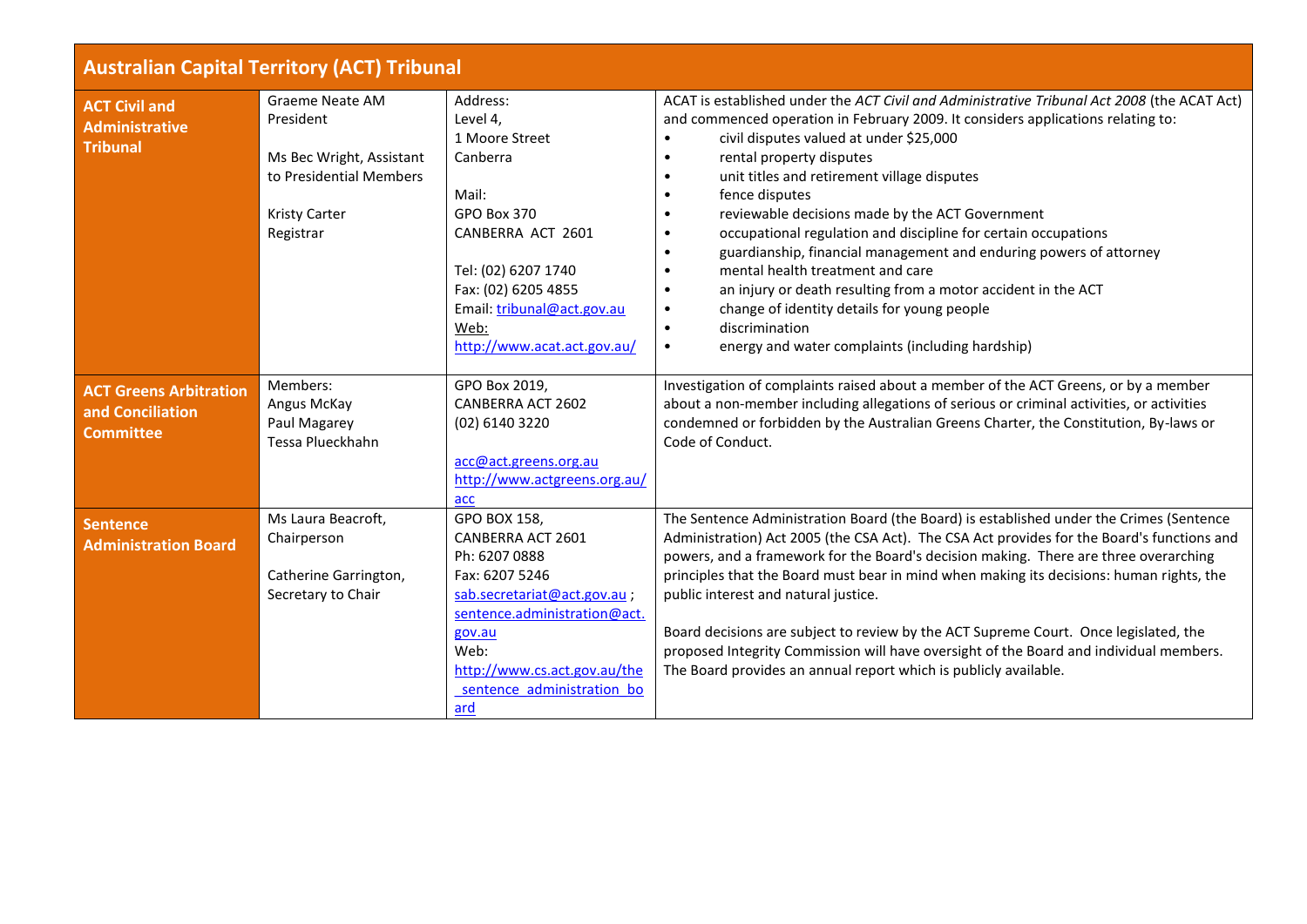| Australian Capital Territory (ACT) Tribunal | | | |
|---|---|---|---|
| **ACT Civil and Administrative Tribunal** | Graeme Neate AM<br>President<br><br>Ms Bec Wright, Assistant to Presidential Members<br><br>Kristy Carter<br>Registrar | Address:<br>Level 4,<br>1 Moore Street<br>Canberra<br><br>Mail:<br>GPO Box 370<br>CANBERRA ACT 2601<br><br>Tel: (02) 6207 1740<br>Fax: (02) 6205 4855<br>Email: tribunal@act.gov.au<br>Web:<br>http://www.acat.act.gov.au/ | ACAT is established under the *ACT Civil and Administrative Tribunal Act 2008* (the ACAT Act) and commenced operation in February 2009. It considers applications relating to:<br>• civil disputes valued at under $25,000<br>• rental property disputes<br>• unit titles and retirement village disputes<br>• fence disputes<br>• reviewable decisions made by the ACT Government<br>• occupational regulation and discipline for certain occupations<br>• guardianship, financial management and enduring powers of attorney<br>• mental health treatment and care<br>• an injury or death resulting from a motor accident in the ACT<br>• change of identity details for young people<br>• discrimination<br>• energy and water complaints (including hardship) |
| **ACT Greens Arbitration and Conciliation Committee** | Members:<br>Angus McKay<br>Paul Magarey<br>Tessa Plueckhahn | GPO Box 2019,<br>CANBERRA ACT 2602<br>(02) 6140 3220<br><br>acc@act.greens.org.au<br>http://www.actgreens.org.au/acc | Investigation of complaints raised about a member of the ACT Greens, or by a member about a non-member including allegations of serious or criminal activities, or activities condemned or forbidden by the Australian Greens Charter, the Constitution, By-laws or Code of Conduct. |
| **Sentence Administration Board** | Ms Laura Beacroft,<br>Chairperson<br><br>Catherine Garrington,<br>Secretary to Chair | GPO BOX 158,<br>CANBERRA ACT 2601<br>Ph: 6207 0888<br>Fax: 6207 5246<br>sab.secretariat@act.gov.au ;<br>sentence.administration@act.gov.au<br>Web:<br>http://www.cs.act.gov.au/the_sentence_administration_board | The Sentence Administration Board (the Board) is established under the Crimes (Sentence Administration) Act 2005 (the CSA Act). The CSA Act provides for the Board's functions and powers, and a framework for the Board's decision making. There are three overarching principles that the Board must bear in mind when making its decisions: human rights, the public interest and natural justice.<br><br>Board decisions are subject to review by the ACT Supreme Court. Once legislated, the proposed Integrity Commission will have oversight of the Board and individual members. The Board provides an annual report which is publicly available. |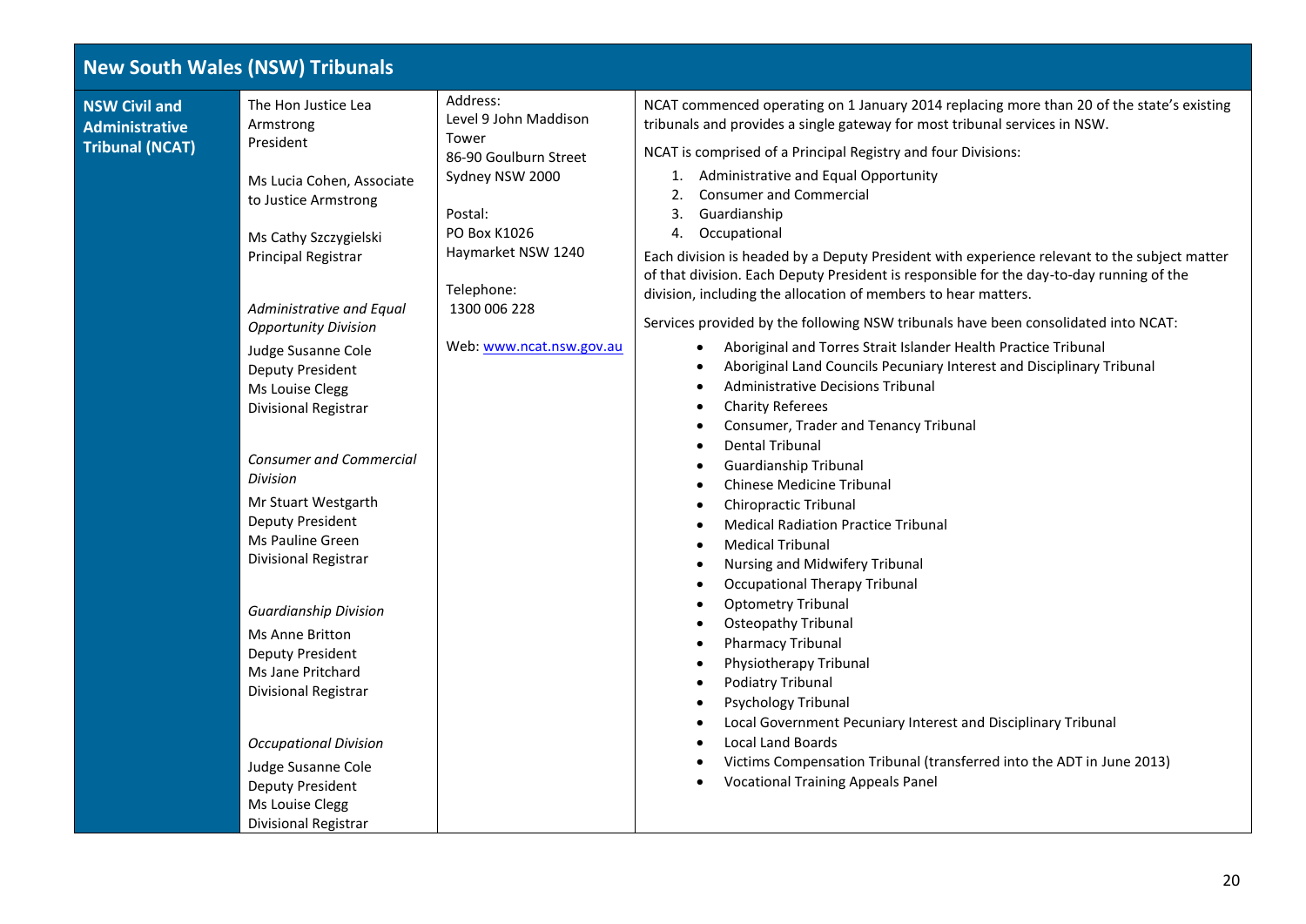## New South Wales (NSW) Tribunals

| **NSW Civil and Administrative Tribunal (NCAT)** | The Hon Justice Lea Armstrong<br>President<br><br>Ms Lucia Cohen, Associate to Justice Armstrong<br><br>Ms Cathy Szczygielski<br>Principal Registrar<br><br>*Administrative and Equal Opportunity Division*<br>Judge Susanne Cole<br>Deputy President<br>Ms Louise Clegg<br>Divisional Registrar<br><br>*Consumer and Commercial Division*<br>Mr Stuart Westgarth<br>Deputy President<br>Ms Pauline Green<br>Divisional Registrar<br><br>*Guardianship Division*<br>Ms Anne Britton<br>Deputy President<br>Ms Jane Pritchard<br>Divisional Registrar<br><br>*Occupational Division*<br>Judge Susanne Cole<br>Deputy President<br>Ms Louise Clegg<br>Divisional Registrar | Address:<br>Level 9 John Maddison Tower<br>86-90 Goulburn Street<br>Sydney NSW 2000<br><br>Postal:<br>PO Box K1026<br>Haymarket NSW 1240<br><br>Telephone:<br>1300 006 228<br><br>Web: [www.ncat.nsw.gov.au](http://www.ncat.nsw.gov.au) | NCAT commenced operating on 1 January 2014 replacing more than 20 of the state's existing tribunals and provides a single gateway for most tribunal services in NSW.<br><br>NCAT is comprised of a Principal Registry and four Divisions:<br>1. Administrative and Equal Opportunity<br>2. Consumer and Commercial<br>3. Guardianship<br>4. Occupational<br><br>Each division is headed by a Deputy President with experience relevant to the subject matter of that division. Each Deputy President is responsible for the day-to-day running of the division, including the allocation of members to hear matters.<br><br>Services provided by the following NSW tribunals have been consolidated into NCAT:<br>• Aboriginal and Torres Strait Islander Health Practice Tribunal<br>• Aboriginal Land Councils Pecuniary Interest and Disciplinary Tribunal<br>• Administrative Decisions Tribunal<br>• Charity Referees<br>• Consumer, Trader and Tenancy Tribunal<br>• Dental Tribunal<br>• Guardianship Tribunal<br>• Chinese Medicine Tribunal<br>• Chiropractic Tribunal<br>• Medical Radiation Practice Tribunal<br>• Medical Tribunal<br>• Nursing and Midwifery Tribunal<br>• Occupational Therapy Tribunal<br>• Optometry Tribunal<br>• Osteopathy Tribunal<br>• Pharmacy Tribunal<br>• Physiotherapy Tribunal<br>• Podiatry Tribunal<br>• Psychology Tribunal<br>• Local Government Pecuniary Interest and Disciplinary Tribunal<br>• Local Land Boards<br>• Victims Compensation Tribunal (transferred into the ADT in June 2013)<br>• Vocational Training Appeals Panel |
|---|---|---|---|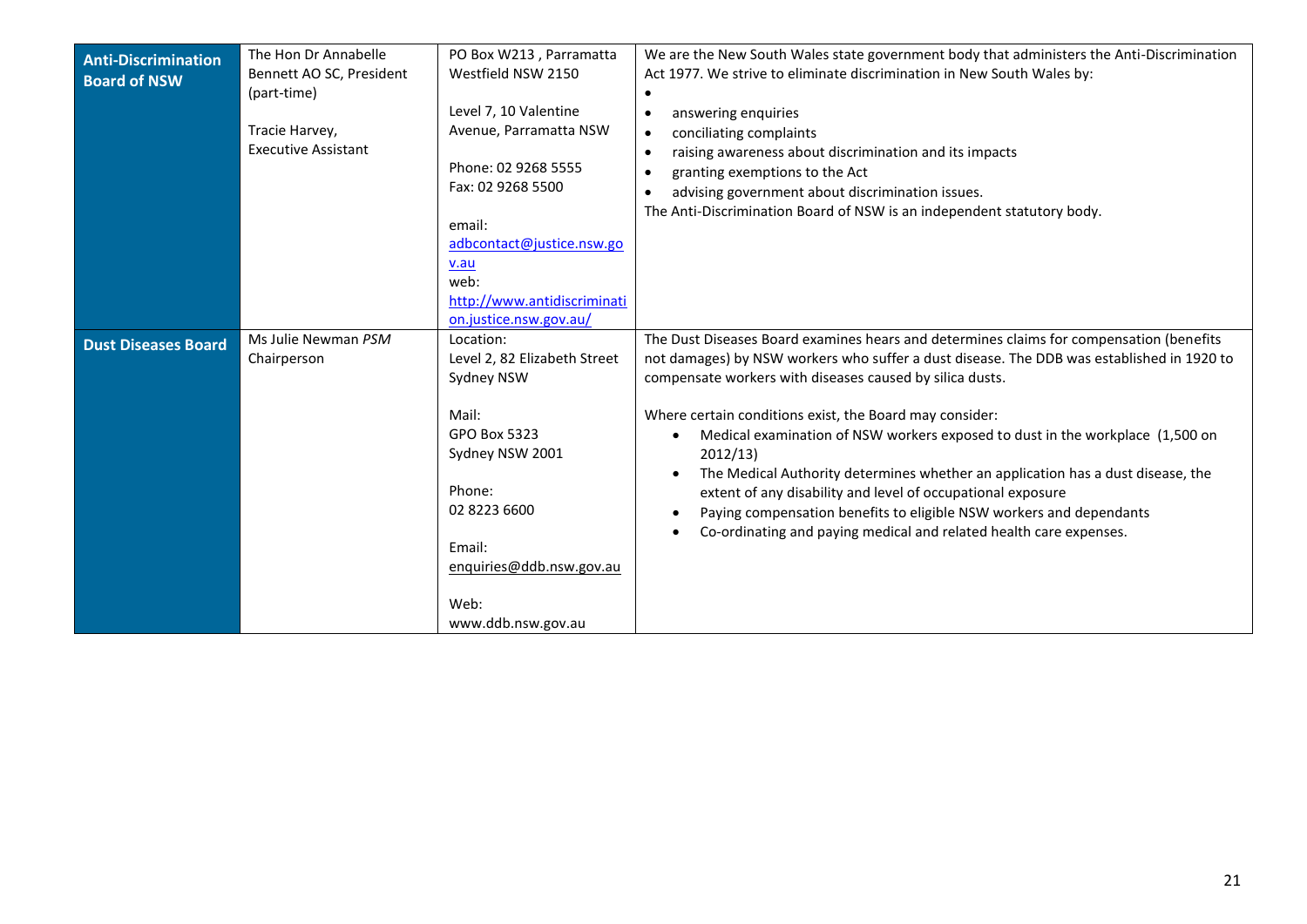| | | | |
|---|---|---|---|
| **Anti-Discrimination Board of NSW** | The Hon Dr Annabelle Bennett AO SC, President (part-time)<br><br>Tracie Harvey, Executive Assistant | PO Box W213 , Parramatta Westfield NSW 2150<br><br>Level 7, 10 Valentine Avenue, Parramatta NSW<br><br>Phone: 02 9268 5555<br>Fax: 02 9268 5500<br><br>email:<br>adbcontact@justice.nsw.gov.au<br>web:<br>http://www.antidiscrimination.justice.nsw.gov.au/ | We are the New South Wales state government body that administers the Anti-Discrimination Act 1977. We strive to eliminate discrimination in New South Wales by:<br>• <br>• answering enquiries<br>• conciliating complaints<br>• raising awareness about discrimination and its impacts<br>• granting exemptions to the Act<br>• advising government about discrimination issues.<br>The Anti-Discrimination Board of NSW is an independent statutory body. |
| **Dust Diseases Board** | Ms Julie Newman *PSM* Chairperson | Location:<br>Level 2, 82 Elizabeth Street Sydney NSW<br><br>Mail:<br>GPO Box 5323<br>Sydney NSW 2001<br><br>Phone:<br>02 8223 6600<br><br>Email:<br>enquiries@ddb.nsw.gov.au<br><br>Web:<br>www.ddb.nsw.gov.au | The Dust Diseases Board examines hears and determines claims for compensation (benefits not damages) by NSW workers who suffer a dust disease. The DDB was established in 1920 to compensate workers with diseases caused by silica dusts.<br><br>Where certain conditions exist, the Board may consider:<br>• Medical examination of NSW workers exposed to dust in the workplace (1,500 on 2012/13)<br>• The Medical Authority determines whether an application has a dust disease, the extent of any disability and level of occupational exposure<br>• Paying compensation benefits to eligible NSW workers and dependants<br>• Co-ordinating and paying medical and related health care expenses. |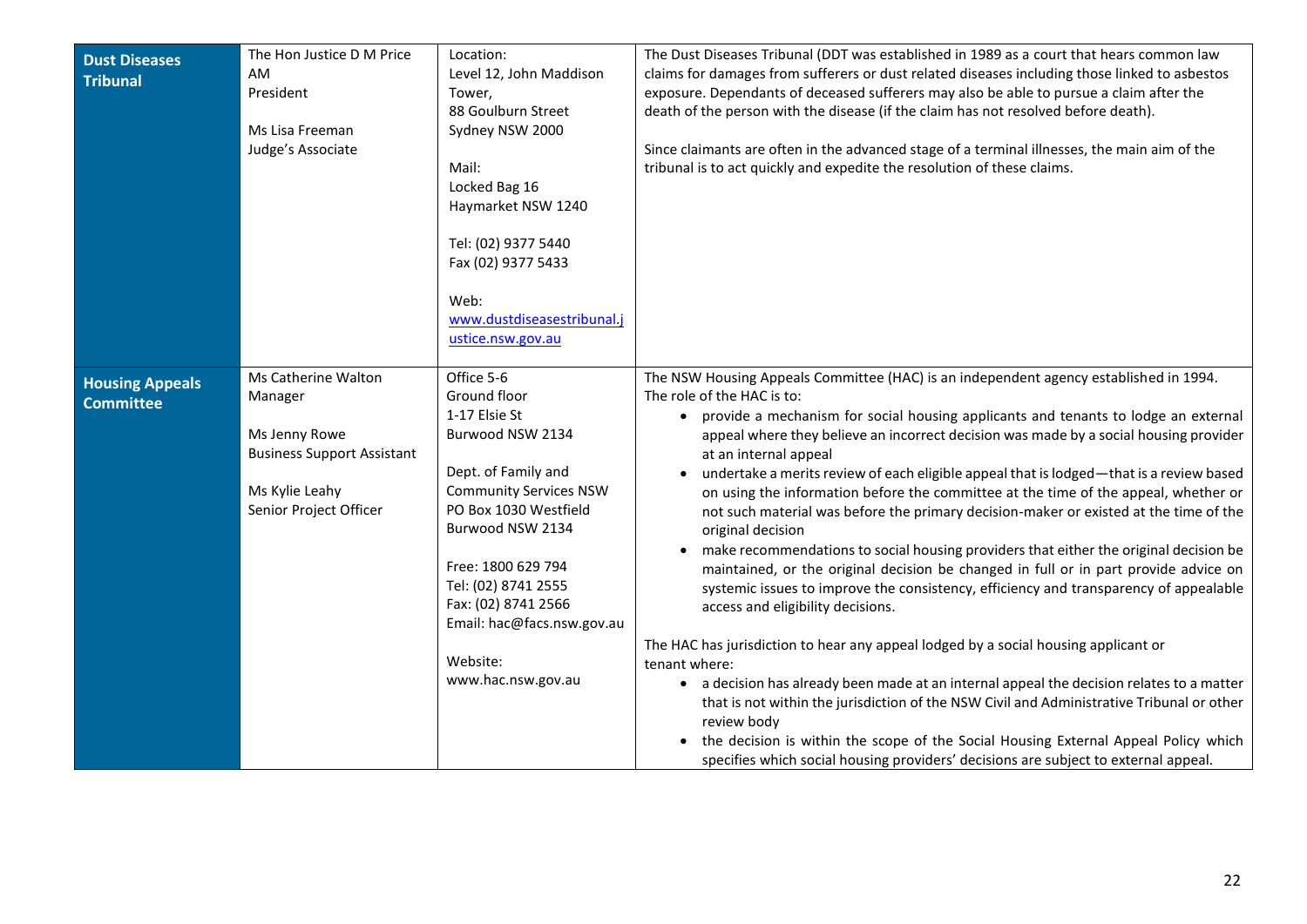| | | | |
|---|---|---|---|
| **Dust Diseases Tribunal** | The Hon Justice D M Price AM<br>President<br><br>Ms Lisa Freeman<br>Judge's Associate | Location:<br>Level 12, John Maddison Tower,<br>88 Goulburn Street<br>Sydney NSW 2000<br><br>Mail:<br>Locked Bag 16<br>Haymarket NSW 1240<br><br>Tel: (02) 9377 5440<br>Fax (02) 9377 5433<br><br>Web:<br>www.dustdiseasestribunal.justice.nsw.gov.au | The Dust Diseases Tribunal (DDT was established in 1989 as a court that hears common law claims for damages from sufferers or dust related diseases including those linked to asbestos exposure. Dependants of deceased sufferers may also be able to pursue a claim after the death of the person with the disease (if the claim has not resolved before death).<br><br>Since claimants are often in the advanced stage of a terminal illnesses, the main aim of the tribunal is to act quickly and expedite the resolution of these claims. |
| **Housing Appeals Committee** | Ms Catherine Walton<br>Manager<br><br>Ms Jenny Rowe<br>Business Support Assistant<br><br>Ms Kylie Leahy<br>Senior Project Officer | Office 5-6<br>Ground floor<br>1-17 Elsie St<br>Burwood NSW 2134<br><br>Dept. of Family and Community Services NSW<br>PO Box 1030 Westfield<br>Burwood NSW 2134<br><br>Free: 1800 629 794<br>Tel: (02) 8741 2555<br>Fax: (02) 8741 2566<br>Email: hac@facs.nsw.gov.au<br><br>Website:<br>www.hac.nsw.gov.au | The NSW Housing Appeals Committee (HAC) is an independent agency established in 1994. The role of the HAC is to:<br>• provide a mechanism for social housing applicants and tenants to lodge an external appeal where they believe an incorrect decision was made by a social housing provider at an internal appeal<br>• undertake a merits review of each eligible appeal that is lodged—that is a review based on using the information before the committee at the time of the appeal, whether or not such material was before the primary decision-maker or existed at the time of the original decision<br>• make recommendations to social housing providers that either the original decision be maintained, or the original decision be changed in full or in part provide advice on systemic issues to improve the consistency, efficiency and transparency of appealable access and eligibility decisions.<br><br>The HAC has jurisdiction to hear any appeal lodged by a social housing applicant or tenant where:<br>• a decision has already been made at an internal appeal the decision relates to a matter that is not within the jurisdiction of the NSW Civil and Administrative Tribunal or other review body<br>• the decision is within the scope of the Social Housing External Appeal Policy which specifies which social housing providers' decisions are subject to external appeal. |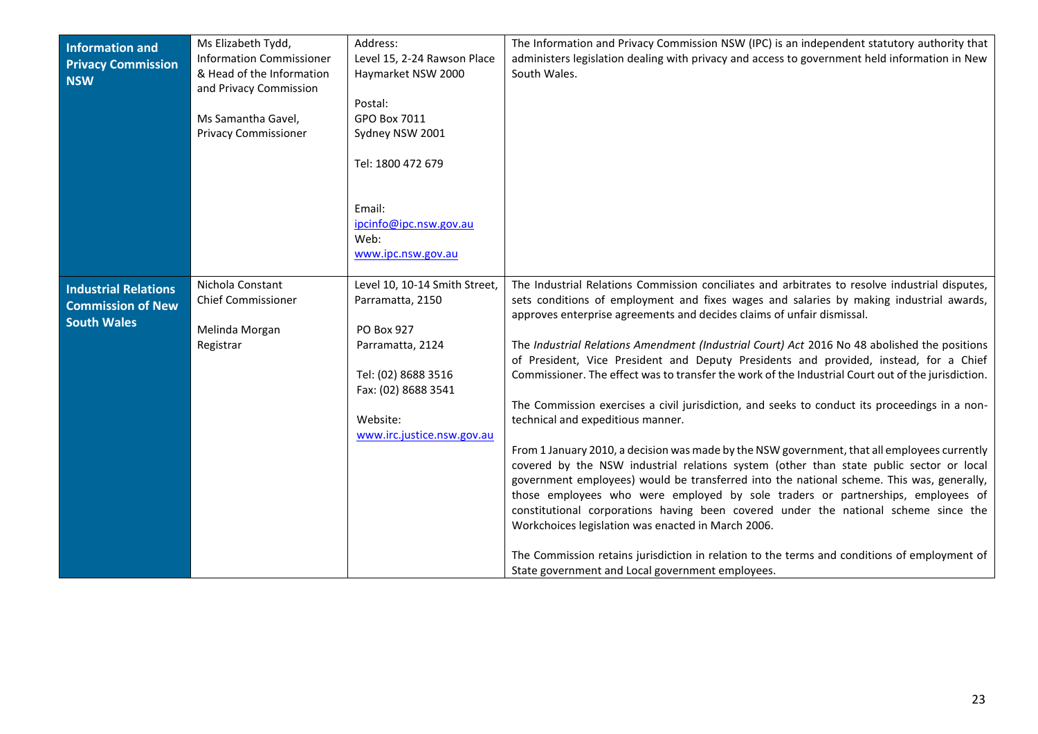| | | | |
|---|---|---|---|
| **Information and Privacy Commission NSW** | Ms Elizabeth Tydd, Information Commissioner & Head of the Information and Privacy Commission<br><br>Ms Samantha Gavel, Privacy Commissioner | Address:<br>Level 15, 2-24 Rawson Place<br>Haymarket NSW 2000<br><br>Postal:<br>GPO Box 7011<br>Sydney NSW 2001<br><br>Tel: 1800 472 679<br><br>Email:<br>ipcinfo@ipc.nsw.gov.au<br>Web:<br>www.ipc.nsw.gov.au | The Information and Privacy Commission NSW (IPC) is an independent statutory authority that administers legislation dealing with privacy and access to government held information in New South Wales. |
| **Industrial Relations Commission of New South Wales** | Nichola Constant<br>Chief Commissioner<br><br>Melinda Morgan<br>Registrar | Level 10, 10-14 Smith Street, Parramatta, 2150<br><br>PO Box 927<br>Parramatta, 2124<br><br>Tel: (02) 8688 3516<br>Fax: (02) 8688 3541<br><br>Website:<br>www.irc.justice.nsw.gov.au | The Industrial Relations Commission conciliates and arbitrates to resolve industrial disputes, sets conditions of employment and fixes wages and salaries by making industrial awards, approves enterprise agreements and decides claims of unfair dismissal.<br><br>The *Industrial Relations Amendment (Industrial Court) Act* 2016 No 48 abolished the positions of President, Vice President and Deputy Presidents and provided, instead, for a Chief Commissioner. The effect was to transfer the work of the Industrial Court out of the jurisdiction.<br><br>The Commission exercises a civil jurisdiction, and seeks to conduct its proceedings in a non-technical and expeditious manner.<br><br>From 1 January 2010, a decision was made by the NSW government, that all employees currently covered by the NSW industrial relations system (other than state public sector or local government employees) would be transferred into the national scheme. This was, generally, those employees who were employed by sole traders or partnerships, employees of constitutional corporations having been covered under the national scheme since the Workchoices legislation was enacted in March 2006.<br><br>The Commission retains jurisdiction in relation to the terms and conditions of employment of State government and Local government employees. |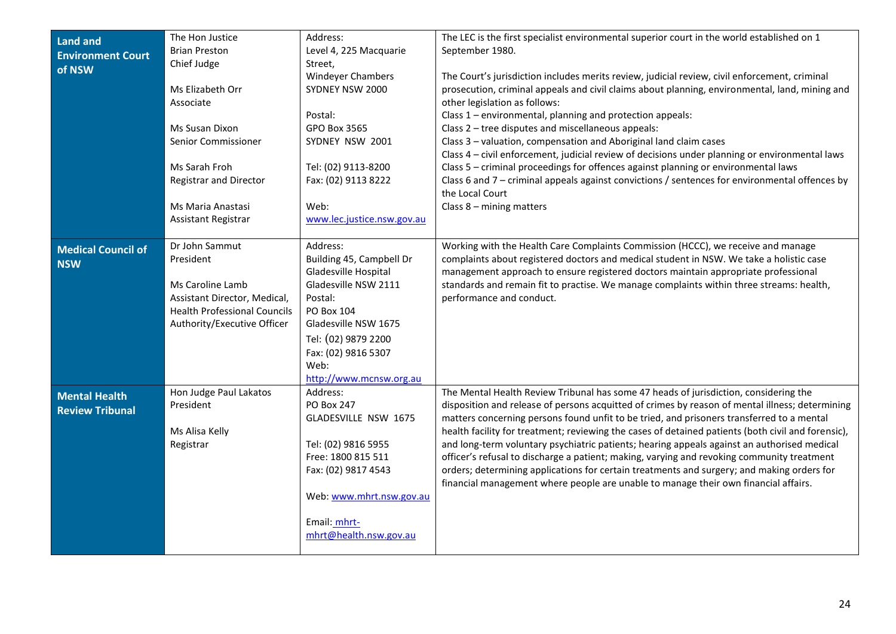| | | | |
|---|---|---|---|
| **Land and Environment Court of NSW** | The Hon Justice Brian Preston<br>Chief Judge<br><br>Ms Elizabeth Orr<br>Associate<br><br>Ms Susan Dixon<br>Senior Commissioner<br><br>Ms Sarah Froh<br>Registrar and Director<br><br>Ms Maria Anastasi<br>Assistant Registrar | Address:<br>Level 4, 225 Macquarie Street,<br>Windeyer Chambers<br>SYDNEY NSW 2000<br><br>Postal:<br>GPO Box 3565<br>SYDNEY NSW 2001<br><br>Tel: (02) 9113-8200<br>Fax: (02) 9113 8222<br><br>Web:<br>www.lec.justice.nsw.gov.au | The LEC is the first specialist environmental superior court in the world established on 1 September 1980.<br><br>The Court's jurisdiction includes merits review, judicial review, civil enforcement, criminal prosecution, criminal appeals and civil claims about planning, environmental, land, mining and other legislation as follows:<br>Class 1 – environmental, planning and protection appeals:<br>Class 2 – tree disputes and miscellaneous appeals:<br>Class 3 – valuation, compensation and Aboriginal land claim cases<br>Class 4 – civil enforcement, judicial review of decisions under planning or environmental laws<br>Class 5 – criminal proceedings for offences against planning or environmental laws<br>Class 6 and 7 – criminal appeals against convictions / sentences for environmental offences by the Local Court<br>Class 8 – mining matters |
| **Medical Council of NSW** | Dr John Sammut<br>President<br><br>Ms Caroline Lamb<br>Assistant Director, Medical, Health Professional Councils Authority/Executive Officer | Address:<br>Building 45, Campbell Dr<br>Gladesville Hospital<br>Gladesville NSW 2111<br>Postal:<br>PO Box 104<br>Gladesville NSW 1675<br>Tel: (02) 9879 2200<br>Fax: (02) 9816 5307<br>Web:<br>http://www.mcnsw.org.au | Working with the Health Care Complaints Commission (HCCC), we receive and manage complaints about registered doctors and medical student in NSW. We take a holistic case management approach to ensure registered doctors maintain appropriate professional standards and remain fit to practise. We manage complaints within three streams: health, performance and conduct. |
| **Mental Health Review Tribunal** | Hon Judge Paul Lakatos<br>President<br><br>Ms Alisa Kelly<br>Registrar | Address:<br>PO Box 247<br>GLADESVILLE NSW 1675<br><br>Tel: (02) 9816 5955<br>Free: 1800 815 511<br>Fax: (02) 9817 4543<br><br>Web: www.mhrt.nsw.gov.au<br><br>Email: mhrt-mhrt@health.nsw.gov.au | The Mental Health Review Tribunal has some 47 heads of jurisdiction, considering the disposition and release of persons acquitted of crimes by reason of mental illness; determining matters concerning persons found unfit to be tried, and prisoners transferred to a mental health facility for treatment; reviewing the cases of detained patients (both civil and forensic), and long-term voluntary psychiatric patients; hearing appeals against an authorised medical officer's refusal to discharge a patient; making, varying and revoking community treatment orders; determining applications for certain treatments and surgery; and making orders for financial management where people are unable to manage their own financial affairs. |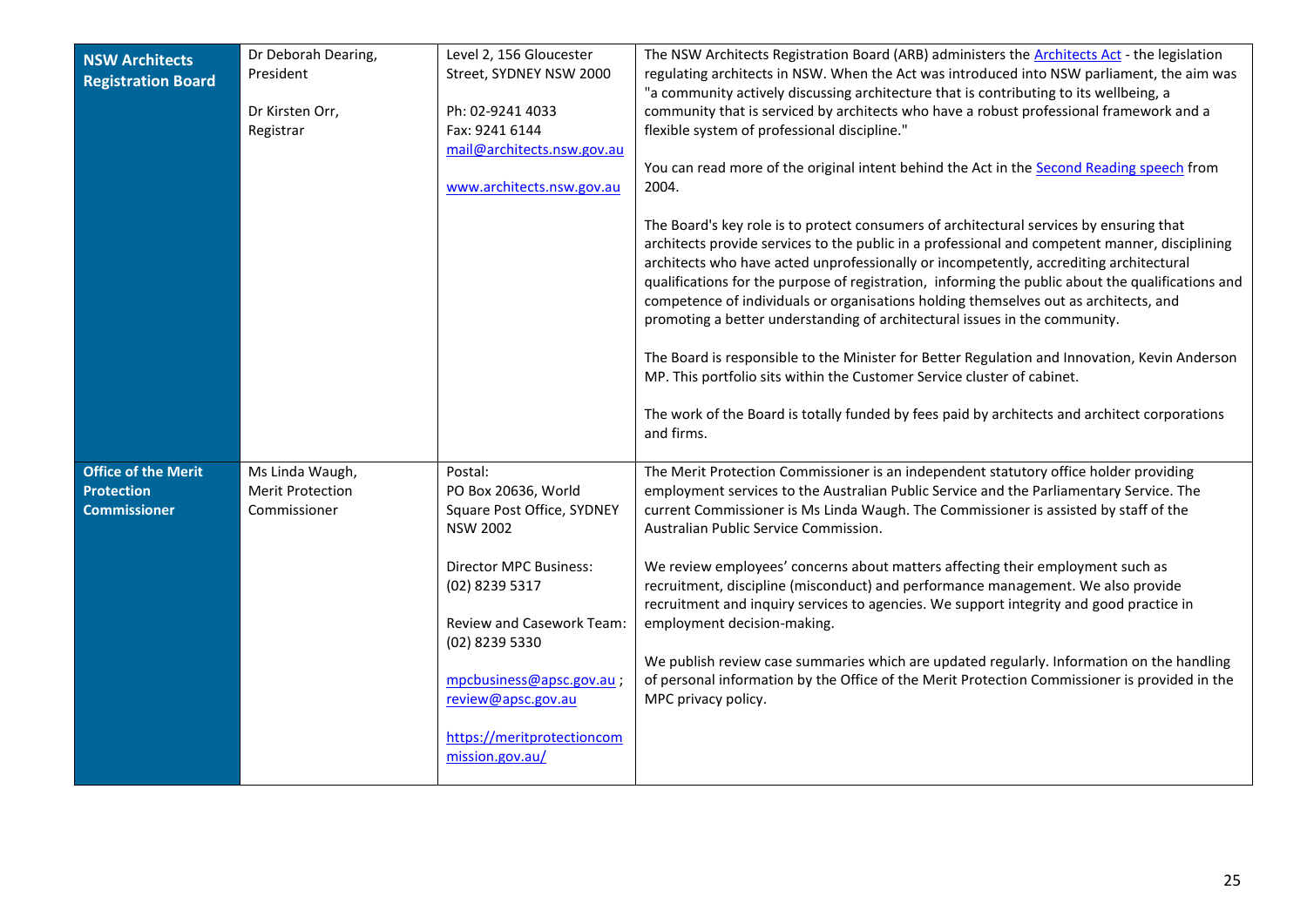| | | | |
|---|---|---|---|
| **NSW Architects Registration Board** | Dr Deborah Dearing, President<br><br>Dr Kirsten Orr, Registrar | Level 2, 156 Gloucester Street, SYDNEY NSW 2000<br><br>Ph: 02-9241 4033<br>Fax: 9241 6144<br>mail@architects.nsw.gov.au<br><br>www.architects.nsw.gov.au | The NSW Architects Registration Board (ARB) administers the Architects Act - the legislation regulating architects in NSW. When the Act was introduced into NSW parliament, the aim was "a community actively discussing architecture that is contributing to its wellbeing, a community that is serviced by architects who have a robust professional framework and a flexible system of professional discipline."<br><br>You can read more of the original intent behind the Act in the Second Reading speech from 2004.<br><br>The Board's key role is to protect consumers of architectural services by ensuring that architects provide services to the public in a professional and competent manner, disciplining architects who have acted unprofessionally or incompetently, accrediting architectural qualifications for the purpose of registration, informing the public about the qualifications and competence of individuals or organisations holding themselves out as architects, and promoting a better understanding of architectural issues in the community.<br><br>The Board is responsible to the Minister for Better Regulation and Innovation, Kevin Anderson MP. This portfolio sits within the Customer Service cluster of cabinet.<br><br>The work of the Board is totally funded by fees paid by architects and architect corporations and firms. |
| **Office of the Merit Protection Commissioner** | Ms Linda Waugh, Merit Protection Commissioner | Postal:<br>PO Box 20636, World Square Post Office, SYDNEY NSW 2002<br><br>Director MPC Business: (02) 8239 5317<br><br>Review and Casework Team: (02) 8239 5330<br><br>mpcbusiness@apsc.gov.au ; review@apsc.gov.au<br><br>https://meritprotectioncommission.gov.au/ | The Merit Protection Commissioner is an independent statutory office holder providing employment services to the Australian Public Service and the Parliamentary Service. The current Commissioner is Ms Linda Waugh. The Commissioner is assisted by staff of the Australian Public Service Commission.<br><br>We review employees' concerns about matters affecting their employment such as recruitment, discipline (misconduct) and performance management. We also provide recruitment and inquiry services to agencies. We support integrity and good practice in employment decision-making.<br><br>We publish review case summaries which are updated regularly. Information on the handling of personal information by the Office of the Merit Protection Commissioner is provided in the MPC privacy policy. |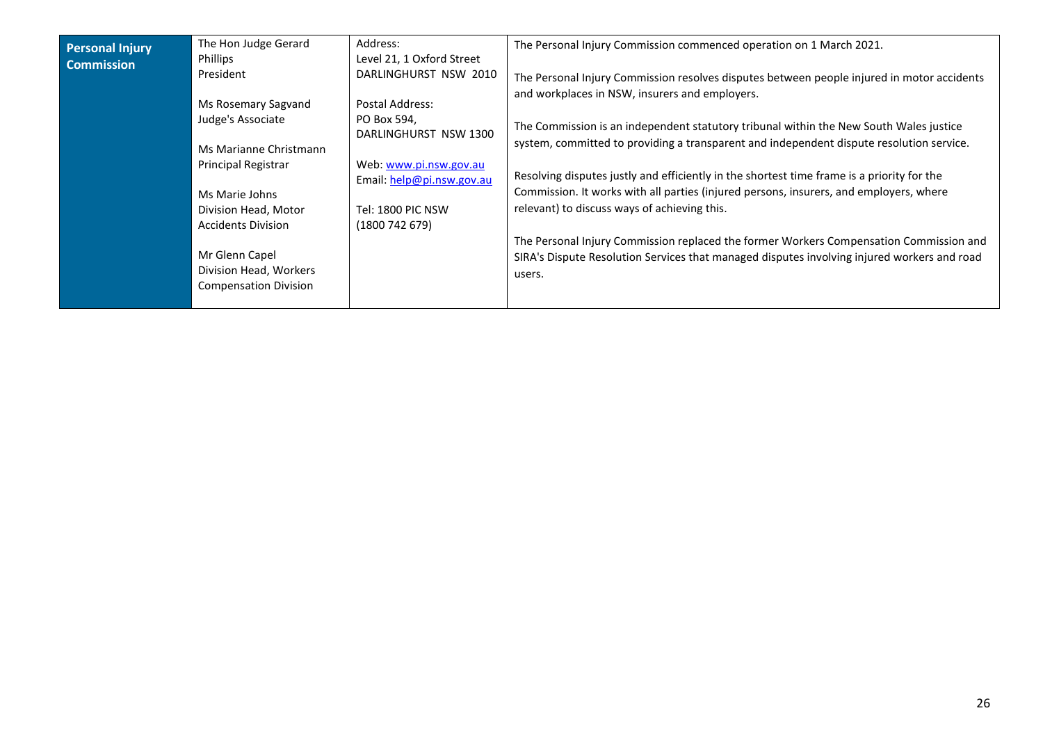| **Personal Injury Commission** | The Hon Judge Gerard Phillips<br>President<br><br>Ms Rosemary Sagvand<br>Judge's Associate<br><br>Ms Marianne Christmann<br>Principal Registrar<br><br>Ms Marie Johns<br>Division Head, Motor Accidents Division<br><br>Mr Glenn Capel<br>Division Head, Workers Compensation Division | Address:<br>Level 21, 1 Oxford Street<br>DARLINGHURST NSW 2010<br><br>Postal Address:<br>PO Box 594,<br>DARLINGHURST NSW 1300<br><br>Web: [www.pi.nsw.gov.au](http://www.pi.nsw.gov.au)<br>Email: [help@pi.nsw.gov.au](mailto:help@pi.nsw.gov.au)<br><br>Tel: 1800 PIC NSW<br>(1800 742 679) | The Personal Injury Commission commenced operation on 1 March 2021.<br><br>The Personal Injury Commission resolves disputes between people injured in motor accidents and workplaces in NSW, insurers and employers.<br><br>The Commission is an independent statutory tribunal within the New South Wales justice system, committed to providing a transparent and independent dispute resolution service.<br><br>Resolving disputes justly and efficiently in the shortest time frame is a priority for the Commission. It works with all parties (injured persons, insurers, and employers, where relevant) to discuss ways of achieving this.<br><br>The Personal Injury Commission replaced the former Workers Compensation Commission and SIRA's Dispute Resolution Services that managed disputes involving injured workers and road users. |
|---|---|---|---|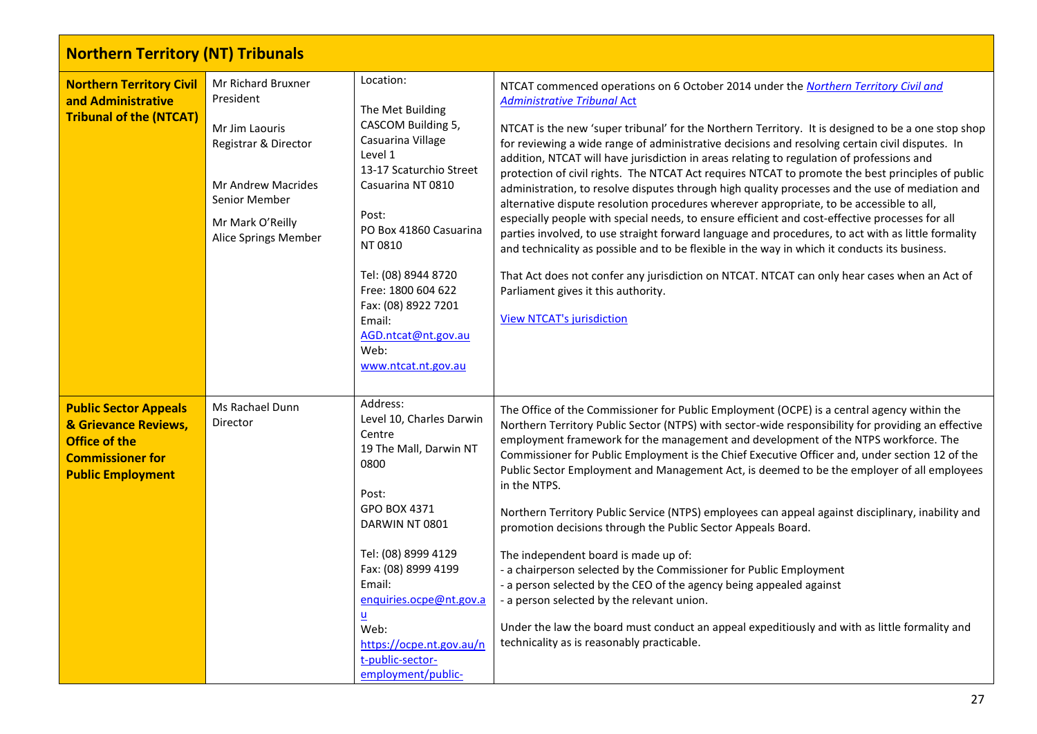| Northern Territory (NT) Tribunals | | | |
|---|---|---|---|
| **Northern Territory Civil and Administrative Tribunal of the (NTCAT)** | Mr Richard Bruxner<br>President<br><br>Mr Jim Laouris<br>Registrar & Director<br><br>Mr Andrew Macrides<br>Senior Member<br><br>Mr Mark O'Reilly<br>Alice Springs Member | Location:<br><br>The Met Building<br>CASCOM Building 5, Casuarina Village<br>Level 1<br>13-17 Scaturchio Street<br>Casuarina NT 0810<br><br>Post:<br>PO Box 41860 Casuarina NT 0810<br><br>Tel: (08) 8944 8720<br>Free: 1800 604 622<br>Fax: (08) 8922 7201<br>Email:<br>AGD.ntcat@nt.gov.au<br>Web:<br>www.ntcat.nt.gov.au | NTCAT commenced operations on 6 October 2014 under the *Northern Territory Civil and Administrative Tribunal* Act<br><br>NTCAT is the new 'super tribunal' for the Northern Territory. It is designed to be a one stop shop for reviewing a wide range of administrative decisions and resolving certain civil disputes. In addition, NTCAT will have jurisdiction in areas relating to regulation of professions and protection of civil rights. The NTCAT Act requires NTCAT to promote the best principles of public administration, to resolve disputes through high quality processes and the use of mediation and alternative dispute resolution procedures wherever appropriate, to be accessible to all, especially people with special needs, to ensure efficient and cost-effective processes for all parties involved, to use straight forward language and procedures, to act with as little formality and technicality as possible and to be flexible in the way in which it conducts its business.<br><br>That Act does not confer any jurisdiction on NTCAT. NTCAT can only hear cases when an Act of Parliament gives it this authority.<br><br>View NTCAT's jurisdiction |
| **Public Sector Appeals & Grievance Reviews, Office of the Commissioner for Public Employment** | Ms Rachael Dunn<br>Director | Address:<br>Level 10, Charles Darwin Centre<br>19 The Mall, Darwin NT 0800<br><br>Post:<br>GPO BOX 4371<br>DARWIN NT 0801<br><br>Tel: (08) 8999 4129<br>Fax: (08) 8999 4199<br>Email:<br>enquiries.ocpe@nt.gov.au<br>Web:<br>https://ocpe.nt.gov.au/nt-public-sector-employment/public- | The Office of the Commissioner for Public Employment (OCPE) is a central agency within the Northern Territory Public Sector (NTPS) with sector-wide responsibility for providing an effective employment framework for the management and development of the NTPS workforce. The Commissioner for Public Employment is the Chief Executive Officer and, under section 12 of the Public Sector Employment and Management Act, is deemed to be the employer of all employees in the NTPS.<br><br>Northern Territory Public Service (NTPS) employees can appeal against disciplinary, inability and promotion decisions through the Public Sector Appeals Board.<br><br>The independent board is made up of:<br>- a chairperson selected by the Commissioner for Public Employment<br>- a person selected by the CEO of the agency being appealed against<br>- a person selected by the relevant union.<br><br>Under the law the board must conduct an appeal expeditiously and with as little formality and technicality as is reasonably practicable. |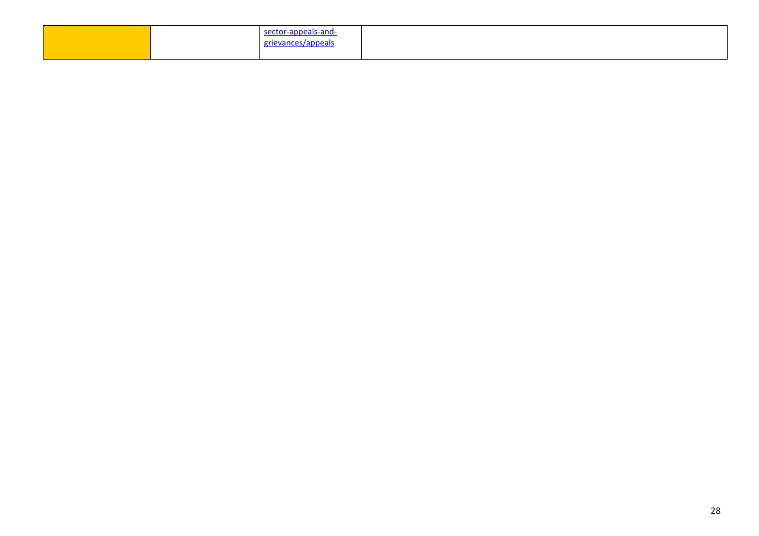|  |  | sector-appeals-and-grievances/appeals |  |
|---|---|---|---|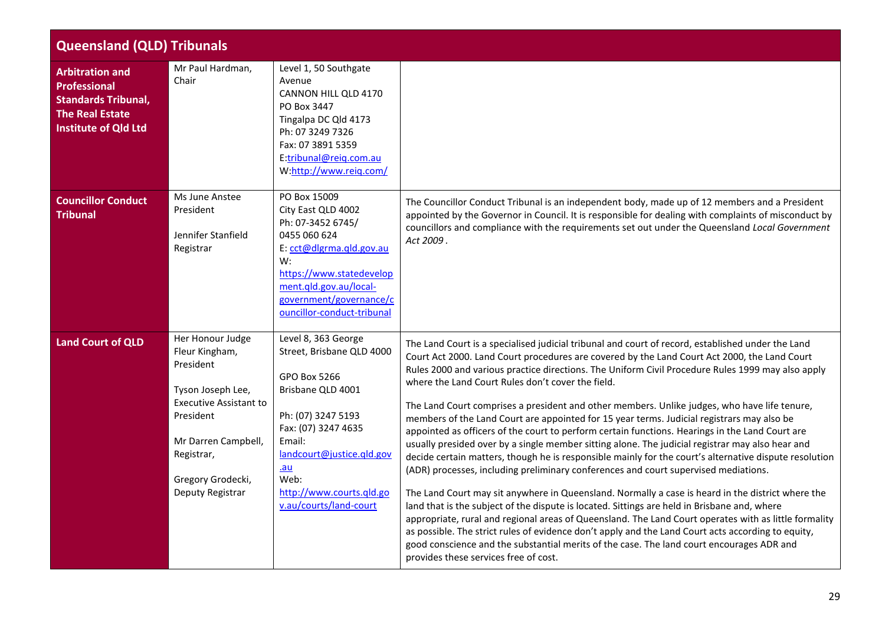## Queensland (QLD) Tribunals

| Tribunal | Contact | Address | Description |
|---|---|---|---|
| **Arbitration and Professional Standards Tribunal, The Real Estate Institute of Qld Ltd** | Mr Paul Hardman, Chair | Level 1, 50 Southgate Avenue<br>CANNON HILL QLD 4170<br>PO Box 3447<br>Tingalpa DC Qld 4173<br>Ph: 07 3249 7326<br>Fax: 07 3891 5359<br>E:tribunal@reiq.com.au<br>W:http://www.reiq.com/ | |
| **Councillor Conduct Tribunal** | Ms June Anstee<br>President<br><br>Jennifer Stanfield<br>Registrar | PO Box 15009<br>City East QLD 4002<br>Ph: 07-3452 6745/<br>0455 060 624<br>E: cct@dlgrma.qld.gov.au<br>W: https://www.statedevelopment.qld.gov.au/local-government/governance/councillor-conduct-tribunal | The Councillor Conduct Tribunal is an independent body, made up of 12 members and a President appointed by the Governor in Council. It is responsible for dealing with complaints of misconduct by councillors and compliance with the requirements set out under the Queensland *Local Government Act 2009*. |
| **Land Court of QLD** | Her Honour Judge Fleur Kingham, President<br><br>Tyson Joseph Lee, Executive Assistant to President<br><br>Mr Darren Campbell, Registrar,<br><br>Gregory Grodecki, Deputy Registrar | Level 8, 363 George Street, Brisbane QLD 4000<br><br>GPO Box 5266<br>Brisbane QLD 4001<br><br>Ph: (07) 3247 5193<br>Fax: (07) 3247 4635<br>Email:<br>landcourt@justice.qld.gov.au<br>Web:<br>http://www.courts.qld.gov.au/courts/land-court | The Land Court is a specialised judicial tribunal and court of record, established under the Land Court Act 2000. Land Court procedures are covered by the Land Court Act 2000, the Land Court Rules 2000 and various practice directions. The Uniform Civil Procedure Rules 1999 may also apply where the Land Court Rules don't cover the field.<br><br>The Land Court comprises a president and other members. Unlike judges, who have life tenure, members of the Land Court are appointed for 15 year terms. Judicial registrars may also be appointed as officers of the court to perform certain functions. Hearings in the Land Court are usually presided over by a single member sitting alone. The judicial registrar may also hear and decide certain matters, though he is responsible mainly for the court's alternative dispute resolution (ADR) processes, including preliminary conferences and court supervised mediations.<br><br>The Land Court may sit anywhere in Queensland. Normally a case is heard in the district where the land that is the subject of the dispute is located. Sittings are held in Brisbane and, where appropriate, rural and regional areas of Queensland. The Land Court operates with as little formality as possible. The strict rules of evidence don't apply and the Land Court acts according to equity, good conscience and the substantial merits of the case. The land court encourages ADR and provides these services free of cost. |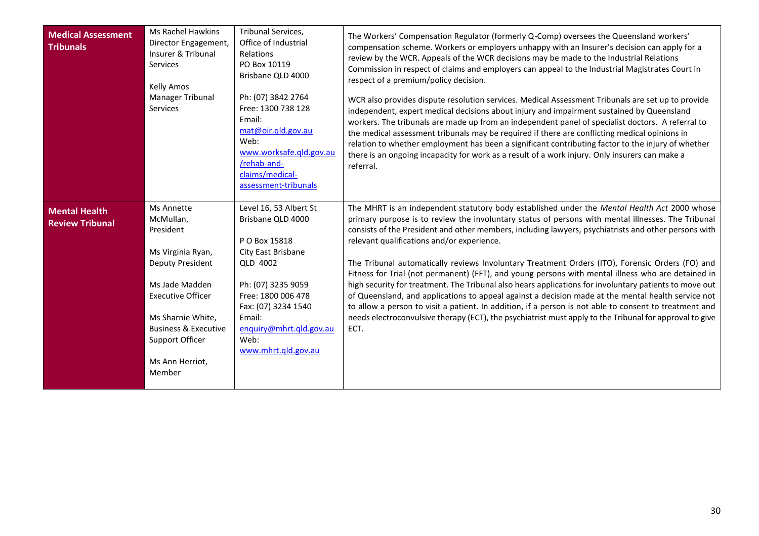| **Medical Assessment Tribunals** | Ms Rachel Hawkins Director Engagement, Insurer & Tribunal Services<br><br>Kelly Amos Manager Tribunal Services | Tribunal Services, Office of Industrial Relations<br>PO Box 10119<br>Brisbane QLD 4000<br><br>Ph: (07) 3842 2764<br>Free: 1300 738 128<br>Email: mat@oir.qld.gov.au<br>Web: www.worksafe.qld.gov.au/rehab-and-claims/medical-assessment-tribunals | The Workers' Compensation Regulator (formerly Q-Comp) oversees the Queensland workers' compensation scheme. Workers or employers unhappy with an Insurer's decision can apply for a review by the WCR. Appeals of the WCR decisions may be made to the Industrial Relations Commission in respect of claims and employers can appeal to the Industrial Magistrates Court in respect of a premium/policy decision.<br><br>WCR also provides dispute resolution services. Medical Assessment Tribunals are set up to provide independent, expert medical decisions about injury and impairment sustained by Queensland workers. The tribunals are made up from an independent panel of specialist doctors. A referral to the medical assessment tribunals may be required if there are conflicting medical opinions in relation to whether employment has been a significant contributing factor to the injury of whether there is an ongoing incapacity for work as a result of a work injury. Only insurers can make a referral. |
|---|---|---|---|
| **Mental Health Review Tribunal** | Ms Annette McMullan, President<br><br>Ms Virginia Ryan, Deputy President<br><br>Ms Jade Madden Executive Officer<br><br>Ms Sharnie White, Business & Executive Support Officer<br><br>Ms Ann Herriot, Member | Level 16, 53 Albert St<br>Brisbane QLD 4000<br><br>P O Box 15818<br>City East Brisbane<br>QLD 4002<br><br>Ph: (07) 3235 9059<br>Free: 1800 006 478<br>Fax: (07) 3234 1540<br>Email: enquiry@mhrt.qld.gov.au<br>Web: www.mhrt.qld.gov.au | The MHRT is an independent statutory body established under the *Mental Health Act* 2000 whose primary purpose is to review the involuntary status of persons with mental illnesses. The Tribunal consists of the President and other members, including lawyers, psychiatrists and other persons with relevant qualifications and/or experience.<br><br>The Tribunal automatically reviews Involuntary Treatment Orders (ITO), Forensic Orders (FO) and Fitness for Trial (not permanent) (FFT), and young persons with mental illness who are detained in high security for treatment. The Tribunal also hears applications for involuntary patients to move out of Queensland, and applications to appeal against a decision made at the mental health service not to allow a person to visit a patient. In addition, if a person is not able to consent to treatment and needs electroconvulsive therapy (ECT), the psychiatrist must apply to the Tribunal for approval to give ECT. |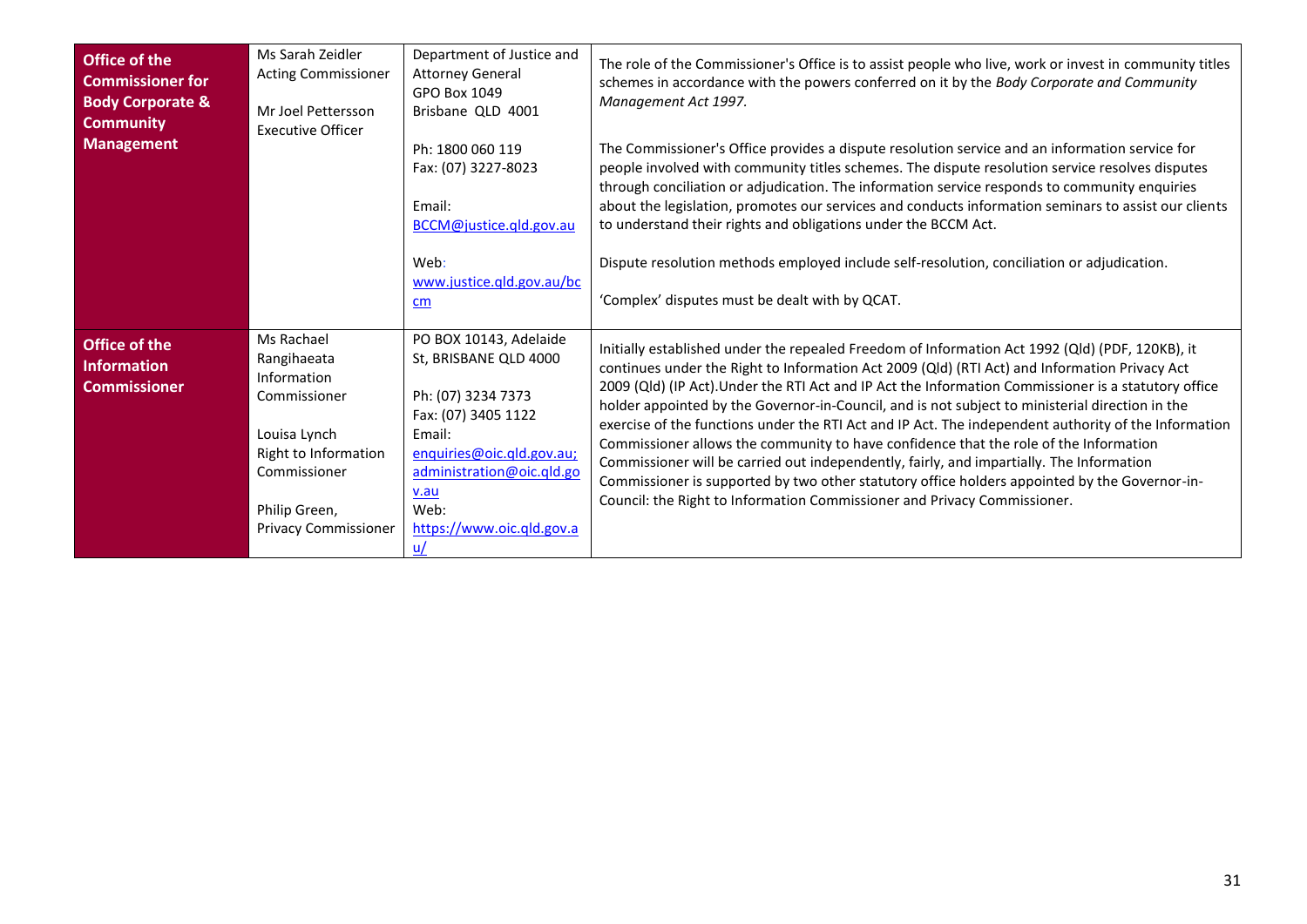| | | | |
|---|---|---|---|
| **Office of the Commissioner for Body Corporate & Community Management** | Ms Sarah Zeidler<br>Acting Commissioner<br><br>Mr Joel Pettersson<br>Executive Officer | Department of Justice and Attorney General<br>GPO Box 1049<br>Brisbane QLD 4001<br><br>Ph: 1800 060 119<br>Fax: (07) 3227-8023<br><br>Email:<br>BCCM@justice.qld.gov.au<br><br>Web:<br>www.justice.qld.gov.au/bccm | The role of the Commissioner's Office is to assist people who live, work or invest in community titles schemes in accordance with the powers conferred on it by the *Body Corporate and Community Management Act 1997*.<br><br>The Commissioner's Office provides a dispute resolution service and an information service for people involved with community titles schemes. The dispute resolution service resolves disputes through conciliation or adjudication. The information service responds to community enquiries about the legislation, promotes our services and conducts information seminars to assist our clients to understand their rights and obligations under the BCCM Act.<br><br>Dispute resolution methods employed include self-resolution, conciliation or adjudication.<br><br>'Complex' disputes must be dealt with by QCAT. |
| **Office of the Information Commissioner** | Ms Rachael Rangihaeata<br>Information Commissioner<br><br>Louisa Lynch<br>Right to Information Commissioner<br><br>Philip Green,<br>Privacy Commissioner | PO BOX 10143, Adelaide St, BRISBANE QLD 4000<br><br>Ph: (07) 3234 7373<br>Fax: (07) 3405 1122<br>Email:<br>enquiries@oic.qld.gov.au; administration@oic.qld.gov.au<br>Web:<br>https://www.oic.qld.gov.au/ | Initially established under the repealed Freedom of Information Act 1992 (Qld) (PDF, 120KB), it continues under the Right to Information Act 2009 (Qld) (RTI Act) and Information Privacy Act 2009 (Qld) (IP Act).Under the RTI Act and IP Act the Information Commissioner is a statutory office holder appointed by the Governor-in-Council, and is not subject to ministerial direction in the exercise of the functions under the RTI Act and IP Act. The independent authority of the Information Commissioner allows the community to have confidence that the role of the Information Commissioner will be carried out independently, fairly, and impartially. The Information Commissioner is supported by two other statutory office holders appointed by the Governor-in-Council: the Right to Information Commissioner and Privacy Commissioner. |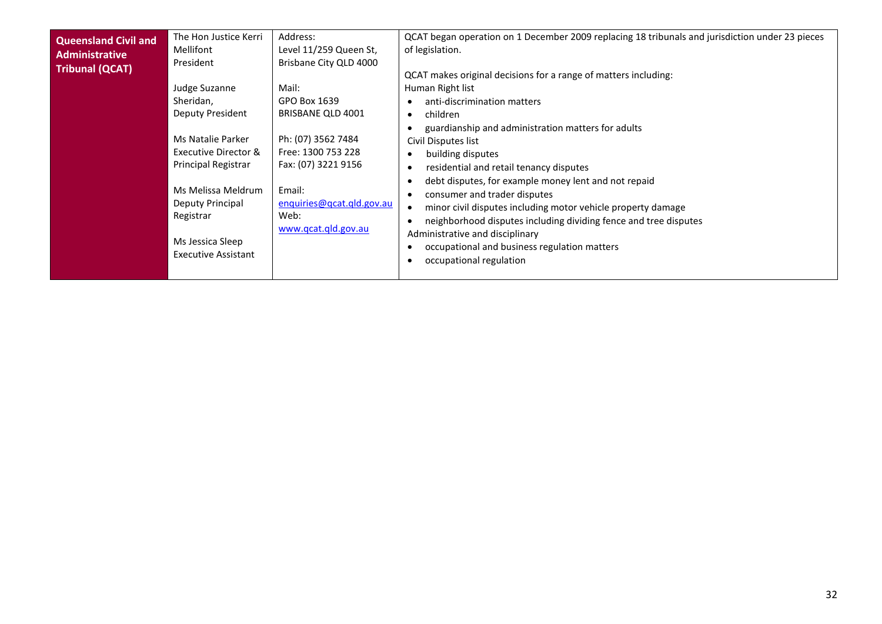| Queensland Civil and Administrative Tribunal (QCAT) | The Hon Justice Kerri Mellifont<br>President<br><br>Judge Suzanne Sheridan,<br>Deputy President<br><br>Ms Natalie Parker<br>Executive Director & Principal Registrar<br><br>Ms Melissa Meldrum<br>Deputy Principal Registrar<br><br>Ms Jessica Sleep<br>Executive Assistant | Address:<br>Level 11/259 Queen St,<br>Brisbane City QLD 4000<br><br>Mail:<br>GPO Box 1639<br>BRISBANE QLD 4001<br><br>Ph: (07) 3562 7484<br>Free: 1300 753 228<br>Fax: (07) 3221 9156<br><br>Email:<br>enquiries@qcat.qld.gov.au<br>Web:<br>www.qcat.qld.gov.au | QCAT began operation on 1 December 2009 replacing 18 tribunals and jurisdiction under 23 pieces of legislation.<br><br>QCAT makes original decisions for a range of matters including:<br>Human Right list<br>• anti-discrimination matters<br>• children<br>• guardianship and administration matters for adults<br>Civil Disputes list<br>• building disputes<br>• residential and retail tenancy disputes<br>• debt disputes, for example money lent and not repaid<br>• consumer and trader disputes<br>• minor civil disputes including motor vehicle property damage<br>• neighborhood disputes including dividing fence and tree disputes<br>Administrative and disciplinary<br>• occupational and business regulation matters<br>• occupational regulation |
|---|---|---|---|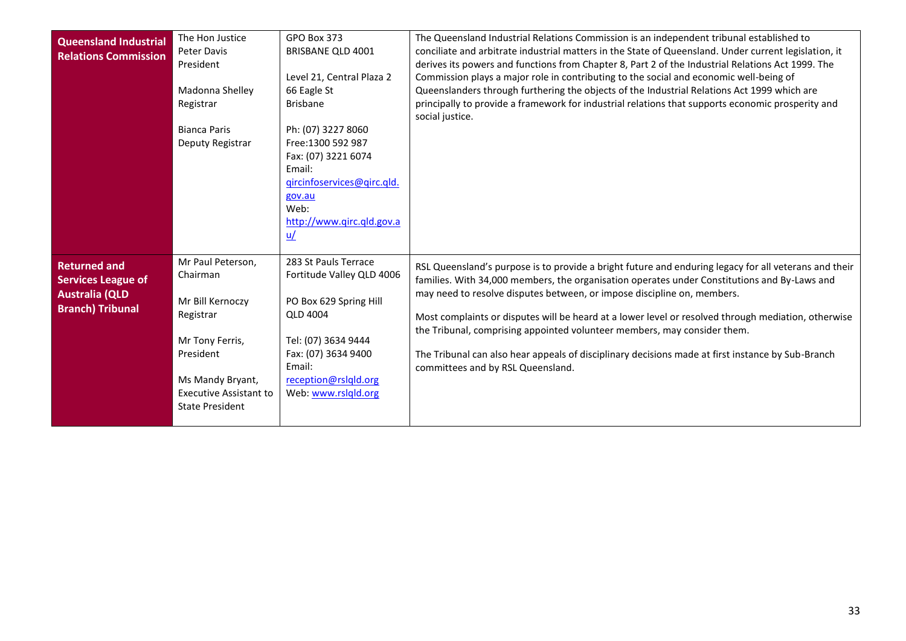| **Queensland Industrial Relations Commission** | The Hon Justice Peter Davis<br>President<br><br>Madonna Shelley<br>Registrar<br><br>Bianca Paris<br>Deputy Registrar | GPO Box 373<br>BRISBANE QLD 4001<br><br>Level 21, Central Plaza 2<br>66 Eagle St<br>Brisbane<br><br>Ph: (07) 3227 8060<br>Free:1300 592 987<br>Fax: (07) 3221 6074<br>Email:<br>qircinfoservices@qirc.qld.gov.au<br>Web:<br>http://www.qirc.qld.gov.au/ | The Queensland Industrial Relations Commission is an independent tribunal established to conciliate and arbitrate industrial matters in the State of Queensland. Under current legislation, it derives its powers and functions from Chapter 8, Part 2 of the Industrial Relations Act 1999. The Commission plays a major role in contributing to the social and economic well-being of Queenslanders through furthering the objects of the Industrial Relations Act 1999 which are principally to provide a framework for industrial relations that supports economic prosperity and social justice. |
|---|---|---|---|
| **Returned and Services League of Australia (QLD Branch) Tribunal** | Mr Paul Peterson,<br>Chairman<br><br>Mr Bill Kernoczy<br>Registrar<br><br>Mr Tony Ferris,<br>President<br><br>Ms Mandy Bryant,<br>Executive Assistant to State President | 283 St Pauls Terrace<br>Fortitude Valley QLD 4006<br><br>PO Box 629 Spring Hill<br>QLD 4004<br><br>Tel: (07) 3634 9444<br>Fax: (07) 3634 9400<br>Email:<br>reception@rslqld.org<br>Web: www.rslqld.org | RSL Queensland's purpose is to provide a bright future and enduring legacy for all veterans and their families. With 34,000 members, the organisation operates under Constitutions and By-Laws and may need to resolve disputes between, or impose discipline on, members.<br><br>Most complaints or disputes will be heard at a lower level or resolved through mediation, otherwise the Tribunal, comprising appointed volunteer members, may consider them.<br><br>The Tribunal can also hear appeals of disciplinary decisions made at first instance by Sub-Branch committees and by RSL Queensland. |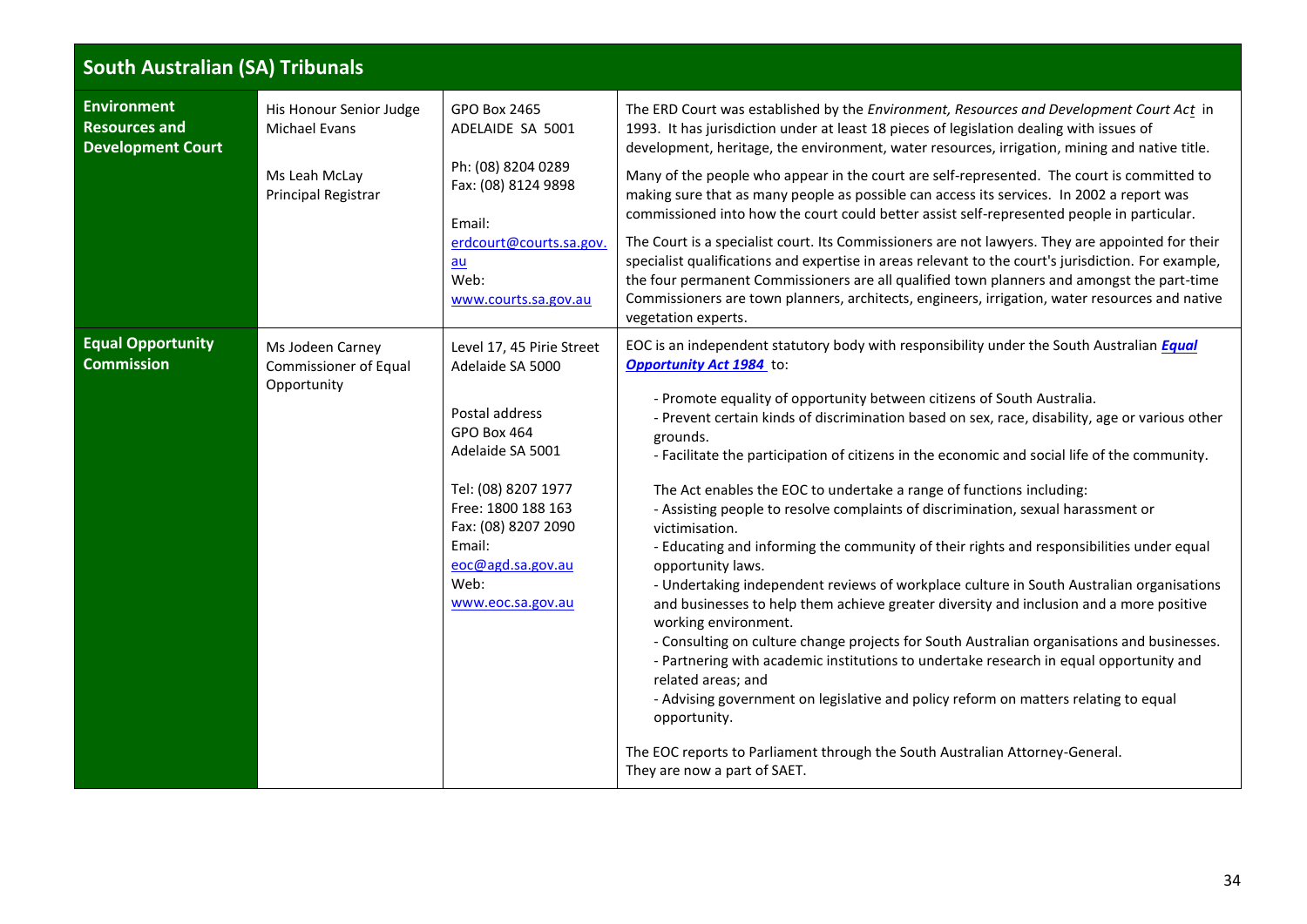| South Australian (SA) Tribunals | | | |
|---|---|---|---|
| **Environment Resources and Development Court** | His Honour Senior Judge Michael Evans<br><br>Ms Leah McLay<br>Principal Registrar | GPO Box 2465<br>ADELAIDE SA 5001<br><br>Ph: (08) 8204 0289<br>Fax: (08) 8124 9898<br><br>Email:<br>erdcourt@courts.sa.gov.au<br>Web:<br>www.courts.sa.gov.au | The ERD Court was established by the *Environment, Resources and Development Court Act* in 1993. It has jurisdiction under at least 18 pieces of legislation dealing with issues of development, heritage, the environment, water resources, irrigation, mining and native title.<br><br>Many of the people who appear in the court are self-represented. The court is committed to making sure that as many people as possible can access its services. In 2002 a report was commissioned into how the court could better assist self-represented people in particular.<br><br>The Court is a specialist court. Its Commissioners are not lawyers. They are appointed for their specialist qualifications and expertise in areas relevant to the court's jurisdiction. For example, the four permanent Commissioners are all qualified town planners and amongst the part-time Commissioners are town planners, architects, engineers, irrigation, water resources and native vegetation experts. |
| **Equal Opportunity Commission** | Ms Jodeen Carney<br>Commissioner of Equal Opportunity | Level 17, 45 Pirie Street<br>Adelaide SA 5000<br><br>Postal address<br>GPO Box 464<br>Adelaide SA 5001<br><br>Tel: (08) 8207 1977<br>Free: 1800 188 163<br>Fax: (08) 8207 2090<br>Email:<br>eoc@agd.sa.gov.au<br>Web:<br>www.eoc.sa.gov.au | EOC is an independent statutory body with responsibility under the South Australian ***Equal Opportunity Act 1984*** to:<br><br>- Promote equality of opportunity between citizens of South Australia.<br>- Prevent certain kinds of discrimination based on sex, race, disability, age or various other grounds.<br>- Facilitate the participation of citizens in the economic and social life of the community.<br><br>The Act enables the EOC to undertake a range of functions including:<br>- Assisting people to resolve complaints of discrimination, sexual harassment or victimisation.<br>- Educating and informing the community of their rights and responsibilities under equal opportunity laws.<br>- Undertaking independent reviews of workplace culture in South Australian organisations and businesses to help them achieve greater diversity and inclusion and a more positive working environment.<br>- Consulting on culture change projects for South Australian organisations and businesses.<br>- Partnering with academic institutions to undertake research in equal opportunity and related areas; and<br>- Advising government on legislative and policy reform on matters relating to equal opportunity.<br><br>The EOC reports to Parliament through the South Australian Attorney-General.<br>They are now a part of SAET. |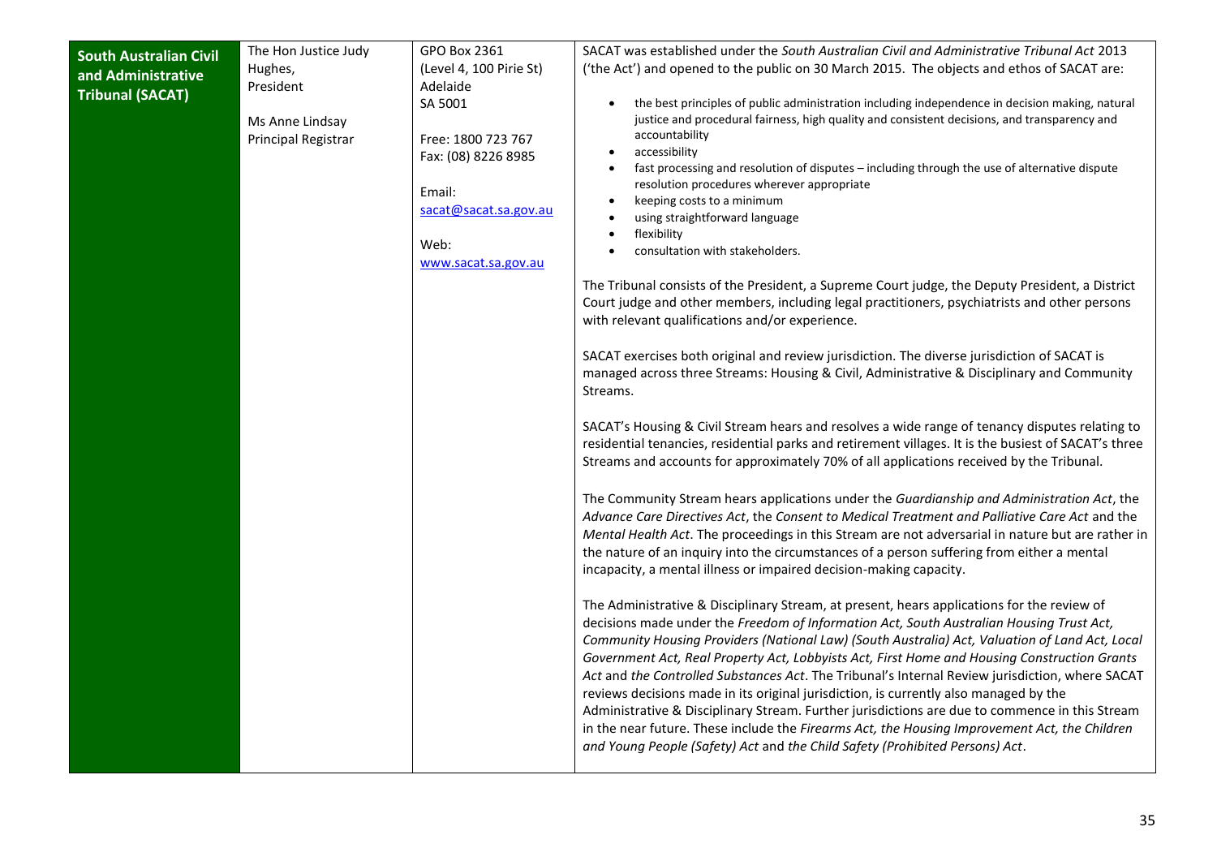| | | | |
|---|---|---|---|
| **South Australian Civil and Administrative Tribunal (SACAT)** | The Hon Justice Judy Hughes, President<br><br>Ms Anne Lindsay Principal Registrar | GPO Box 2361 (Level 4, 100 Pirie St) Adelaide SA 5001<br><br>Free: 1800 723 767<br>Fax: (08) 8226 8985<br><br>Email: sacat@sacat.sa.gov.au<br><br>Web: www.sacat.sa.gov.au | SACAT was established under the *South Australian Civil and Administrative Tribunal Act* 2013 ('the Act') and opened to the public on 30 March 2015. The objects and ethos of SACAT are:<br><br>• the best principles of public administration including independence in decision making, natural justice and procedural fairness, high quality and consistent decisions, and transparency and accountability<br>• accessibility<br>• fast processing and resolution of disputes – including through the use of alternative dispute resolution procedures wherever appropriate<br>• keeping costs to a minimum<br>• using straightforward language<br>• flexibility<br>• consultation with stakeholders.<br><br>The Tribunal consists of the President, a Supreme Court judge, the Deputy President, a District Court judge and other members, including legal practitioners, psychiatrists and other persons with relevant qualifications and/or experience.<br><br>SACAT exercises both original and review jurisdiction. The diverse jurisdiction of SACAT is managed across three Streams: Housing & Civil, Administrative & Disciplinary and Community Streams.<br><br>SACAT's Housing & Civil Stream hears and resolves a wide range of tenancy disputes relating to residential tenancies, residential parks and retirement villages. It is the busiest of SACAT's three Streams and accounts for approximately 70% of all applications received by the Tribunal.<br><br>The Community Stream hears applications under the *Guardianship and Administration Act*, the *Advance Care Directives Act*, the *Consent to Medical Treatment and Palliative Care Act* and the *Mental Health Act*. The proceedings in this Stream are not adversarial in nature but are rather in the nature of an inquiry into the circumstances of a person suffering from either a mental incapacity, a mental illness or impaired decision-making capacity.<br><br>The Administrative & Disciplinary Stream, at present, hears applications for the review of decisions made under the *Freedom of Information Act, South Australian Housing Trust Act, Community Housing Providers (National Law) (South Australia) Act, Valuation of Land Act, Local Government Act, Real Property Act, Lobbyists Act, First Home and Housing Construction Grants Act* and *the Controlled Substances Act*. The Tribunal's Internal Review jurisdiction, where SACAT reviews decisions made in its original jurisdiction, is currently also managed by the Administrative & Disciplinary Stream. Further jurisdictions are due to commence in this Stream in the near future. These include the *Firearms Act, the Housing Improvement Act, the Children and Young People (Safety) Act* and *the Child Safety (Prohibited Persons) Act*. |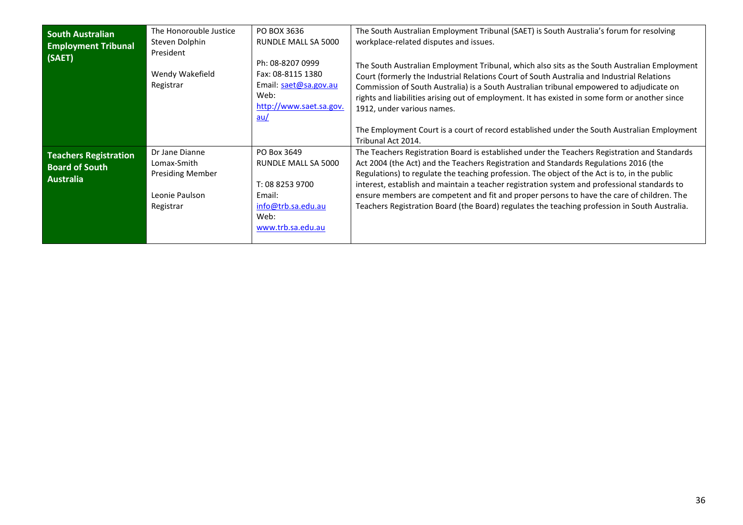| | | | |
|---|---|---|---|
| **South Australian Employment Tribunal (SAET)** | The Honorouble Justice Steven Dolphin<br>President<br><br>Wendy Wakefield<br>Registrar | PO BOX 3636<br>RUNDLE MALL SA 5000<br><br>Ph: 08-8207 0999<br>Fax: 08-8115 1380<br>Email: saet@sa.gov.au<br>Web: http://www.saet.sa.gov.au/ | The South Australian Employment Tribunal (SAET) is South Australia's forum for resolving workplace-related disputes and issues.<br><br>The South Australian Employment Tribunal, which also sits as the South Australian Employment Court (formerly the Industrial Relations Court of South Australia and Industrial Relations Commission of South Australia) is a South Australian tribunal empowered to adjudicate on rights and liabilities arising out of employment. It has existed in some form or another since 1912, under various names.<br><br>The Employment Court is a court of record established under the South Australian Employment Tribunal Act 2014. |
| **Teachers Registration Board of South Australia** | Dr Jane Dianne Lomax-Smith<br>Presiding Member<br><br>Leonie Paulson<br>Registrar | PO Box 3649<br>RUNDLE MALL SA 5000<br><br>T: 08 8253 9700<br>Email: info@trb.sa.edu.au<br>Web: www.trb.sa.edu.au | The Teachers Registration Board is established under the Teachers Registration and Standards Act 2004 (the Act) and the Teachers Registration and Standards Regulations 2016 (the Regulations) to regulate the teaching profession. The object of the Act is to, in the public interest, establish and maintain a teacher registration system and professional standards to ensure members are competent and fit and proper persons to have the care of children. The Teachers Registration Board (the Board) regulates the teaching profession in South Australia. |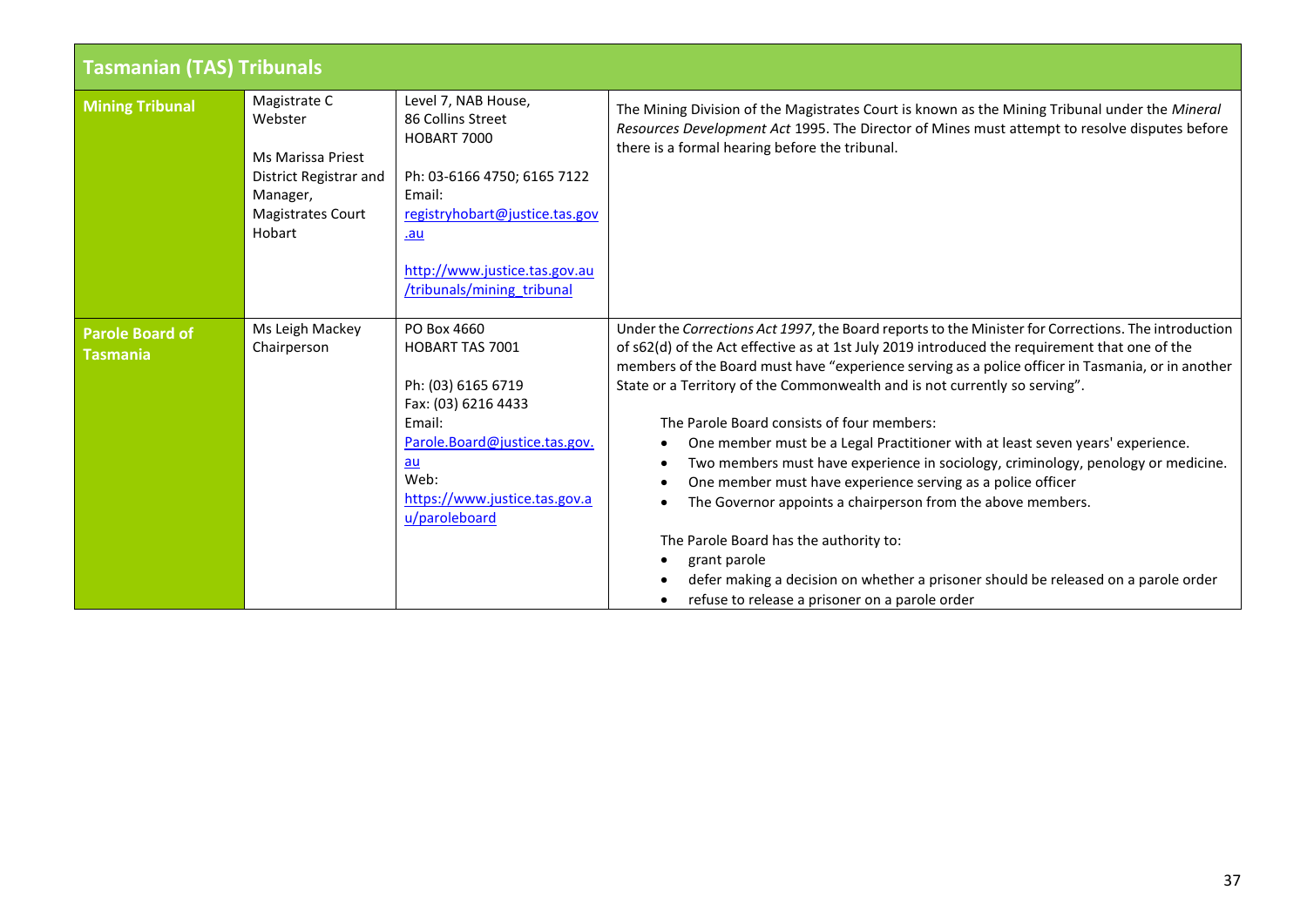| Tasmanian (TAS) Tribunals | | | |
|---|---|---|---|
| **Mining Tribunal** | Magistrate C Webster<br><br>Ms Marissa Priest District Registrar and Manager, Magistrates Court Hobart | Level 7, NAB House, 86 Collins Street HOBART 7000<br><br>Ph: 03-6166 4750; 6165 7122 Email: registryhobart@justice.tas.gov.au<br><br>http://www.justice.tas.gov.au/tribunals/mining_tribunal | The Mining Division of the Magistrates Court is known as the Mining Tribunal under the *Mineral Resources Development Act* 1995. The Director of Mines must attempt to resolve disputes before there is a formal hearing before the tribunal. |
| **Parole Board of Tasmania** | Ms Leigh Mackey Chairperson | PO Box 4660 HOBART TAS 7001<br><br>Ph: (03) 6165 6719 Fax: (03) 6216 4433 Email: Parole.Board@justice.tas.gov.au Web: https://www.justice.tas.gov.au/paroleboard | Under the *Corrections Act 1997*, the Board reports to the Minister for Corrections. The introduction of s62(d) of the Act effective as at 1st July 2019 introduced the requirement that one of the members of the Board must have "experience serving as a police officer in Tasmania, or in another State or a Territory of the Commonwealth and is not currently so serving".<br><br>The Parole Board consists of four members:<br>• One member must be a Legal Practitioner with at least seven years' experience.<br>• Two members must have experience in sociology, criminology, penology or medicine.<br>• One member must have experience serving as a police officer<br>• The Governor appoints a chairperson from the above members.<br><br>The Parole Board has the authority to:<br>• grant parole<br>• defer making a decision on whether a prisoner should be released on a parole order<br>• refuse to release a prisoner on a parole order |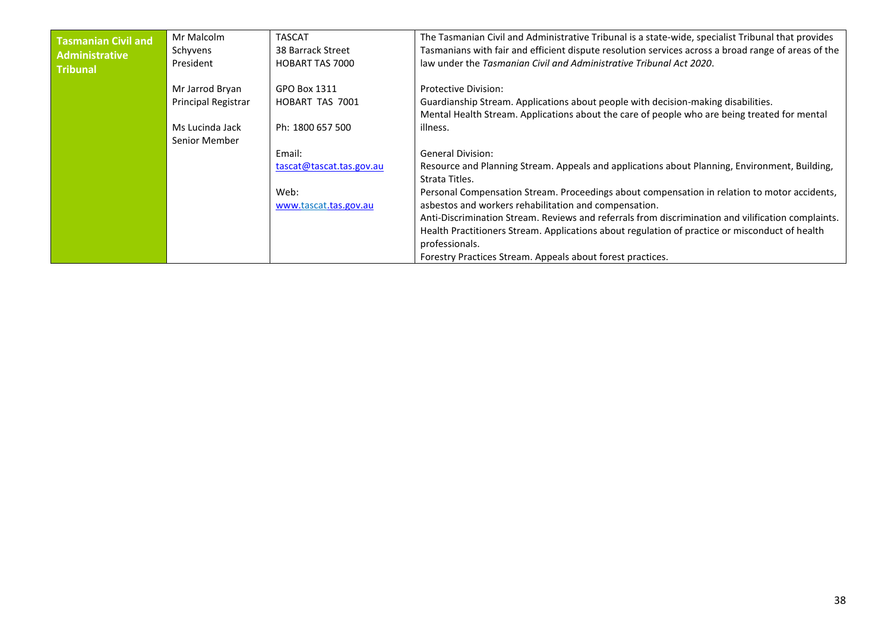| **Tasmanian Civil and Administrative Tribunal** | Mr Malcolm Schyvens<br>President<br><br>Mr Jarrod Bryan<br>Principal Registrar<br><br>Ms Lucinda Jack<br>Senior Member | TASCAT<br>38 Barrack Street<br>HOBART TAS 7000<br><br>GPO Box 1311<br>HOBART TAS 7001<br><br>Ph: 1800 657 500<br><br>Email:<br>tascat@tascat.tas.gov.au<br><br>Web:<br>www.tascat.tas.gov.au | The Tasmanian Civil and Administrative Tribunal is a state-wide, specialist Tribunal that provides Tasmanians with fair and efficient dispute resolution services across a broad range of areas of the law under the *Tasmanian Civil and Administrative Tribunal Act 2020*.<br><br>Protective Division:<br>Guardianship Stream. Applications about people with decision-making disabilities.<br>Mental Health Stream. Applications about the care of people who are being treated for mental illness.<br><br>General Division:<br>Resource and Planning Stream. Appeals and applications about Planning, Environment, Building, Strata Titles.<br>Personal Compensation Stream. Proceedings about compensation in relation to motor accidents, asbestos and workers rehabilitation and compensation.<br>Anti-Discrimination Stream. Reviews and referrals from discrimination and vilification complaints.<br>Health Practitioners Stream. Applications about regulation of practice or misconduct of health professionals.<br>Forestry Practices Stream. Appeals about forest practices. |
|---|---|---|---|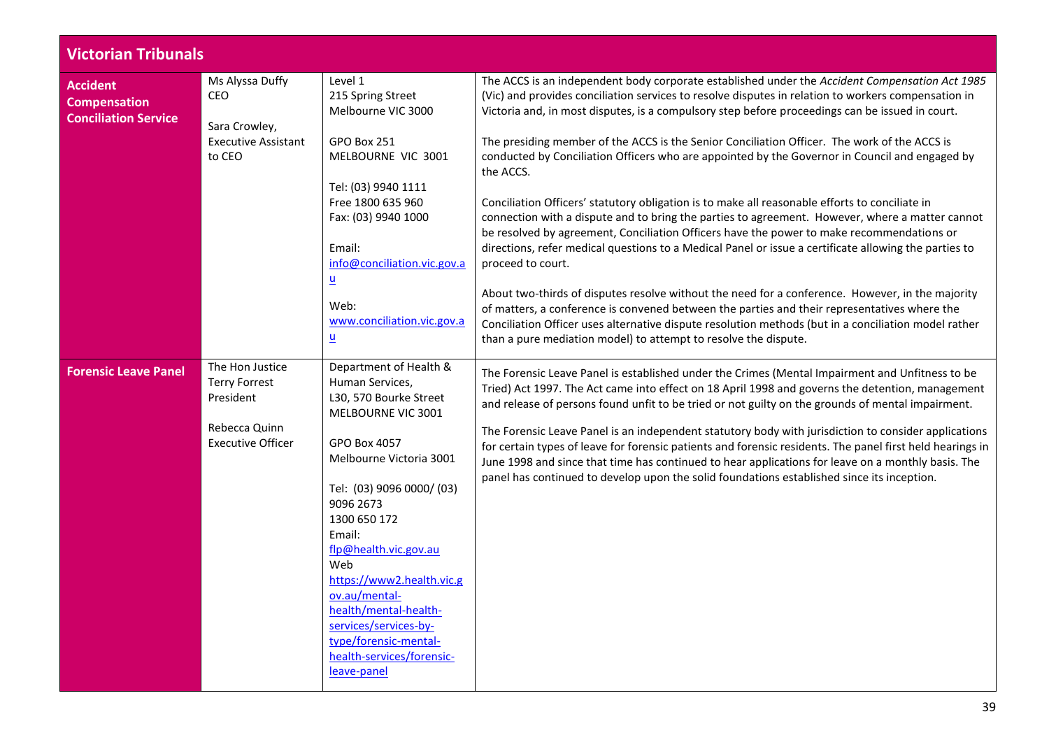| Victorian Tribunals | | | |
|---|---|---|---|
| **Accident Compensation Conciliation Service** | Ms Alyssa Duffy<br>CEO<br><br>Sara Crowley,<br>Executive Assistant to CEO | Level 1<br>215 Spring Street<br>Melbourne VIC 3000<br><br>GPO Box 251<br>MELBOURNE VIC 3001<br><br>Tel: (03) 9940 1111<br>Free 1800 635 960<br>Fax: (03) 9940 1000<br><br>Email:<br>info@conciliation.vic.gov.au<br><br>Web:<br>www.conciliation.vic.gov.au | The ACCS is an independent body corporate established under the *Accident Compensation Act 1985* (Vic) and provides conciliation services to resolve disputes in relation to workers compensation in Victoria and, in most disputes, is a compulsory step before proceedings can be issued in court.<br><br>The presiding member of the ACCS is the Senior Conciliation Officer. The work of the ACCS is conducted by Conciliation Officers who are appointed by the Governor in Council and engaged by the ACCS.<br><br>Conciliation Officers' statutory obligation is to make all reasonable efforts to conciliate in connection with a dispute and to bring the parties to agreement. However, where a matter cannot be resolved by agreement, Conciliation Officers have the power to make recommendations or directions, refer medical questions to a Medical Panel or issue a certificate allowing the parties to proceed to court.<br><br>About two-thirds of disputes resolve without the need for a conference. However, in the majority of matters, a conference is convened between the parties and their representatives where the Conciliation Officer uses alternative dispute resolution methods (but in a conciliation model rather than a pure mediation model) to attempt to resolve the dispute. |
| **Forensic Leave Panel** | The Hon Justice Terry Forrest<br>President<br><br>Rebecca Quinn<br>Executive Officer | Department of Health & Human Services,<br>L30, 570 Bourke Street<br>MELBOURNE VIC 3001<br><br>GPO Box 4057<br>Melbourne Victoria 3001<br><br>Tel: (03) 9096 0000/ (03) 9096 2673<br>1300 650 172<br>Email:<br>flp@health.vic.gov.au<br>Web<br>https://www2.health.vic.gov.au/mental-health/mental-health-services/services-by-type/forensic-mental-health-services/forensic-leave-panel | The Forensic Leave Panel is established under the Crimes (Mental Impairment and Unfitness to be Tried) Act 1997. The Act came into effect on 18 April 1998 and governs the detention, management and release of persons found unfit to be tried or not guilty on the grounds of mental impairment.<br><br>The Forensic Leave Panel is an independent statutory body with jurisdiction to consider applications for certain types of leave for forensic patients and forensic residents. The panel first held hearings in June 1998 and since that time has continued to hear applications for leave on a monthly basis. The panel has continued to develop upon the solid foundations established since its inception. |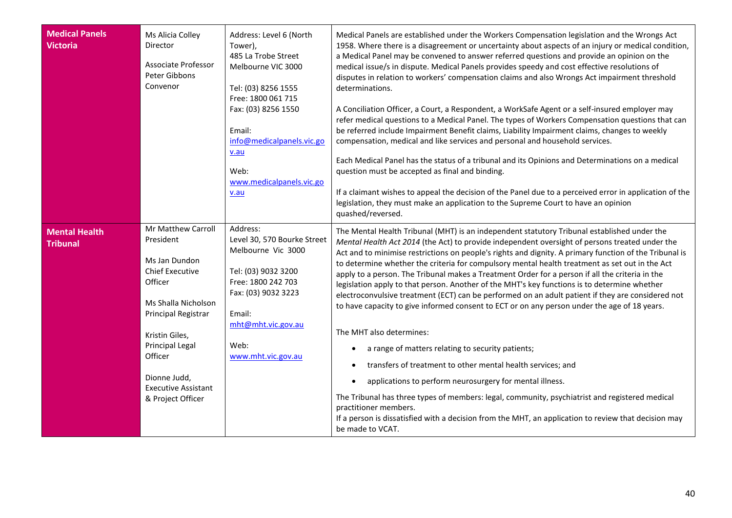| | | | |
|---|---|---|---|
| **Medical Panels Victoria** | Ms Alicia Colley<br>Director<br><br>Associate Professor Peter Gibbons<br>Convenor | Address: Level 6 (North Tower),<br>485 La Trobe Street<br>Melbourne VIC 3000<br><br>Tel: (03) 8256 1555<br>Free: 1800 061 715<br>Fax: (03) 8256 1550<br><br>Email:<br>info@medicalpanels.vic.gov.au<br><br>Web:<br>www.medicalpanels.vic.gov.au | Medical Panels are established under the Workers Compensation legislation and the Wrongs Act 1958. Where there is a disagreement or uncertainty about aspects of an injury or medical condition, a Medical Panel may be convened to answer referred questions and provide an opinion on the medical issue/s in dispute. Medical Panels provides speedy and cost effective resolutions of disputes in relation to workers' compensation claims and also Wrongs Act impairment threshold determinations.<br><br>A Conciliation Officer, a Court, a Respondent, a WorkSafe Agent or a self-insured employer may refer medical questions to a Medical Panel. The types of Workers Compensation questions that can be referred include Impairment Benefit claims, Liability Impairment claims, changes to weekly compensation, medical and like services and personal and household services.<br><br>Each Medical Panel has the status of a tribunal and its Opinions and Determinations on a medical question must be accepted as final and binding.<br><br>If a claimant wishes to appeal the decision of the Panel due to a perceived error in application of the legislation, they must make an application to the Supreme Court to have an opinion quashed/reversed. |
| **Mental Health Tribunal** | Mr Matthew Carroll<br>President<br><br>Ms Jan Dundon<br>Chief Executive Officer<br><br>Ms Shalla Nicholson<br>Principal Registrar<br><br>Kristin Giles,<br>Principal Legal Officer<br><br>Dionne Judd,<br>Executive Assistant & Project Officer | Address:<br>Level 30, 570 Bourke Street<br>Melbourne Vic 3000<br><br>Tel: (03) 9032 3200<br>Free: 1800 242 703<br>Fax: (03) 9032 3223<br><br>Email:<br>mht@mht.vic.gov.au<br><br>Web:<br>www.mht.vic.gov.au | The Mental Health Tribunal (MHT) is an independent statutory Tribunal established under the *Mental Health Act 2014* (the Act) to provide independent oversight of persons treated under the Act and to minimise restrictions on people's rights and dignity. A primary function of the Tribunal is to determine whether the criteria for compulsory mental health treatment as set out in the Act apply to a person. The Tribunal makes a Treatment Order for a person if all the criteria in the legislation apply to that person. Another of the MHT's key functions is to determine whether electroconvulsive treatment (ECT) can be performed on an adult patient if they are considered not to have capacity to give informed consent to ECT or on any person under the age of 18 years.<br><br>The MHT also determines:<br>• a range of matters relating to security patients;<br>• transfers of treatment to other mental health services; and<br>• applications to perform neurosurgery for mental illness.<br><br>The Tribunal has three types of members: legal, community, psychiatrist and registered medical practitioner members.<br>If a person is dissatisfied with a decision from the MHT, an application to review that decision may be made to VCAT. |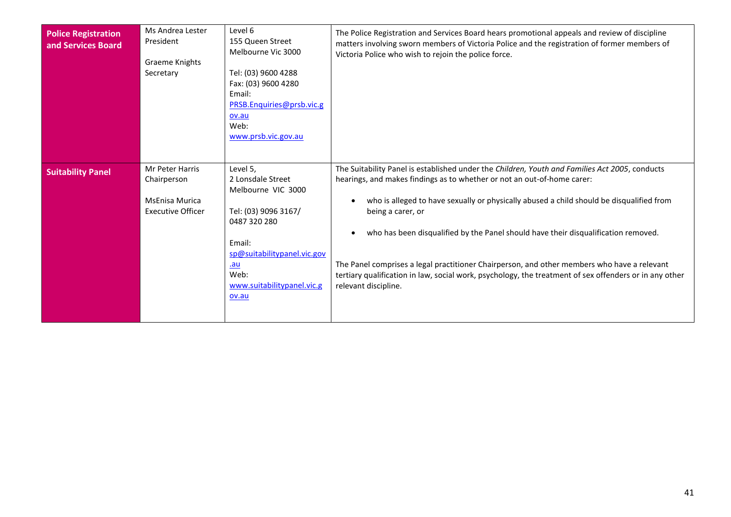| | | | |
|---|---|---|---|
| **Police Registration and Services Board** | Ms Andrea Lester<br>President<br><br>Graeme Knights<br>Secretary | Level 6<br>155 Queen Street<br>Melbourne Vic 3000<br><br>Tel: (03) 9600 4288<br>Fax: (03) 9600 4280<br>Email:<br>PRSB.Enquiries@prsb.vic.gov.au<br>Web:<br>www.prsb.vic.gov.au | The Police Registration and Services Board hears promotional appeals and review of discipline matters involving sworn members of Victoria Police and the registration of former members of Victoria Police who wish to rejoin the police force. |
| **Suitability Panel** | Mr Peter Harris<br>Chairperson<br><br>MsEnisa Murica<br>Executive Officer | Level 5,<br>2 Lonsdale Street<br>Melbourne VIC 3000<br><br>Tel: (03) 9096 3167/<br>0487 320 280<br><br>Email:<br>sp@suitabilitypanel.vic.gov.au<br>Web:<br>www.suitabilitypanel.vic.gov.au | The Suitability Panel is established under the *Children, Youth and Families Act 2005*, conducts hearings, and makes findings as to whether or not an out-of-home carer:<br><br>• who is alleged to have sexually or physically abused a child should be disqualified from being a carer, or<br><br>• who has been disqualified by the Panel should have their disqualification removed.<br><br>The Panel comprises a legal practitioner Chairperson, and other members who have a relevant tertiary qualification in law, social work, psychology, the treatment of sex offenders or in any other relevant discipline. |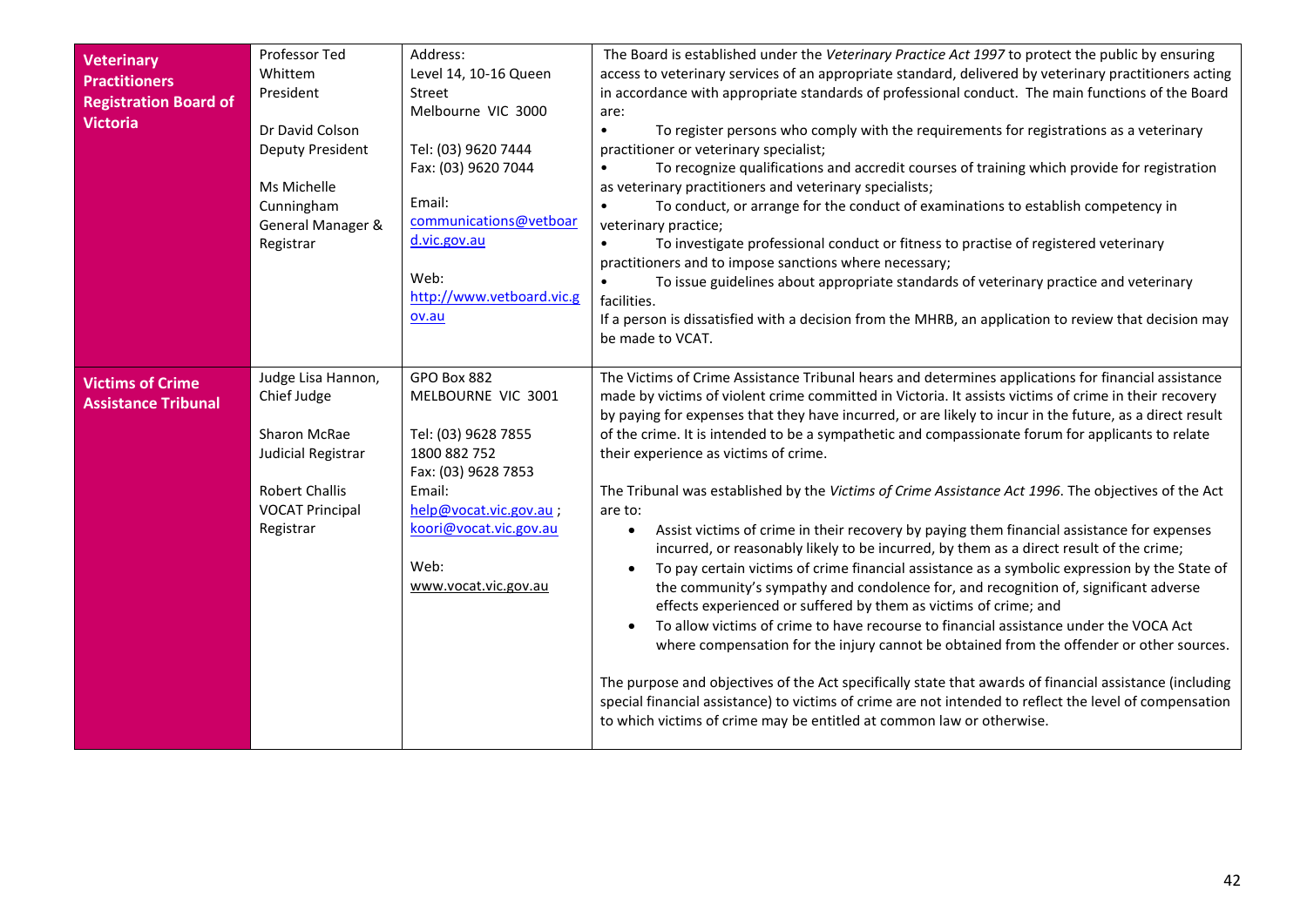| **Veterinary Practitioners Registration Board of Victoria** | Professor Ted Whittem<br>President<br><br>Dr David Colson<br>Deputy President<br><br>Ms Michelle Cunningham<br>General Manager & Registrar | Address:<br>Level 14, 10-16 Queen Street<br>Melbourne VIC 3000<br><br>Tel: (03) 9620 7444<br>Fax: (03) 9620 7044<br><br>Email:<br>communications@vetboard.vic.gov.au<br><br>Web:<br>http://www.vetboard.vic.gov.au | The Board is established under the *Veterinary Practice Act 1997* to protect the public by ensuring access to veterinary services of an appropriate standard, delivered by veterinary practitioners acting in accordance with appropriate standards of professional conduct. The main functions of the Board are:<br>• To register persons who comply with the requirements for registrations as a veterinary practitioner or veterinary specialist;<br>• To recognize qualifications and accredit courses of training which provide for registration as veterinary practitioners and veterinary specialists;<br>• To conduct, or arrange for the conduct of examinations to establish competency in veterinary practice;<br>• To investigate professional conduct or fitness to practise of registered veterinary practitioners and to impose sanctions where necessary;<br>• To issue guidelines about appropriate standards of veterinary practice and veterinary facilities.<br>If a person is dissatisfied with a decision from the MHRB, an application to review that decision may be made to VCAT. |
|---|---|---|---|
| **Victims of Crime Assistance Tribunal** | Judge Lisa Hannon, Chief Judge<br><br>Sharon McRae<br>Judicial Registrar<br><br>Robert Challis<br>VOCAT Principal Registrar | GPO Box 882<br>MELBOURNE VIC 3001<br><br>Tel: (03) 9628 7855<br>1800 882 752<br>Fax: (03) 9628 7853<br>Email:<br>help@vocat.vic.gov.au ;<br>koori@vocat.vic.gov.au<br><br>Web:<br>www.vocat.vic.gov.au | The Victims of Crime Assistance Tribunal hears and determines applications for financial assistance made by victims of violent crime committed in Victoria. It assists victims of crime in their recovery by paying for expenses that they have incurred, or are likely to incur in the future, as a direct result of the crime. It is intended to be a sympathetic and compassionate forum for applicants to relate their experience as victims of crime.<br><br>The Tribunal was established by the *Victims of Crime Assistance Act 1996*. The objectives of the Act are to:<br>• Assist victims of crime in their recovery by paying them financial assistance for expenses incurred, or reasonably likely to be incurred, by them as a direct result of the crime;<br>• To pay certain victims of crime financial assistance as a symbolic expression by the State of the community's sympathy and condolence for, and recognition of, significant adverse effects experienced or suffered by them as victims of crime; and<br>• To allow victims of crime to have recourse to financial assistance under the VOCA Act where compensation for the injury cannot be obtained from the offender or other sources.<br><br>The purpose and objectives of the Act specifically state that awards of financial assistance (including special financial assistance) to victims of crime are not intended to reflect the level of compensation to which victims of crime may be entitled at common law or otherwise. |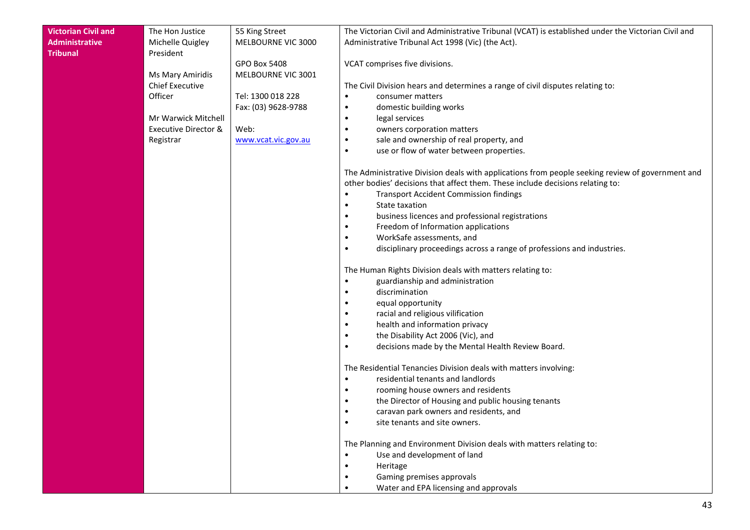| **Victorian Civil and Administrative Tribunal** | The Hon Justice Michelle Quigley<br>President<br><br>Ms Mary Amiridis<br>Chief Executive Officer<br><br>Mr Warwick Mitchell<br>Executive Director & Registrar | 55 King Street<br>MELBOURNE VIC 3000<br><br>GPO Box 5408<br>MELBOURNE VIC 3001<br><br>Tel: 1300 018 228<br>Fax: (03) 9628-9788<br><br>Web:<br>www.vcat.vic.gov.au | The Victorian Civil and Administrative Tribunal (VCAT) is established under the Victorian Civil and Administrative Tribunal Act 1998 (Vic) (the Act).<br><br>VCAT comprises five divisions.<br><br>The Civil Division hears and determines a range of civil disputes relating to:<br>• consumer matters<br>• domestic building works<br>• legal services<br>• owners corporation matters<br>• sale and ownership of real property, and<br>• use or flow of water between properties.<br><br>The Administrative Division deals with applications from people seeking review of government and other bodies' decisions that affect them. These include decisions relating to:<br>• Transport Accident Commission findings<br>• State taxation<br>• business licences and professional registrations<br>• Freedom of Information applications<br>• WorkSafe assessments, and<br>• disciplinary proceedings across a range of professions and industries.<br><br>The Human Rights Division deals with matters relating to:<br>• guardianship and administration<br>• discrimination<br>• equal opportunity<br>• racial and religious vilification<br>• health and information privacy<br>• the Disability Act 2006 (Vic), and<br>• decisions made by the Mental Health Review Board.<br><br>The Residential Tenancies Division deals with matters involving:<br>• residential tenants and landlords<br>• rooming house owners and residents<br>• the Director of Housing and public housing tenants<br>• caravan park owners and residents, and<br>• site tenants and site owners.<br><br>The Planning and Environment Division deals with matters relating to:<br>• Use and development of land<br>• Heritage<br>• Gaming premises approvals<br>• Water and EPA licensing and approvals |
|---|---|---|---|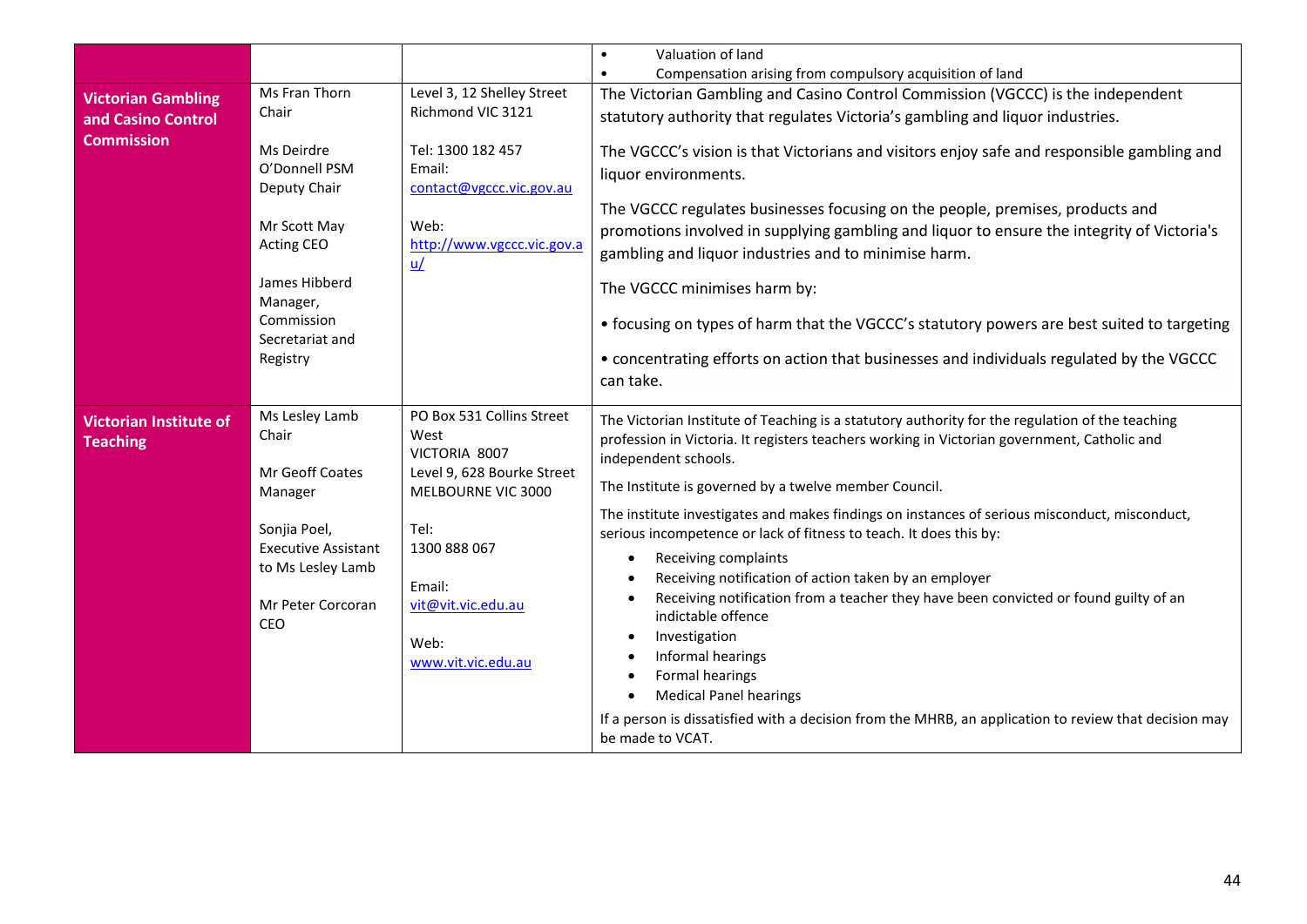| | | | |
|---|---|---|---|
| | | | • Valuation of land<br>• Compensation arising from compulsory acquisition of land |
| **Victorian Gambling and Casino Control Commission** | Ms Fran Thorn<br>Chair<br><br>Ms Deirdre O'Donnell PSM<br>Deputy Chair<br><br>Mr Scott May<br>Acting CEO<br><br>James Hibberd<br>Manager, Commission Secretariat and Registry | Level 3, 12 Shelley Street<br>Richmond VIC 3121<br><br>Tel: 1300 182 457<br>Email:<br>contact@vgccc.vic.gov.au<br><br>Web:<br>http://www.vgccc.vic.gov.au/ | The Victorian Gambling and Casino Control Commission (VGCCC) is the independent statutory authority that regulates Victoria's gambling and liquor industries.<br><br>The VGCCC's vision is that Victorians and visitors enjoy safe and responsible gambling and liquor environments.<br><br>The VGCCC regulates businesses focusing on the people, premises, products and promotions involved in supplying gambling and liquor to ensure the integrity of Victoria's gambling and liquor industries and to minimise harm.<br><br>The VGCCC minimises harm by:<br><br>• focusing on types of harm that the VGCCC's statutory powers are best suited to targeting<br><br>• concentrating efforts on action that businesses and individuals regulated by the VGCCC can take. |
| **Victorian Institute of Teaching** | Ms Lesley Lamb<br>Chair<br><br>Mr Geoff Coates<br>Manager<br><br>Sonjia Poel,<br>Executive Assistant to Ms Lesley Lamb<br><br>Mr Peter Corcoran<br>CEO | PO Box 531 Collins Street West<br>VICTORIA 8007<br>Level 9, 628 Bourke Street<br>MELBOURNE VIC 3000<br><br>Tel:<br>1300 888 067<br><br>Email:<br>vit@vit.vic.edu.au<br><br>Web:<br>www.vit.vic.edu.au | The Victorian Institute of Teaching is a statutory authority for the regulation of the teaching profession in Victoria. It registers teachers working in Victorian government, Catholic and independent schools.<br><br>The Institute is governed by a twelve member Council.<br><br>The institute investigates and makes findings on instances of serious misconduct, misconduct, serious incompetence or lack of fitness to teach. It does this by:<br><br>• Receiving complaints<br>• Receiving notification of action taken by an employer<br>• Receiving notification from a teacher they have been convicted or found guilty of an indictable offence<br>• Investigation<br>• Informal hearings<br>• Formal hearings<br>• Medical Panel hearings<br><br>If a person is dissatisfied with a decision from the MHRB, an application to review that decision may be made to VCAT. |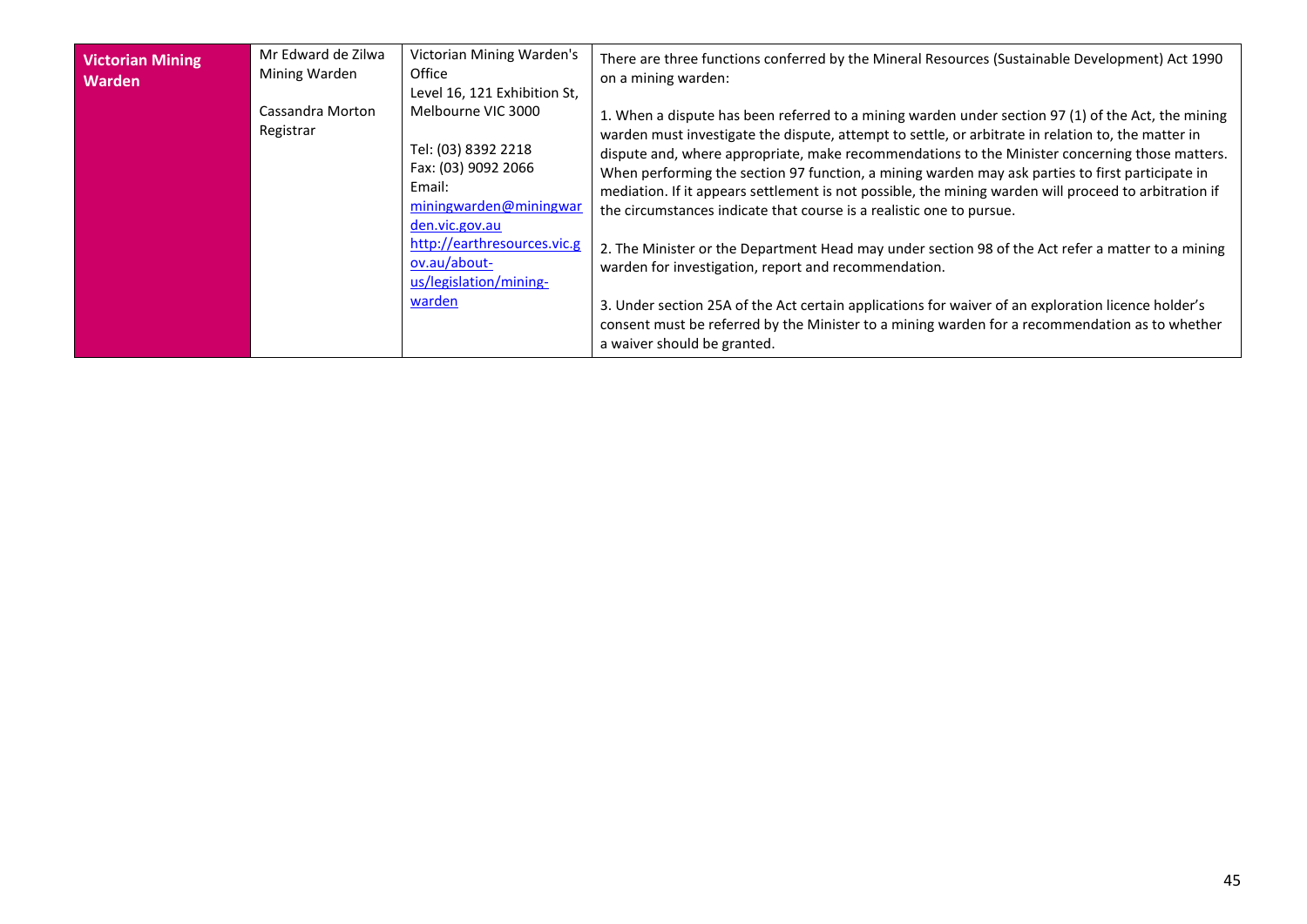| **Victorian Mining Warden** | Mr Edward de Zilwa<br>Mining Warden<br><br>Cassandra Morton<br>Registrar | Victorian Mining Warden's Office<br>Level 16, 121 Exhibition St, Melbourne VIC 3000<br><br>Tel: (03) 8392 2218<br>Fax: (03) 9092 2066<br>Email: [miningwarden@miningwarden.vic.gov.au](mailto:miningwarden@miningwarden.vic.gov.au)<br>[http://earthresources.vic.gov.au/about-us/legislation/mining-warden](http://earthresources.vic.gov.au/about-us/legislation/mining-warden) | There are three functions conferred by the Mineral Resources (Sustainable Development) Act 1990 on a mining warden:<br><br>1. When a dispute has been referred to a mining warden under section 97 (1) of the Act, the mining warden must investigate the dispute, attempt to settle, or arbitrate in relation to, the matter in dispute and, where appropriate, make recommendations to the Minister concerning those matters. When performing the section 97 function, a mining warden may ask parties to first participate in mediation. If it appears settlement is not possible, the mining warden will proceed to arbitration if the circumstances indicate that course is a realistic one to pursue.<br><br>2. The Minister or the Department Head may under section 98 of the Act refer a matter to a mining warden for investigation, report and recommendation.<br><br>3. Under section 25A of the Act certain applications for waiver of an exploration licence holder's consent must be referred by the Minister to a mining warden for a recommendation as to whether a waiver should be granted. |
|---|---|---|---|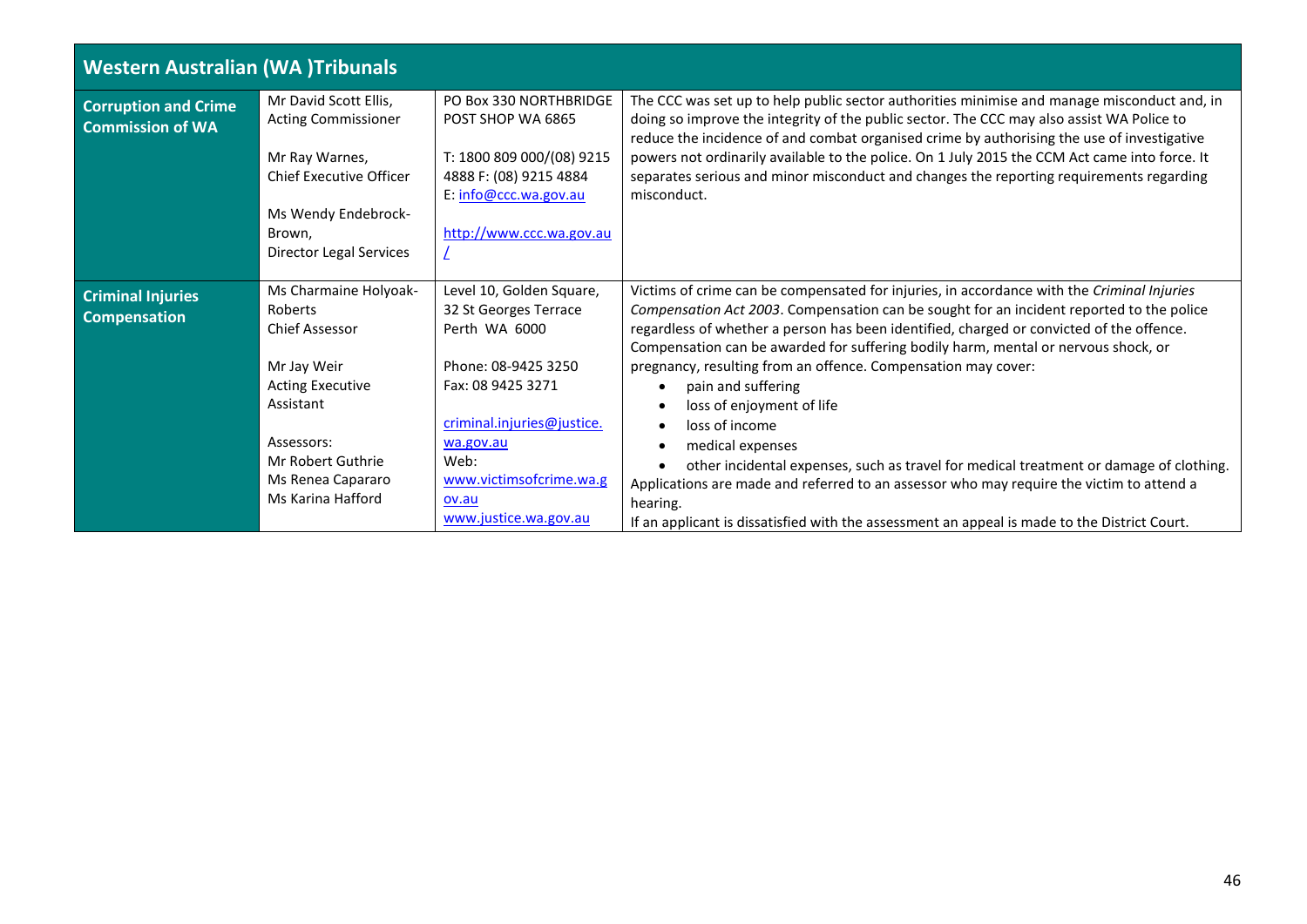| Western Australian (WA )Tribunals | | | |
|---|---|---|---|
| **Corruption and Crime Commission of WA** | Mr David Scott Ellis, Acting Commissioner<br><br>Mr Ray Warnes, Chief Executive Officer<br><br>Ms Wendy Endebrock-Brown, Director Legal Services | PO Box 330 NORTHBRIDGE POST SHOP WA 6865<br><br>T: 1800 809 000/(08) 9215 4888 F: (08) 9215 4884<br>E: info@ccc.wa.gov.au<br><br>http://www.ccc.wa.gov.au/ | The CCC was set up to help public sector authorities minimise and manage misconduct and, in doing so improve the integrity of the public sector. The CCC may also assist WA Police to reduce the incidence of and combat organised crime by authorising the use of investigative powers not ordinarily available to the police. On 1 July 2015 the CCM Act came into force. It separates serious and minor misconduct and changes the reporting requirements regarding misconduct. |
| **Criminal Injuries Compensation** | Ms Charmaine Holyoak-Roberts<br>Chief Assessor<br><br>Mr Jay Weir<br>Acting Executive Assistant<br><br>Assessors:<br>Mr Robert Guthrie<br>Ms Renea Capararo<br>Ms Karina Hafford | Level 10, Golden Square, 32 St Georges Terrace<br>Perth WA 6000<br><br>Phone: 08-9425 3250<br>Fax: 08 9425 3271<br><br>criminal.injuries@justice.wa.gov.au<br>Web:<br>www.victimsofcrime.wa.gov.au<br>www.justice.wa.gov.au | Victims of crime can be compensated for injuries, in accordance with the *Criminal Injuries Compensation Act 2003*. Compensation can be sought for an incident reported to the police regardless of whether a person has been identified, charged or convicted of the offence. Compensation can be awarded for suffering bodily harm, mental or nervous shock, or pregnancy, resulting from an offence. Compensation may cover:<br>• pain and suffering<br>• loss of enjoyment of life<br>• loss of income<br>• medical expenses<br>• other incidental expenses, such as travel for medical treatment or damage of clothing.<br>Applications are made and referred to an assessor who may require the victim to attend a hearing.<br>If an applicant is dissatisfied with the assessment an appeal is made to the District Court. |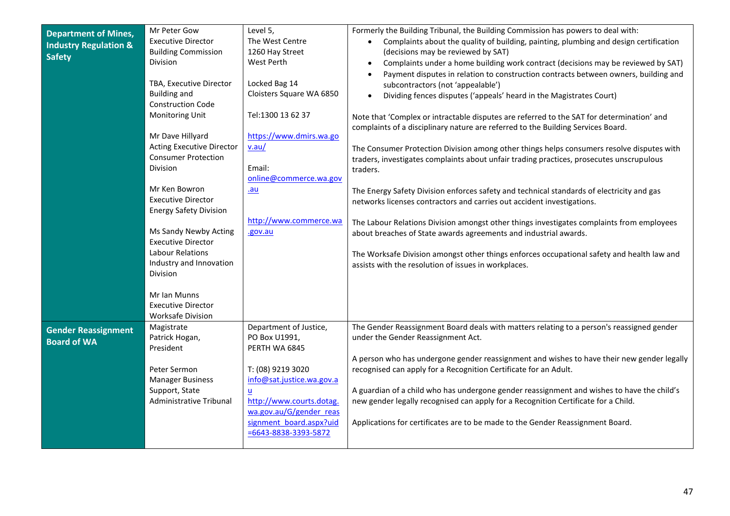| **Department of Mines, Industry Regulation & Safety** | Mr Peter Gow<br>Executive Director<br>Building Commission Division<br><br>TBA, Executive Director Building and Construction Code Monitoring Unit<br><br>Mr Dave Hillyard<br>Acting Executive Director Consumer Protection Division<br><br>Mr Ken Bowron<br>Executive Director<br>Energy Safety Division<br><br>Ms Sandy Newby Acting Executive Director<br>Labour Relations Industry and Innovation Division<br><br>Mr Ian Munns<br>Executive Director<br>Worksafe Division | Level 5,<br>The West Centre<br>1260 Hay Street<br>West Perth<br><br>Locked Bag 14<br>Cloisters Square WA 6850<br><br>Tel:1300 13 62 37<br><br>https://www.dmirs.wa.gov.au/<br><br>Email:<br>online@commerce.wa.gov.au<br><br>http://www.commerce.wa.gov.au | Formerly the Building Tribunal, the Building Commission has powers to deal with:<br>• Complaints about the quality of building, painting, plumbing and design certification (decisions may be reviewed by SAT)<br>• Complaints under a home building work contract (decisions may be reviewed by SAT)<br>• Payment disputes in relation to construction contracts between owners, building and subcontractors (not 'appealable')<br>• Dividing fences disputes ('appeals' heard in the Magistrates Court)<br><br>Note that 'Complex or intractable disputes are referred to the SAT for determination' and complaints of a disciplinary nature are referred to the Building Services Board.<br><br>The Consumer Protection Division among other things helps consumers resolve disputes with traders, investigates complaints about unfair trading practices, prosecutes unscrupulous traders.<br><br>The Energy Safety Division enforces safety and technical standards of electricity and gas networks licenses contractors and carries out accident investigations.<br><br>The Labour Relations Division amongst other things investigates complaints from employees about breaches of State awards agreements and industrial awards.<br><br>The Worksafe Division amongst other things enforces occupational safety and health law and assists with the resolution of issues in workplaces. |
|---|---|---|---|
| **Gender Reassignment Board of WA** | Magistrate<br>Patrick Hogan,<br>President<br><br>Peter Sermon<br>Manager Business Support, State Administrative Tribunal | Department of Justice,<br>PO Box U1991,<br>PERTH WA 6845<br><br>T: (08) 9219 3020<br>info@sat.justice.wa.gov.au<br>http://www.courts.dotag.wa.gov.au/G/gender_reassignment_board.aspx?uid=6643-8838-3393-5872 | The Gender Reassignment Board deals with matters relating to a person's reassigned gender under the Gender Reassignment Act.<br><br>A person who has undergone gender reassignment and wishes to have their new gender legally recognised can apply for a Recognition Certificate for an Adult.<br><br>A guardian of a child who has undergone gender reassignment and wishes to have the child's new gender legally recognised can apply for a Recognition Certificate for a Child.<br><br>Applications for certificates are to be made to the Gender Reassignment Board. |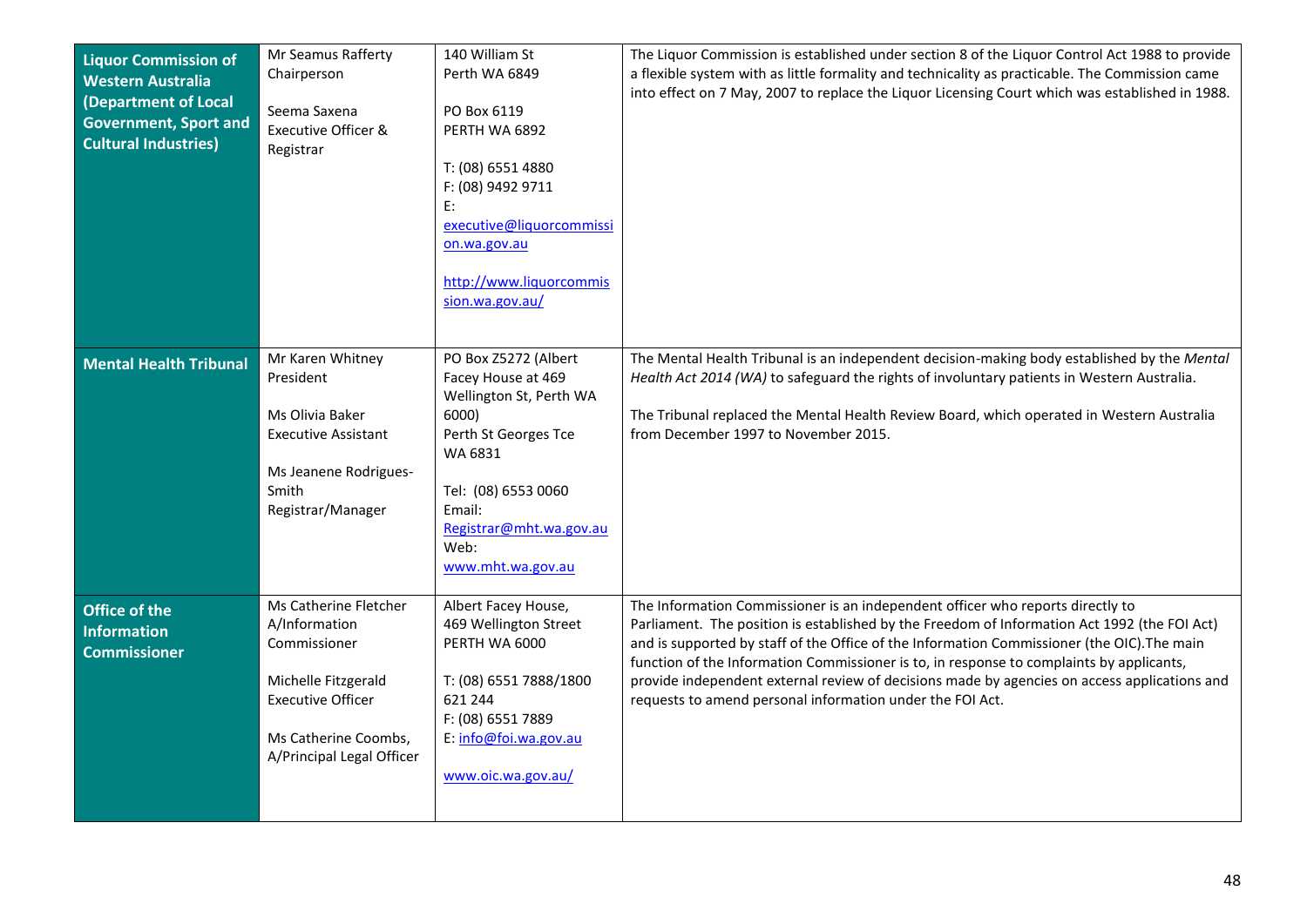| **Liquor Commission of Western Australia (Department of Local Government, Sport and Cultural Industries)** | Mr Seamus Rafferty<br>Chairperson<br><br>Seema Saxena<br>Executive Officer & Registrar | 140 William St<br>Perth WA 6849<br><br>PO Box 6119<br>PERTH WA 6892<br><br>T: (08) 6551 4880<br>F: (08) 9492 9711<br>E: executive@liquorcommission.wa.gov.au<br><br>http://www.liquorcommission.wa.gov.au/ | The Liquor Commission is established under section 8 of the Liquor Control Act 1988 to provide a flexible system with as little formality and technicality as practicable. The Commission came into effect on 7 May, 2007 to replace the Liquor Licensing Court which was established in 1988. |
|---|---|---|---|
| **Mental Health Tribunal** | Mr Karen Whitney<br>President<br><br>Ms Olivia Baker<br>Executive Assistant<br><br>Ms Jeanene Rodrigues-Smith<br>Registrar/Manager | PO Box Z5272 (Albert Facey House at 469 Wellington St, Perth WA 6000)<br>Perth St Georges Tce WA 6831<br><br>Tel: (08) 6553 0060<br>Email: Registrar@mht.wa.gov.au<br>Web: www.mht.wa.gov.au | The Mental Health Tribunal is an independent decision-making body established by the *Mental Health Act 2014 (WA)* to safeguard the rights of involuntary patients in Western Australia.<br><br>The Tribunal replaced the Mental Health Review Board, which operated in Western Australia from December 1997 to November 2015. |
| **Office of the Information Commissioner** | Ms Catherine Fletcher<br>A/Information Commissioner<br><br>Michelle Fitzgerald<br>Executive Officer<br><br>Ms Catherine Coombs, A/Principal Legal Officer | Albert Facey House,<br>469 Wellington Street<br>PERTH WA 6000<br><br>T: (08) 6551 7888/1800 621 244<br>F: (08) 6551 7889<br>E: info@foi.wa.gov.au<br><br>www.oic.wa.gov.au/ | The Information Commissioner is an independent officer who reports directly to Parliament. The position is established by the Freedom of Information Act 1992 (the FOI Act) and is supported by staff of the Office of the Information Commissioner (the OIC).The main function of the Information Commissioner is to, in response to complaints by applicants, provide independent external review of decisions made by agencies on access applications and requests to amend personal information under the FOI Act. |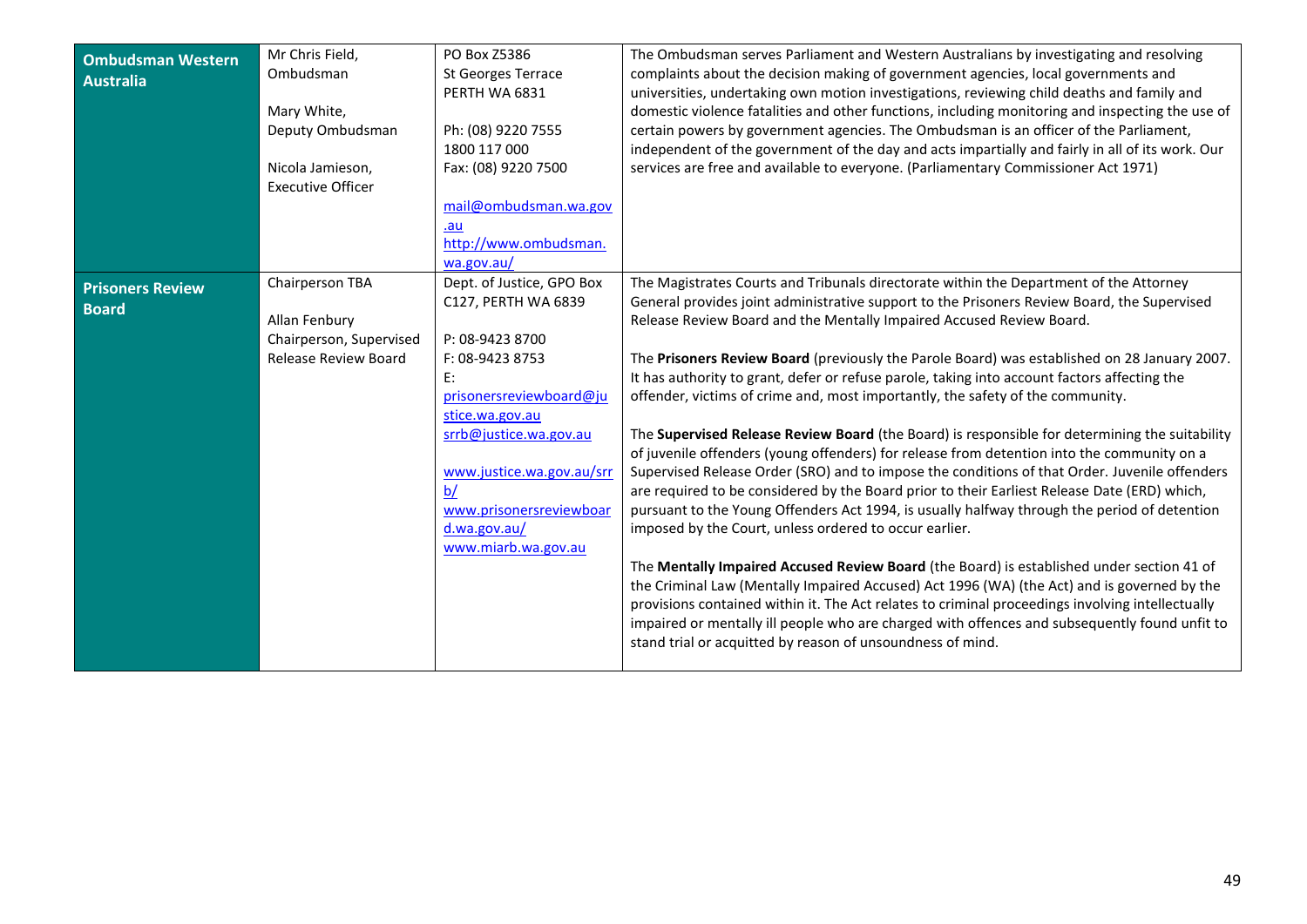| **Ombudsman Western Australia** | Mr Chris Field, Ombudsman<br><br>Mary White, Deputy Ombudsman<br><br>Nicola Jamieson, Executive Officer | PO Box Z5386<br>St Georges Terrace<br>PERTH WA 6831<br><br>Ph: (08) 9220 7555<br>1800 117 000<br>Fax: (08) 9220 7500<br><br>mail@ombudsman.wa.gov.au<br>http://www.ombudsman.wa.gov.au/ | The Ombudsman serves Parliament and Western Australians by investigating and resolving complaints about the decision making of government agencies, local governments and universities, undertaking own motion investigations, reviewing child deaths and family and domestic violence fatalities and other functions, including monitoring and inspecting the use of certain powers by government agencies. The Ombudsman is an officer of the Parliament, independent of the government of the day and acts impartially and fairly in all of its work. Our services are free and available to everyone. (Parliamentary Commissioner Act 1971) |
|---|---|---|---|
| **Prisoners Review Board** | Chairperson TBA<br><br>Allan Fenbury<br>Chairperson, Supervised Release Review Board | Dept. of Justice, GPO Box C127, PERTH WA 6839<br><br>P: 08-9423 8700<br>F: 08-9423 8753<br>E: prisonersreviewboard@justice.wa.gov.au<br>srrb@justice.wa.gov.au<br><br>www.justice.wa.gov.au/srrb/<br>www.prisonersreviewboard.wa.gov.au/<br>www.miarb.wa.gov.au | The Magistrates Courts and Tribunals directorate within the Department of the Attorney General provides joint administrative support to the Prisoners Review Board, the Supervised Release Review Board and the Mentally Impaired Accused Review Board.<br><br>The **Prisoners Review Board** (previously the Parole Board) was established on 28 January 2007. It has authority to grant, defer or refuse parole, taking into account factors affecting the offender, victims of crime and, most importantly, the safety of the community.<br><br>The **Supervised Release Review Board** (the Board) is responsible for determining the suitability of juvenile offenders (young offenders) for release from detention into the community on a Supervised Release Order (SRO) and to impose the conditions of that Order. Juvenile offenders are required to be considered by the Board prior to their Earliest Release Date (ERD) which, pursuant to the Young Offenders Act 1994, is usually halfway through the period of detention imposed by the Court, unless ordered to occur earlier.<br><br>The **Mentally Impaired Accused Review Board** (the Board) is established under section 41 of the Criminal Law (Mentally Impaired Accused) Act 1996 (WA) (the Act) and is governed by the provisions contained within it. The Act relates to criminal proceedings involving intellectually impaired or mentally ill people who are charged with offences and subsequently found unfit to stand trial or acquitted by reason of unsoundness of mind. |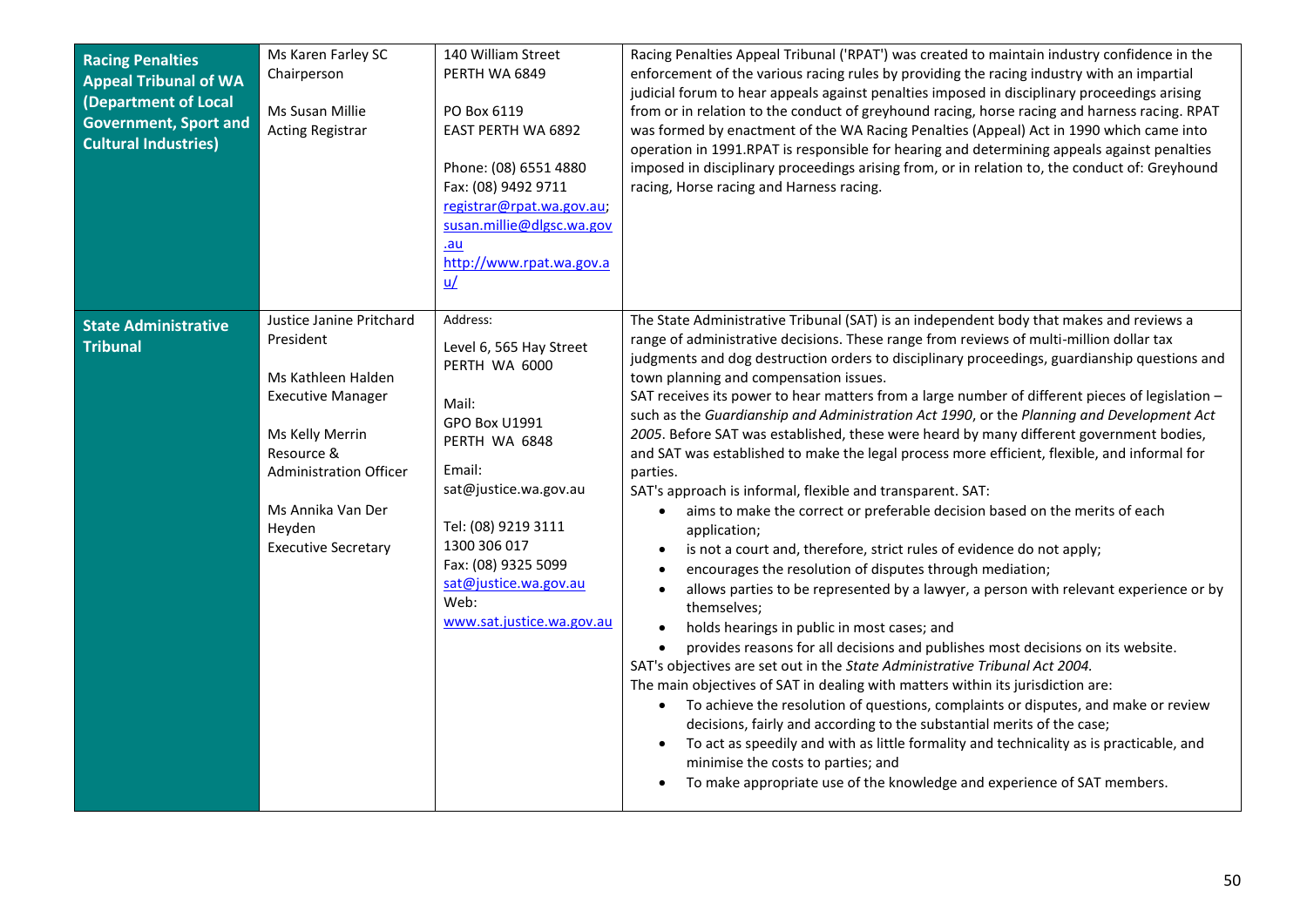| **Racing Penalties Appeal Tribunal of WA (Department of Local Government, Sport and Cultural Industries)** | Ms Karen Farley SC<br>Chairperson<br><br>Ms Susan Millie<br>Acting Registrar | 140 William Street<br>PERTH WA 6849<br><br>PO Box 6119<br>EAST PERTH WA 6892<br><br>Phone: (08) 6551 4880<br>Fax: (08) 9492 9711<br>registrar@rpat.wa.gov.au;<br>susan.millie@dlgsc.wa.gov.au<br>http://www.rpat.wa.gov.au/ | Racing Penalties Appeal Tribunal ('RPAT') was created to maintain industry confidence in the enforcement of the various racing rules by providing the racing industry with an impartial judicial forum to hear appeals against penalties imposed in disciplinary proceedings arising from or in relation to the conduct of greyhound racing, horse racing and harness racing. RPAT was formed by enactment of the WA Racing Penalties (Appeal) Act in 1990 which came into operation in 1991.RPAT is responsible for hearing and determining appeals against penalties imposed in disciplinary proceedings arising from, or in relation to, the conduct of: Greyhound racing, Horse racing and Harness racing. |
|---|---|---|---|
| **State Administrative Tribunal** | Justice Janine Pritchard<br>President<br><br>Ms Kathleen Halden<br>Executive Manager<br><br>Ms Kelly Merrin<br>Resource & Administration Officer<br><br>Ms Annika Van Der Heyden<br>Executive Secretary | Address:<br>Level 6, 565 Hay Street<br>PERTH WA 6000<br><br>Mail:<br>GPO Box U1991<br>PERTH WA 6848<br><br>Email:<br>sat@justice.wa.gov.au<br><br>Tel: (08) 9219 3111<br>1300 306 017<br>Fax: (08) 9325 5099<br>sat@justice.wa.gov.au<br>Web:<br>www.sat.justice.wa.gov.au | The State Administrative Tribunal (SAT) is an independent body that makes and reviews a range of administrative decisions. These range from reviews of multi-million dollar tax judgments and dog destruction orders to disciplinary proceedings, guardianship questions and town planning and compensation issues.<br>SAT receives its power to hear matters from a large number of different pieces of legislation – such as the *Guardianship and Administration Act 1990*, or the *Planning and Development Act 2005*. Before SAT was established, these were heard by many different government bodies, and SAT was established to make the legal process more efficient, flexible, and informal for parties.<br>SAT's approach is informal, flexible and transparent. SAT:<br>• aims to make the correct or preferable decision based on the merits of each application;<br>• is not a court and, therefore, strict rules of evidence do not apply;<br>• encourages the resolution of disputes through mediation;<br>• allows parties to be represented by a lawyer, a person with relevant experience or by themselves;<br>• holds hearings in public in most cases; and<br>• provides reasons for all decisions and publishes most decisions on its website.<br>SAT's objectives are set out in the *State Administrative Tribunal Act 2004.*<br>The main objectives of SAT in dealing with matters within its jurisdiction are:<br>• To achieve the resolution of questions, complaints or disputes, and make or review decisions, fairly and according to the substantial merits of the case;<br>• To act as speedily and with as little formality and technicality as is practicable, and minimise the costs to parties; and<br>• To make appropriate use of the knowledge and experience of SAT members. |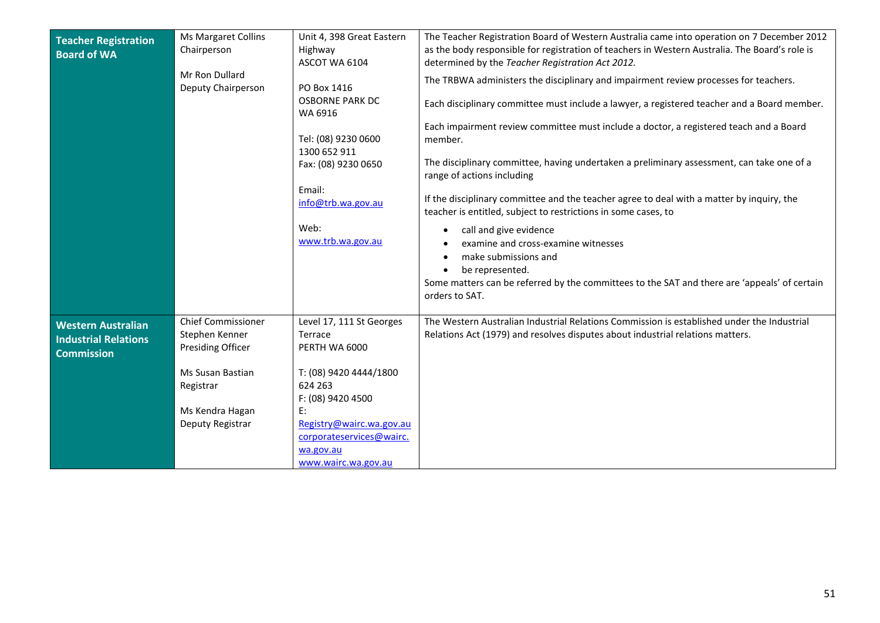| | | | |
|---|---|---|---|
| **Teacher Registration Board of WA** | Ms Margaret Collins<br>Chairperson<br><br>Mr Ron Dullard<br>Deputy Chairperson | Unit 4, 398 Great Eastern Highway<br>ASCOT WA 6104<br><br>PO Box 1416<br>OSBORNE PARK DC<br>WA 6916<br><br>Tel: (08) 9230 0600<br>1300 652 911<br>Fax: (08) 9230 0650<br><br>Email:<br>info@trb.wa.gov.au<br><br>Web:<br>www.trb.wa.gov.au | The Teacher Registration Board of Western Australia came into operation on 7 December 2012 as the body responsible for registration of teachers in Western Australia. The Board's role is determined by the *Teacher Registration Act 2012.*<br><br>The TRBWA administers the disciplinary and impairment review processes for teachers.<br><br>Each disciplinary committee must include a lawyer, a registered teacher and a Board member.<br><br>Each impairment review committee must include a doctor, a registered teach and a Board member.<br><br>The disciplinary committee, having undertaken a preliminary assessment, can take one of a range of actions including<br><br>If the disciplinary committee and the teacher agree to deal with a matter by inquiry, the teacher is entitled, subject to restrictions in some cases, to<br>• call and give evidence<br>• examine and cross-examine witnesses<br>• make submissions and<br>• be represented.<br>Some matters can be referred by the committees to the SAT and there are 'appeals' of certain orders to SAT. |
| **Western Australian Industrial Relations Commission** | Chief Commissioner<br>Stephen Kenner<br>Presiding Officer<br><br>Ms Susan Bastian<br>Registrar<br><br>Ms Kendra Hagan<br>Deputy Registrar | Level 17, 111 St Georges Terrace<br>PERTH WA 6000<br><br>T: (08) 9420 4444/1800 624 263<br>F: (08) 9420 4500<br>E:<br>Registry@wairc.wa.gov.au<br>corporateservices@wairc.wa.gov.au<br>www.wairc.wa.gov.au | The Western Australian Industrial Relations Commission is established under the Industrial Relations Act (1979) and resolves disputes about industrial relations matters. |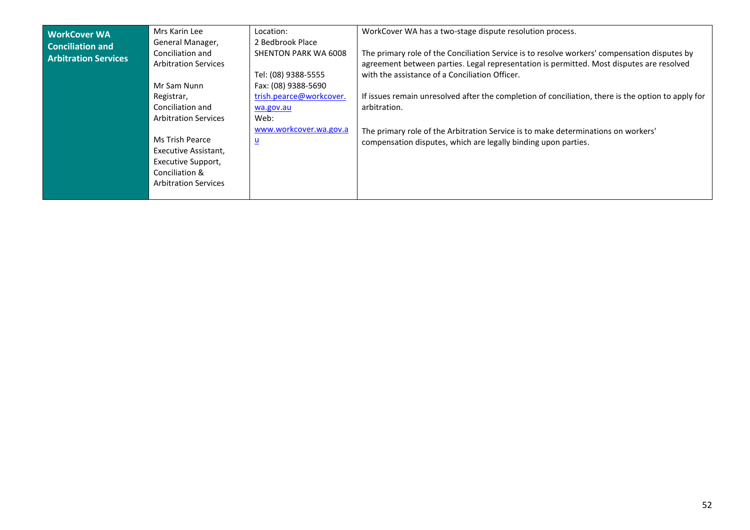| | | | |
|---|---|---|---|
| **WorkCover WA Conciliation and Arbitration Services** | Mrs Karin Lee<br>General Manager,<br>Conciliation and Arbitration Services<br><br>Mr Sam Nunn<br>Registrar,<br>Conciliation and Arbitration Services<br><br>Ms Trish Pearce<br>Executive Assistant,<br>Executive Support,<br>Conciliation & Arbitration Services | Location:<br>2 Bedbrook Place<br>SHENTON PARK WA 6008<br><br>Tel: (08) 9388-5555<br>Fax: (08) 9388-5690<br>trish.pearce@workcover.wa.gov.au<br>Web:<br>www.workcover.wa.gov.au | WorkCover WA has a two-stage dispute resolution process.<br><br>The primary role of the Conciliation Service is to resolve workers' compensation disputes by agreement between parties. Legal representation is permitted. Most disputes are resolved with the assistance of a Conciliation Officer.<br><br>If issues remain unresolved after the completion of conciliation, there is the option to apply for arbitration.<br><br>The primary role of the Arbitration Service is to make determinations on workers' compensation disputes, which are legally binding upon parties. |